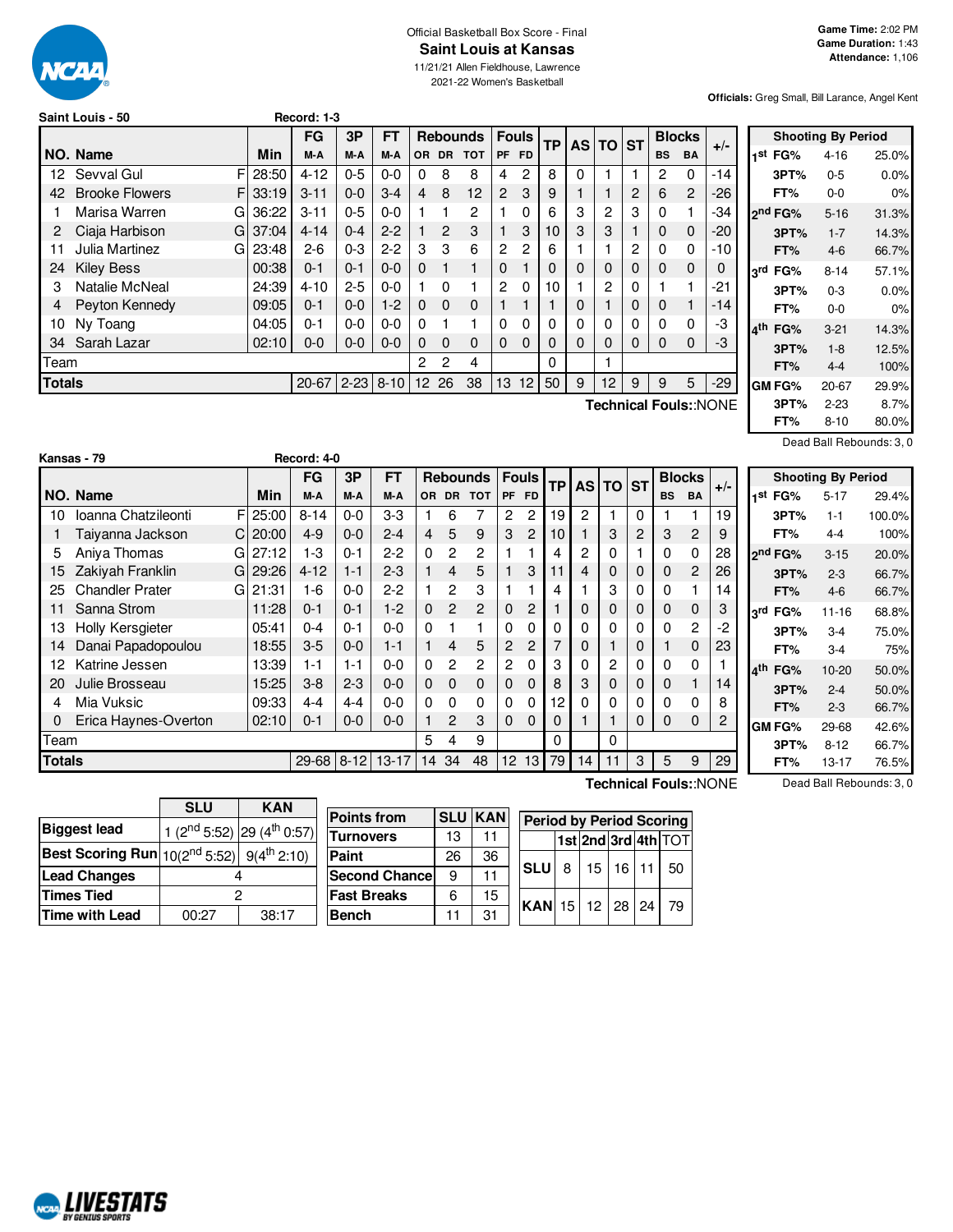Official Basketball Box Score - Final

# Saint Louis at Kansas

11/21/21 Allen Fieldhouse, Lawrence

2021-22 Women's Basketball

**Game Time:** 2:02 PM
**Game Duration:** 1:43
**Attendance:** 1,106

**Officials:** Greg Small, Bill Larance, Angel Kent

**Saint Louis - 50** Record: 1-3

| NO. | Name | | Min | FG M-A | 3P M-A | FT M-A | OR | DR | TOT | PF | FD | TP | AS | TO | ST | BS | BA | +/- |
|---|---|---|---|---|---|---|---|---|---|---|---|---|---|---|---|---|---|---|
| 12 | Sevval Gul | F | 28:50 | 4-12 | 0-5 | 0-0 | 0 | 8 | 8 | 4 | 2 | 8 | 0 | 1 | 1 | 2 | 0 | -14 |
| 42 | Brooke Flowers | F | 33:19 | 3-11 | 0-0 | 3-4 | 4 | 8 | 12 | 2 | 3 | 9 | 1 | 1 | 2 | 6 | 2 | -26 |
| 1 | Marisa Warren | G | 36:22 | 3-11 | 0-5 | 0-0 | 1 | 1 | 2 | 1 | 0 | 6 | 3 | 2 | 3 | 0 | 1 | -34 |
| 2 | Ciaja Harbison | G | 37:04 | 4-14 | 0-4 | 2-2 | 1 | 2 | 3 | 1 | 3 | 10 | 3 | 3 | 1 | 0 | 0 | -20 |
| 11 | Julia Martinez | G | 23:48 | 2-6 | 0-3 | 2-2 | 3 | 3 | 6 | 2 | 2 | 6 | 1 | 1 | 2 | 0 | 0 | -10 |
| 24 | Kiley Bess | | 00:38 | 0-1 | 0-1 | 0-0 | 0 | 1 | 1 | 0 | 1 | 0 | 0 | 0 | 0 | 0 | 0 | 0 |
| 3 | Natalie McNeal | | 24:39 | 4-10 | 2-5 | 0-0 | 1 | 0 | 1 | 2 | 0 | 10 | 1 | 2 | 0 | 1 | 1 | -21 |
| 4 | Peyton Kennedy | | 09:05 | 0-1 | 0-0 | 1-2 | 0 | 0 | 0 | 1 | 1 | 1 | 0 | 1 | 0 | 0 | 1 | -14 |
| 10 | Ny Toang | | 04:05 | 0-1 | 0-0 | 0-0 | 0 | 1 | 1 | 0 | 0 | 0 | 0 | 0 | 0 | 0 | 0 | -3 |
| 34 | Sarah Lazar | | 02:10 | 0-0 | 0-0 | 0-0 | 0 | 0 | 0 | 0 | 0 | 0 | 0 | 0 | 0 | 0 | 0 | -3 |
| | Team | | | | | | 2 | 2 | 4 | | | 0 | | 1 | | | | |
| | **Totals** | | | 20-67 | 2-23 | 8-10 | 12 | 26 | 38 | 13 | 12 | 50 | 9 | 12 | 9 | 9 | 5 | -29 |

Technical Fouls::NONE

| Shooting By Period | | |
|---|---|---|
| 1st FG% | 4-16 | 25.0% |
| 3PT% | 0-5 | 0.0% |
| FT% | 0-0 | 0% |
| 2nd FG% | 5-16 | 31.3% |
| 3PT% | 1-7 | 14.3% |
| FT% | 4-6 | 66.7% |
| 3rd FG% | 8-14 | 57.1% |
| 3PT% | 0-3 | 0.0% |
| FT% | 0-0 | 0% |
| 4th FG% | 3-21 | 14.3% |
| 3PT% | 1-8 | 12.5% |
| FT% | 4-4 | 100% |
| GM FG% | 20-67 | 29.9% |
| 3PT% | 2-23 | 8.7% |
| FT% | 8-10 | 80.0% |

Dead Ball Rebounds: 3, 0

**Kansas - 79** Record: 4-0

| NO. | Name | | Min | FG M-A | 3P M-A | FT M-A | OR | DR | TOT | PF | FD | TP | AS | TO | ST | BS | BA | +/- |
|---|---|---|---|---|---|---|---|---|---|---|---|---|---|---|---|---|---|---|
| 10 | Ioanna Chatzileonti | F | 25:00 | 8-14 | 0-0 | 3-3 | 1 | 6 | 7 | 2 | 2 | 19 | 2 | 1 | 0 | 1 | 1 | 19 |
| 1 | Taiyanna Jackson | C | 20:00 | 4-9 | 0-0 | 2-4 | 4 | 5 | 9 | 3 | 2 | 10 | 1 | 3 | 2 | 3 | 2 | 9 |
| 5 | Aniya Thomas | G | 27:12 | 1-3 | 0-1 | 2-2 | 0 | 2 | 2 | 1 | 1 | 4 | 2 | 0 | 1 | 0 | 0 | 28 |
| 15 | Zakiyah Franklin | G | 29:26 | 4-12 | 1-1 | 2-3 | 1 | 4 | 5 | 1 | 3 | 11 | 4 | 0 | 0 | 0 | 2 | 26 |
| 25 | Chandler Prater | G | 21:31 | 1-6 | 0-0 | 2-2 | 1 | 2 | 3 | 1 | 1 | 4 | 1 | 3 | 0 | 0 | 1 | 14 |
| 11 | Sanna Strom | | 11:28 | 0-1 | 0-1 | 1-2 | 0 | 2 | 2 | 0 | 2 | 1 | 0 | 0 | 0 | 0 | 0 | 3 |
| 13 | Holly Kersgieter | | 05:41 | 0-4 | 0-1 | 0-0 | 0 | 1 | 1 | 0 | 0 | 0 | 0 | 0 | 0 | 0 | 2 | -2 |
| 14 | Danai Papadopoulou | | 18:55 | 3-5 | 0-0 | 1-1 | 1 | 4 | 5 | 2 | 2 | 7 | 0 | 1 | 0 | 1 | 0 | 23 |
| 12 | Katrine Jessen | | 13:39 | 1-1 | 1-1 | 0-0 | 0 | 2 | 2 | 2 | 0 | 3 | 0 | 2 | 0 | 0 | 0 | 1 |
| 20 | Julie Brosseau | | 15:25 | 3-8 | 2-3 | 0-0 | 0 | 0 | 0 | 0 | 0 | 8 | 3 | 0 | 0 | 0 | 1 | 14 |
| 4 | Mia Vuksic | | 09:33 | 4-4 | 4-4 | 0-0 | 0 | 0 | 0 | 0 | 0 | 12 | 0 | 0 | 0 | 0 | 0 | 8 |
| 0 | Erica Haynes-Overton | | 02:10 | 0-1 | 0-0 | 0-0 | 1 | 2 | 3 | 0 | 0 | 0 | 1 | 1 | 0 | 0 | 0 | 2 |
| | Team | | | | | | 5 | 4 | 9 | | | 0 | | 0 | | | | |
| | **Totals** | | | 29-68 | 8-12 | 13-17 | 14 | 34 | 48 | 12 | 13 | 79 | 14 | 11 | 3 | 5 | 9 | 29 |

Technical Fouls::NONE

| Shooting By Period | | |
|---|---|---|
| 1st FG% | 5-17 | 29.4% |
| 3PT% | 1-1 | 100.0% |
| FT% | 4-4 | 100% |
| 2nd FG% | 3-15 | 20.0% |
| 3PT% | 2-3 | 66.7% |
| FT% | 4-6 | 66.7% |
| 3rd FG% | 11-16 | 68.8% |
| 3PT% | 3-4 | 75.0% |
| FT% | 3-4 | 75% |
| 4th FG% | 10-20 | 50.0% |
| 3PT% | 2-4 | 50.0% |
| FT% | 2-3 | 66.7% |
| GM FG% | 29-68 | 42.6% |
| 3PT% | 8-12 | 66.7% |
| FT% | 13-17 | 76.5% |

Dead Ball Rebounds: 3, 0

| | SLU | KAN |
|---|---|---|
| Biggest lead | 1 (2nd 5:52) | 29 (4th 0:57) |
| Best Scoring Run | 10(2nd 5:52) | 9(4th 2:10) |
| Lead Changes | 4 | |
| Times Tied | 2 | |
| Time with Lead | 00:27 | 38:17 |

| Points from | SLU | KAN |
|---|---|---|
| Turnovers | 13 | 11 |
| Paint | 26 | 36 |
| Second Chance | 9 | 11 |
| Fast Breaks | 6 | 15 |
| Bench | 11 | 31 |

| Period by Period Scoring | 1st | 2nd | 3rd | 4th | TOT |
|---|---|---|---|---|---|
| SLU | 8 | 15 | 16 | 11 | 50 |
| KAN | 15 | 12 | 28 | 24 | 79 |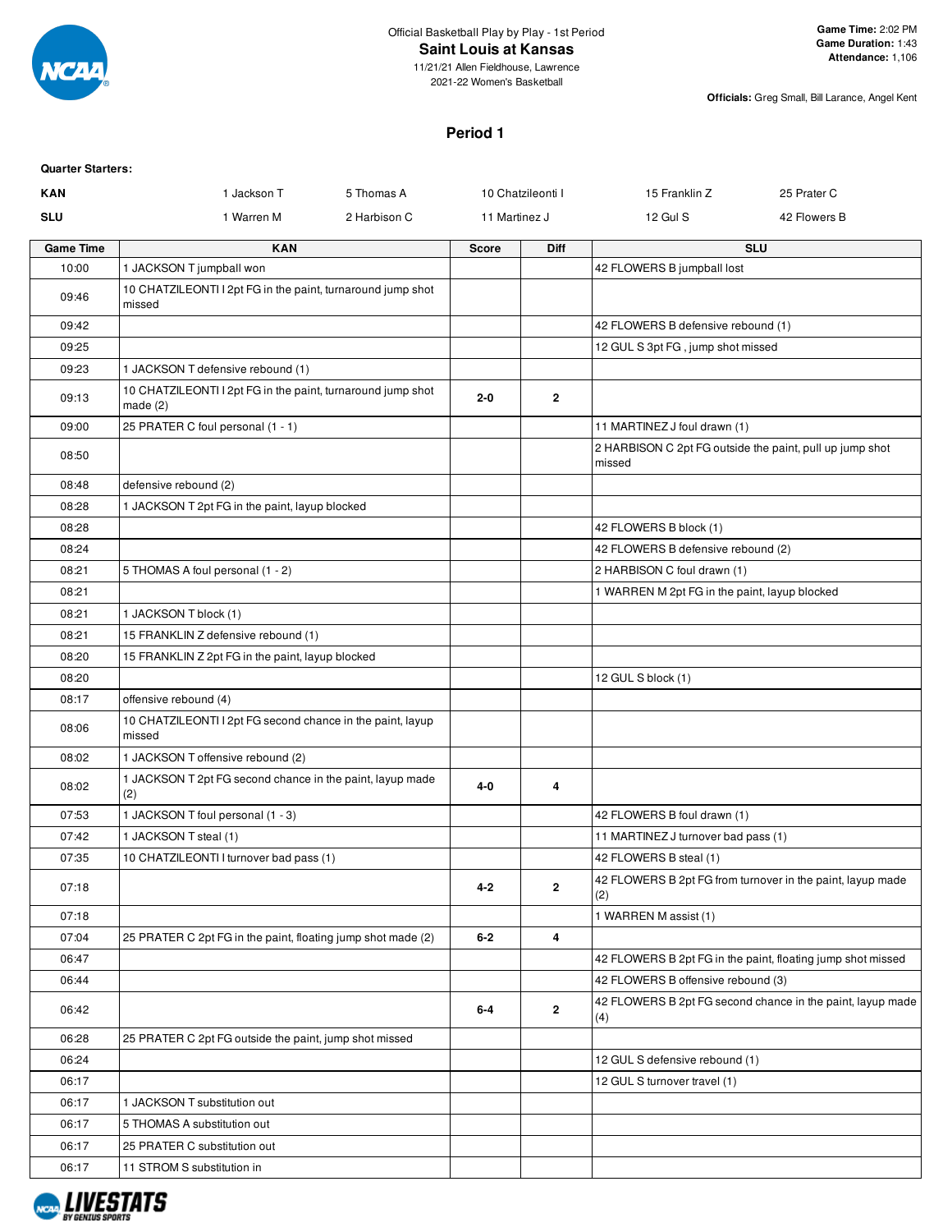Official Basketball Play by Play - 1st Period

# Saint Louis at Kansas

11/21/21 Allen Fieldhouse, Lawrence
2021-22 Women's Basketball

**Game Time:** 2:02 PM
**Game Duration:** 1:43
**Attendance:** 1,106

**Officials:** Greg Small, Bill Larance, Angel Kent

## Period 1

**Quarter Starters:**

| | | | | | |
|---|---|---|---|---|---|
| **KAN** | 1 Jackson T | 5 Thomas A | 10 Chatzileonti I | 15 Franklin Z | 25 Prater C |
| **SLU** | 1 Warren M | 2 Harbison C | 11 Martinez J | 12 Gul S | 42 Flowers B |

| Game Time | KAN | Score | Diff | SLU |
|---|---|---|---|---|
| 10:00 | 1 JACKSON T jumpball won | | | 42 FLOWERS B jumpball lost |
| 09:46 | 10 CHATZILEONTI I 2pt FG in the paint, turnaround jump shot missed | | | |
| 09:42 | | | | 42 FLOWERS B defensive rebound (1) |
| 09:25 | | | | 12 GUL S 3pt FG , jump shot missed |
| 09:23 | 1 JACKSON T defensive rebound (1) | | | |
| 09:13 | 10 CHATZILEONTI I 2pt FG in the paint, turnaround jump shot made (2) | 2-0 | 2 | |
| 09:00 | 25 PRATER C foul personal (1 - 1) | | | 11 MARTINEZ J foul drawn (1) |
| 08:50 | | | | 2 HARBISON C 2pt FG outside the paint, pull up jump shot missed |
| 08:48 | defensive rebound (2) | | | |
| 08:28 | 1 JACKSON T 2pt FG in the paint, layup blocked | | | |
| 08:28 | | | | 42 FLOWERS B block (1) |
| 08:24 | | | | 42 FLOWERS B defensive rebound (2) |
| 08:21 | 5 THOMAS A foul personal (1 - 2) | | | 2 HARBISON C foul drawn (1) |
| 08:21 | | | | 1 WARREN M 2pt FG in the paint, layup blocked |
| 08:21 | 1 JACKSON T block (1) | | | |
| 08:21 | 15 FRANKLIN Z defensive rebound (1) | | | |
| 08:20 | 15 FRANKLIN Z 2pt FG in the paint, layup blocked | | | |
| 08:20 | | | | 12 GUL S block (1) |
| 08:17 | offensive rebound (4) | | | |
| 08:06 | 10 CHATZILEONTI I 2pt FG second chance in the paint, layup missed | | | |
| 08:02 | 1 JACKSON T offensive rebound (2) | | | |
| 08:02 | 1 JACKSON T 2pt FG second chance in the paint, layup made (2) | 4-0 | 4 | |
| 07:53 | 1 JACKSON T foul personal (1 - 3) | | | 42 FLOWERS B foul drawn (1) |
| 07:42 | 1 JACKSON T steal (1) | | | 11 MARTINEZ J turnover bad pass (1) |
| 07:35 | 10 CHATZILEONTI I turnover bad pass (1) | | | 42 FLOWERS B steal (1) |
| 07:18 | | 4-2 | 2 | 42 FLOWERS B 2pt FG from turnover in the paint, layup made (2) |
| 07:18 | | | | 1 WARREN M assist (1) |
| 07:04 | 25 PRATER C 2pt FG in the paint, floating jump shot made (2) | 6-2 | 4 | |
| 06:47 | | | | 42 FLOWERS B 2pt FG in the paint, floating jump shot missed |
| 06:44 | | | | 42 FLOWERS B offensive rebound (3) |
| 06:42 | | 6-4 | 2 | 42 FLOWERS B 2pt FG second chance in the paint, layup made (4) |
| 06:28 | 25 PRATER C 2pt FG outside the paint, jump shot missed | | | |
| 06:24 | | | | 12 GUL S defensive rebound (1) |
| 06:17 | | | | 12 GUL S turnover travel (1) |
| 06:17 | 1 JACKSON T substitution out | | | |
| 06:17 | 5 THOMAS A substitution out | | | |
| 06:17 | 25 PRATER C substitution out | | | |
| 06:17 | 11 STROM S substitution in | | | |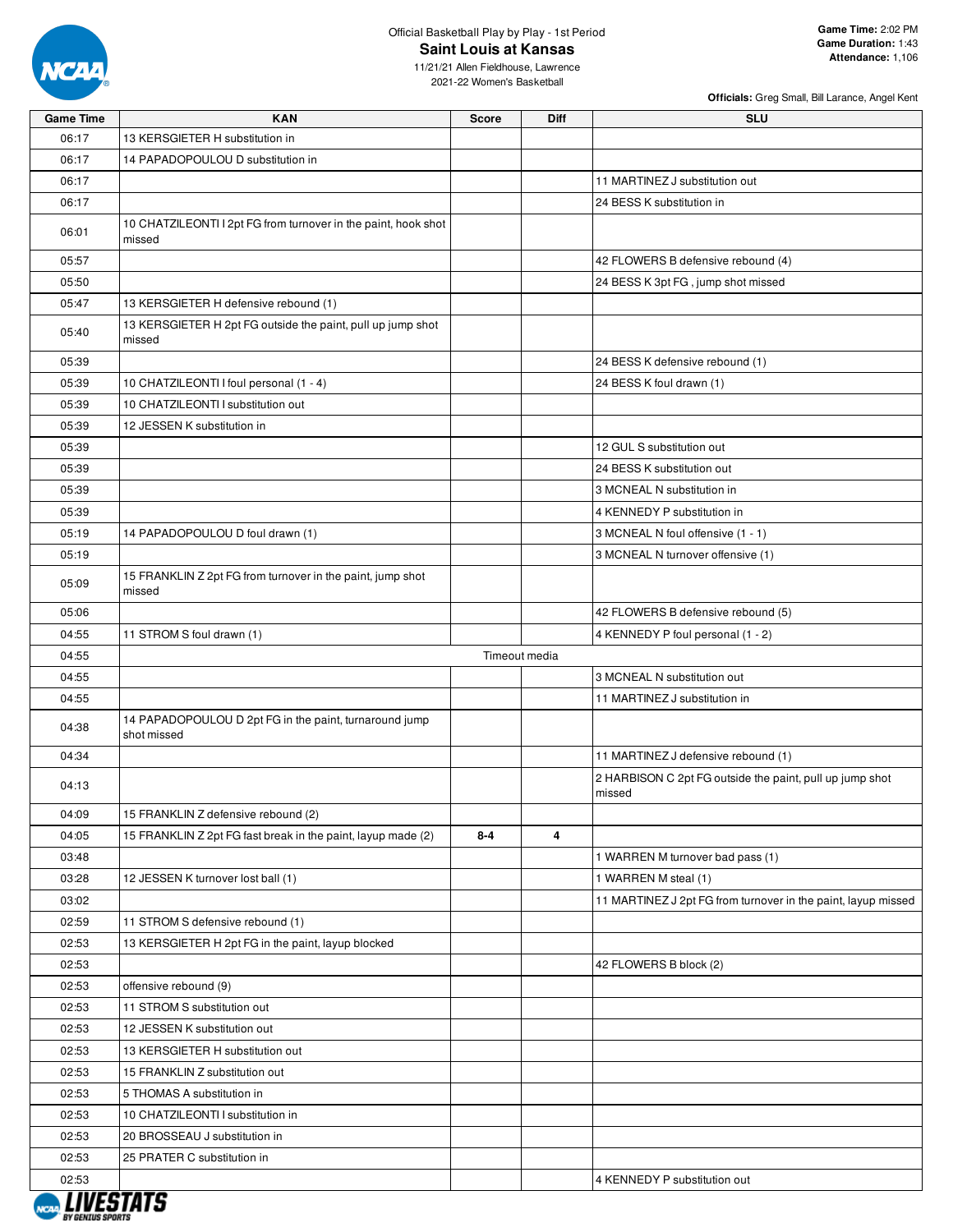Official Basketball Play by Play - 1st Period

# Saint Louis at Kansas

11/21/21 Allen Fieldhouse, Lawrence
2021-22 Women's Basketball

**Game Time:** 2:02 PM
**Game Duration:** 1:43
**Attendance:** 1,106

**Officials:** Greg Small, Bill Larance, Angel Kent

| Game Time | KAN | Score | Diff | SLU |
|---|---|---|---|---|
| 06:17 | 13 KERSGIETER H substitution in | | | |
| 06:17 | 14 PAPADOPOULOU D substitution in | | | |
| 06:17 | | | | 11 MARTINEZ J substitution out |
| 06:17 | | | | 24 BESS K substitution in |
| 06:01 | 10 CHATZILEONTI I 2pt FG from turnover in the paint, hook shot missed | | | |
| 05:57 | | | | 42 FLOWERS B defensive rebound (4) |
| 05:50 | | | | 24 BESS K 3pt FG , jump shot missed |
| 05:47 | 13 KERSGIETER H defensive rebound (1) | | | |
| 05:40 | 13 KERSGIETER H 2pt FG outside the paint, pull up jump shot missed | | | |
| 05:39 | | | | 24 BESS K defensive rebound (1) |
| 05:39 | 10 CHATZILEONTI I foul personal (1 - 4) | | | 24 BESS K foul drawn (1) |
| 05:39 | 10 CHATZILEONTI I substitution out | | | |
| 05:39 | 12 JESSEN K substitution in | | | |
| 05:39 | | | | 12 GUL S substitution out |
| 05:39 | | | | 24 BESS K substitution out |
| 05:39 | | | | 3 MCNEAL N substitution in |
| 05:39 | | | | 4 KENNEDY P substitution in |
| 05:19 | 14 PAPADOPOULOU D foul drawn (1) | | | 3 MCNEAL N foul offensive (1 - 1) |
| 05:19 | | | | 3 MCNEAL N turnover offensive (1) |
| 05:09 | 15 FRANKLIN Z 2pt FG from turnover in the paint, jump shot missed | | | |
| 05:06 | | | | 42 FLOWERS B defensive rebound (5) |
| 04:55 | 11 STROM S foul drawn (1) | | | 4 KENNEDY P foul personal (1 - 2) |
| 04:55 | Timeout media | | | |
| 04:55 | | | | 3 MCNEAL N substitution out |
| 04:55 | | | | 11 MARTINEZ J substitution in |
| 04:38 | 14 PAPADOPOULOU D 2pt FG in the paint, turnaround jump shot missed | | | |
| 04:34 | | | | 11 MARTINEZ J defensive rebound (1) |
| 04:13 | | | | 2 HARBISON C 2pt FG outside the paint, pull up jump shot missed |
| 04:09 | 15 FRANKLIN Z defensive rebound (2) | | | |
| 04:05 | 15 FRANKLIN Z 2pt FG fast break in the paint, layup made (2) | 8-4 | 4 | |
| 03:48 | | | | 1 WARREN M turnover bad pass (1) |
| 03:28 | 12 JESSEN K turnover lost ball (1) | | | 1 WARREN M steal (1) |
| 03:02 | | | | 11 MARTINEZ J 2pt FG from turnover in the paint, layup missed |
| 02:59 | 11 STROM S defensive rebound (1) | | | |
| 02:53 | 13 KERSGIETER H 2pt FG in the paint, layup blocked | | | |
| 02:53 | | | | 42 FLOWERS B block (2) |
| 02:53 | offensive rebound (9) | | | |
| 02:53 | 11 STROM S substitution out | | | |
| 02:53 | 12 JESSEN K substitution out | | | |
| 02:53 | 13 KERSGIETER H substitution out | | | |
| 02:53 | 15 FRANKLIN Z substitution out | | | |
| 02:53 | 5 THOMAS A substitution in | | | |
| 02:53 | 10 CHATZILEONTI I substitution in | | | |
| 02:53 | 20 BROSSEAU J substitution in | | | |
| 02:53 | 25 PRATER C substitution in | | | |
| 02:53 | | | | 4 KENNEDY P substitution out |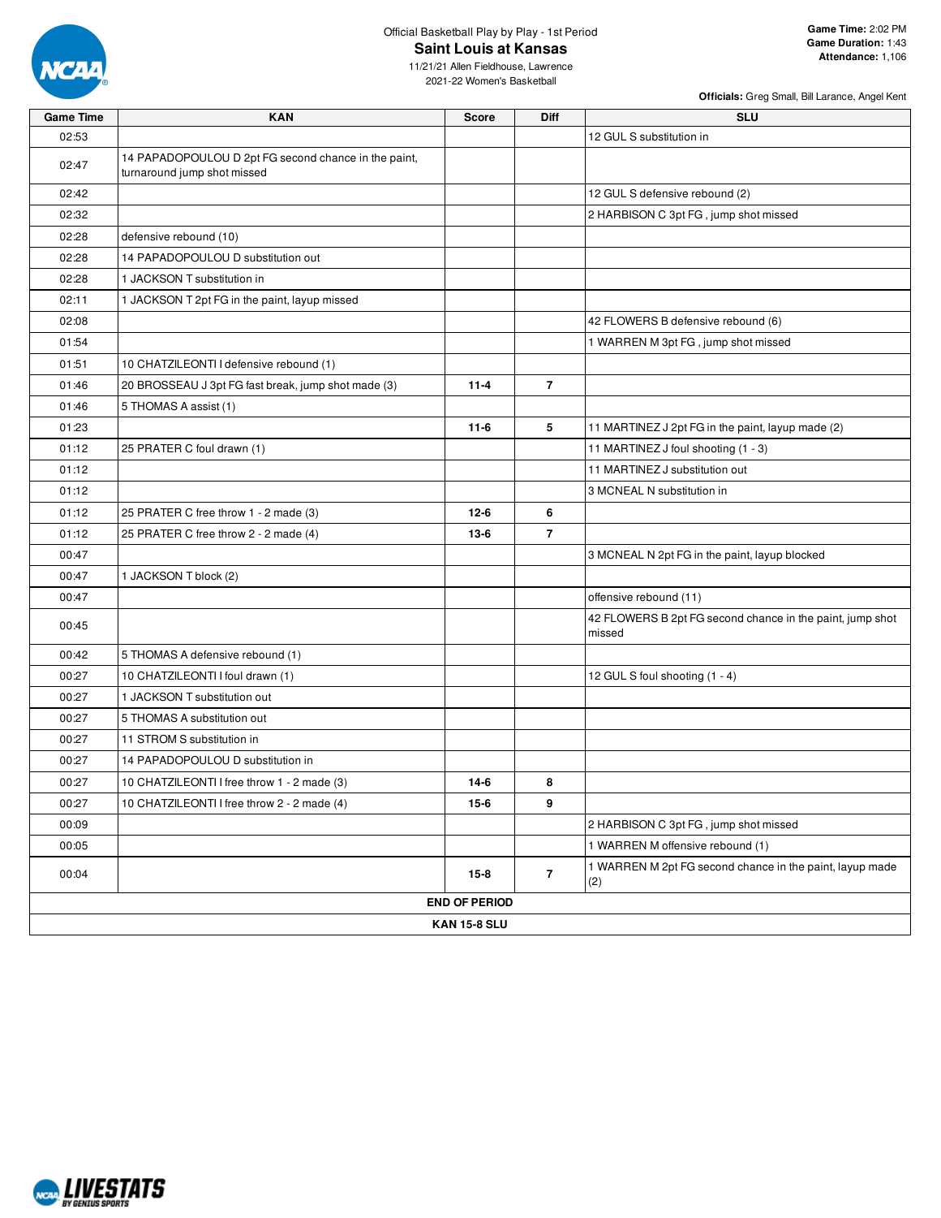Official Basketball Play by Play - 1st Period

# Saint Louis at Kansas

11/21/21 Allen Fieldhouse, Lawrence
2021-22 Women's Basketball

**Game Time:** 2:02 PM
**Game Duration:** 1:43
**Attendance:** 1,106

**Officials:** Greg Small, Bill Larance, Angel Kent

| Game Time | KAN | Score | Diff | SLU |
|---|---|---|---|---|
| 02:53 | | | | 12 GUL S substitution in |
| 02:47 | 14 PAPADOPOULOU D 2pt FG second chance in the paint, turnaround jump shot missed | | | |
| 02:42 | | | | 12 GUL S defensive rebound (2) |
| 02:32 | | | | 2 HARBISON C 3pt FG , jump shot missed |
| 02:28 | defensive rebound (10) | | | |
| 02:28 | 14 PAPADOPOULOU D substitution out | | | |
| 02:28 | 1 JACKSON T substitution in | | | |
| 02:11 | 1 JACKSON T 2pt FG in the paint, layup missed | | | |
| 02:08 | | | | 42 FLOWERS B defensive rebound (6) |
| 01:54 | | | | 1 WARREN M 3pt FG , jump shot missed |
| 01:51 | 10 CHATZILEONTI I defensive rebound (1) | | | |
| 01:46 | 20 BROSSEAU J 3pt FG fast break, jump shot made (3) | 11-4 | 7 | |
| 01:46 | 5 THOMAS A assist (1) | | | |
| 01:23 | | 11-6 | 5 | 11 MARTINEZ J 2pt FG in the paint, layup made (2) |
| 01:12 | 25 PRATER C foul drawn (1) | | | 11 MARTINEZ J foul shooting (1 - 3) |
| 01:12 | | | | 11 MARTINEZ J substitution out |
| 01:12 | | | | 3 MCNEAL N substitution in |
| 01:12 | 25 PRATER C free throw 1 - 2 made (3) | 12-6 | 6 | |
| 01:12 | 25 PRATER C free throw 2 - 2 made (4) | 13-6 | 7 | |
| 00:47 | | | | 3 MCNEAL N 2pt FG in the paint, layup blocked |
| 00:47 | 1 JACKSON T block (2) | | | |
| 00:47 | | | | offensive rebound (11) |
| 00:45 | | | | 42 FLOWERS B 2pt FG second chance in the paint, jump shot missed |
| 00:42 | 5 THOMAS A defensive rebound (1) | | | |
| 00:27 | 10 CHATZILEONTI I foul drawn (1) | | | 12 GUL S foul shooting (1 - 4) |
| 00:27 | 1 JACKSON T substitution out | | | |
| 00:27 | 5 THOMAS A substitution out | | | |
| 00:27 | 11 STROM S substitution in | | | |
| 00:27 | 14 PAPADOPOULOU D substitution in | | | |
| 00:27 | 10 CHATZILEONTI I free throw 1 - 2 made (3) | 14-6 | 8 | |
| 00:27 | 10 CHATZILEONTI I free throw 2 - 2 made (4) | 15-6 | 9 | |
| 00:09 | | | | 2 HARBISON C 3pt FG , jump shot missed |
| 00:05 | | | | 1 WARREN M offensive rebound (1) |
| 00:04 | | 15-8 | 7 | 1 WARREN M 2pt FG second chance in the paint, layup made (2) |
| END OF PERIOD | | | | |
| KAN 15-8 SLU | | | | |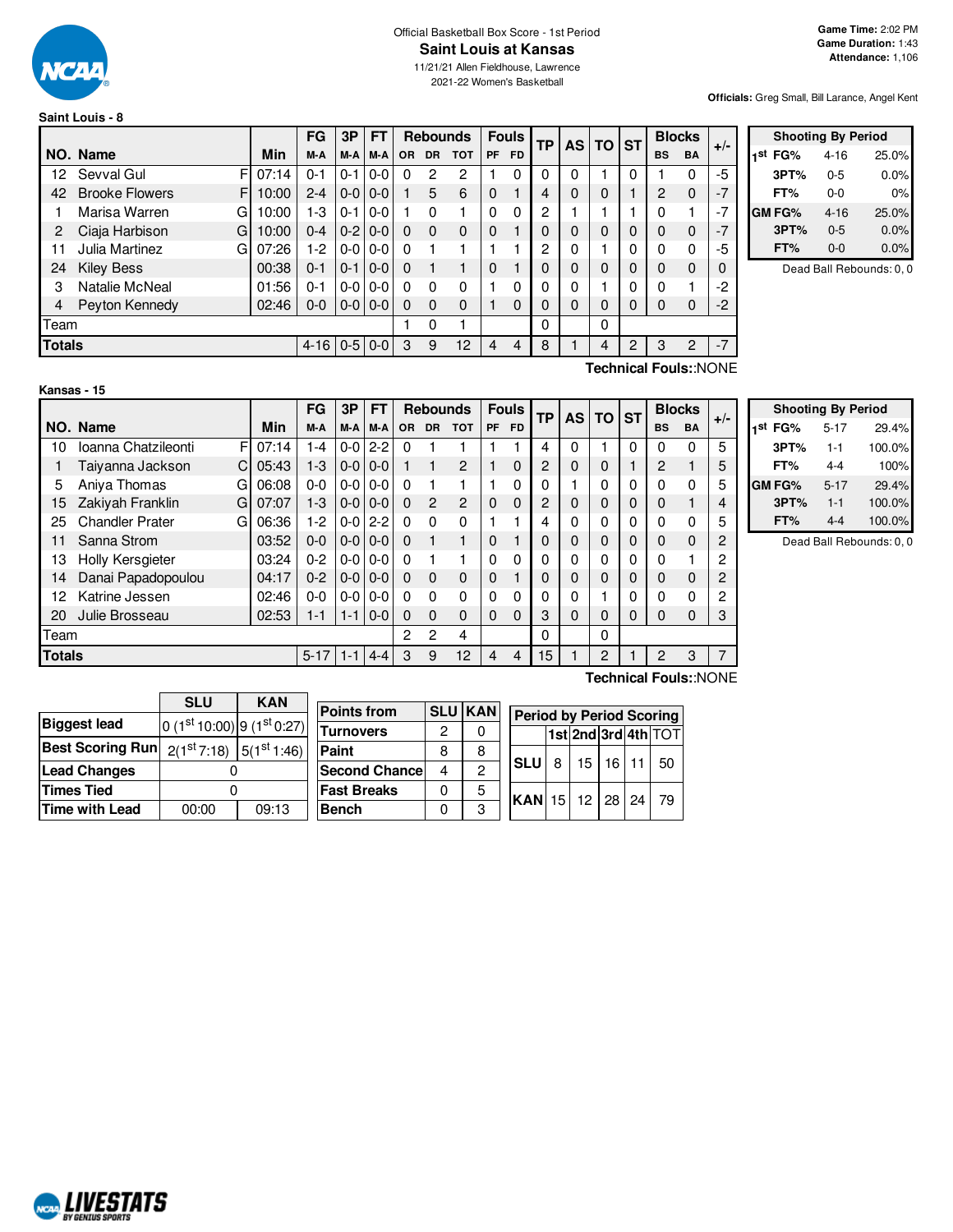Official Basketball Box Score - 1st Period

# Saint Louis at Kansas

11/21/21 Allen Fieldhouse, Lawrence
2021-22 Women's Basketball

**Game Time:** 2:02 PM
**Game Duration:** 1:43
**Attendance:** 1,106

**Officials:** Greg Small, Bill Larance, Angel Kent

## Saint Louis - 8

| NO. | Name | | Min | FG M-A | 3P M-A | FT M-A | OR | DR | TOT | PF | FD | TP | AS | TO | ST | BS | BA | +/- |
|---|---|---|---|---|---|---|---|---|---|---|---|---|---|---|---|---|---|---|
| 12 | Sevval Gul | F | 07:14 | 0-1 | 0-1 | 0-0 | 0 | 2 | 2 | 1 | 0 | 0 | 0 | 1 | 0 | 1 | 0 | -5 |
| 42 | Brooke Flowers | F | 10:00 | 2-4 | 0-0 | 0-0 | 1 | 5 | 6 | 0 | 1 | 4 | 0 | 0 | 1 | 2 | 0 | -7 |
| 1 | Marisa Warren | G | 10:00 | 1-3 | 0-1 | 0-0 | 1 | 0 | 1 | 0 | 0 | 2 | 1 | 1 | 1 | 0 | 1 | -7 |
| 2 | Ciaja Harbison | G | 10:00 | 0-4 | 0-2 | 0-0 | 0 | 0 | 0 | 0 | 1 | 0 | 0 | 0 | 0 | 0 | 0 | -7 |
| 11 | Julia Martinez | G | 07:26 | 1-2 | 0-0 | 0-0 | 0 | 1 | 1 | 1 | 1 | 2 | 0 | 1 | 0 | 0 | 0 | -5 |
| 24 | Kiley Bess | | 00:38 | 0-1 | 0-1 | 0-0 | 0 | 1 | 1 | 0 | 1 | 0 | 0 | 0 | 0 | 0 | 0 | 0 |
| 3 | Natalie McNeal | | 01:56 | 0-1 | 0-0 | 0-0 | 0 | 0 | 0 | 1 | 0 | 0 | 0 | 1 | 0 | 0 | 1 | -2 |
| 4 | Peyton Kennedy | | 02:46 | 0-0 | 0-0 | 0-0 | 0 | 0 | 0 | 1 | 0 | 0 | 0 | 0 | 0 | 0 | 0 | -2 |
| Team | | | | | | | 1 | 0 | 1 | | | 0 | | 0 | | | | |
| **Totals** | | | | 4-16 | 0-5 | 0-0 | 3 | 9 | 12 | 4 | 4 | 8 | 1 | 4 | 2 | 3 | 2 | -7 |

**Technical Fouls:**:NONE

| Shooting By Period | | |
|---|---|---|
| 1st FG% | 4-16 | 25.0% |
| 3PT% | 0-5 | 0.0% |
| FT% | 0-0 | 0% |
| GM FG% | 4-16 | 25.0% |
| 3PT% | 0-5 | 0.0% |
| FT% | 0-0 | 0.0% |

Dead Ball Rebounds: 0, 0

## Kansas - 15

| NO. | Name | | Min | FG M-A | 3P M-A | FT M-A | OR | DR | TOT | PF | FD | TP | AS | TO | ST | BS | BA | +/- |
|---|---|---|---|---|---|---|---|---|---|---|---|---|---|---|---|---|---|---|
| 10 | Ioanna Chatzileonti | F | 07:14 | 1-4 | 0-0 | 2-2 | 0 | 1 | 1 | 1 | 1 | 4 | 0 | 1 | 0 | 0 | 0 | 5 |
| 1 | Taiyanna Jackson | C | 05:43 | 1-3 | 0-0 | 0-0 | 1 | 1 | 2 | 1 | 0 | 2 | 0 | 0 | 1 | 2 | 1 | 5 |
| 5 | Aniya Thomas | G | 06:08 | 0-0 | 0-0 | 0-0 | 0 | 1 | 1 | 1 | 0 | 0 | 1 | 0 | 0 | 0 | 0 | 5 |
| 15 | Zakiyah Franklin | G | 07:07 | 1-3 | 0-0 | 0-0 | 0 | 2 | 2 | 0 | 0 | 2 | 0 | 0 | 0 | 0 | 1 | 4 |
| 25 | Chandler Prater | G | 06:36 | 1-2 | 0-0 | 2-2 | 0 | 0 | 0 | 1 | 1 | 4 | 0 | 0 | 0 | 0 | 0 | 5 |
| 11 | Sanna Strom | | 03:52 | 0-0 | 0-0 | 0-0 | 0 | 1 | 1 | 0 | 1 | 0 | 0 | 0 | 0 | 0 | 0 | 2 |
| 13 | Holly Kersgieter | | 03:24 | 0-2 | 0-0 | 0-0 | 0 | 1 | 1 | 0 | 0 | 0 | 0 | 0 | 0 | 0 | 1 | 2 |
| 14 | Danai Papadopoulou | | 04:17 | 0-2 | 0-0 | 0-0 | 0 | 0 | 0 | 0 | 1 | 0 | 0 | 0 | 0 | 0 | 0 | 2 |
| 12 | Katrine Jessen | | 02:46 | 0-0 | 0-0 | 0-0 | 0 | 0 | 0 | 0 | 0 | 0 | 0 | 1 | 0 | 0 | 0 | 2 |
| 20 | Julie Brosseau | | 02:53 | 1-1 | 1-1 | 0-0 | 0 | 0 | 0 | 0 | 0 | 3 | 0 | 0 | 0 | 0 | 0 | 3 |
| Team | | | | | | | 2 | 2 | 4 | | | 0 | | 0 | | | | |
| **Totals** | | | | 5-17 | 1-1 | 4-4 | 3 | 9 | 12 | 4 | 4 | 15 | 1 | 2 | 1 | 2 | 3 | 7 |

**Technical Fouls:**:NONE

| Shooting By Period | | |
|---|---|---|
| 1st FG% | 5-17 | 29.4% |
| 3PT% | 1-1 | 100.0% |
| FT% | 4-4 | 100% |
| GM FG% | 5-17 | 29.4% |
| 3PT% | 1-1 | 100.0% |
| FT% | 4-4 | 100.0% |

Dead Ball Rebounds: 0, 0

| | SLU | KAN |
|---|---|---|
| Biggest lead | 0 (1st 10:00) | 9 (1st 0:27) |
| Best Scoring Run | 2(1st 7:18) | 5(1st 1:46) |
| Lead Changes | 0 | |
| Times Tied | 0 | |
| Time with Lead | 00:00 | 09:13 |

| Points from | SLU | KAN |
|---|---|---|
| Turnovers | 2 | 0 |
| Paint | 8 | 8 |
| Second Chance | 4 | 2 |
| Fast Breaks | 0 | 5 |
| Bench | 0 | 3 |

| Period by Period Scoring | 1st | 2nd | 3rd | 4th | TOT |
|---|---|---|---|---|---|
| SLU | 8 | 15 | 16 | 11 | 50 |
| KAN | 15 | 12 | 28 | 24 | 79 |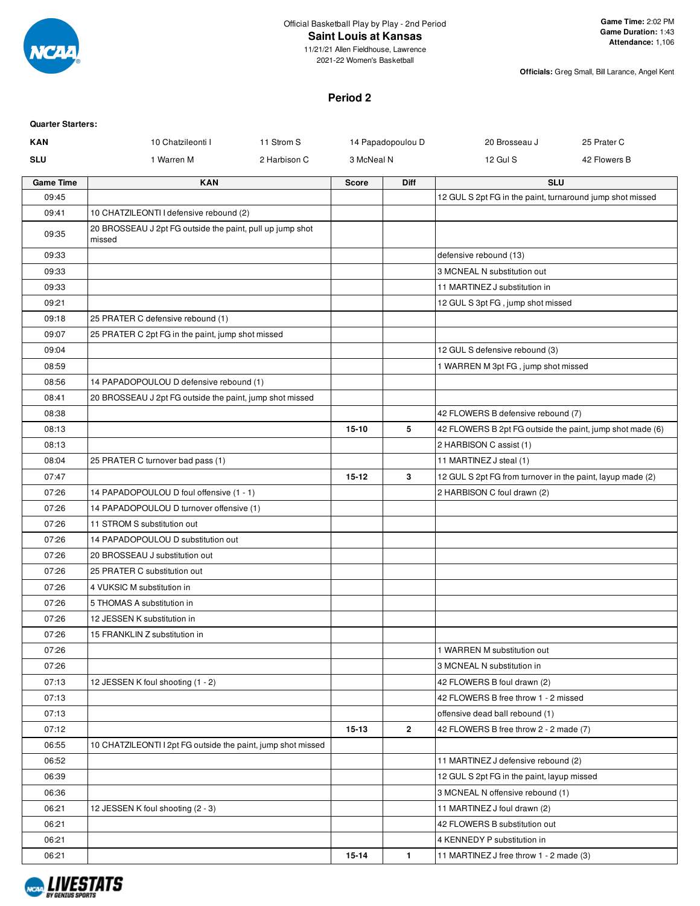Official Basketball Play by Play - 2nd Period

**Saint Louis at Kansas**

11/21/21 Allen Fieldhouse, Lawrence

2021-22 Women's Basketball

**Game Time:** 2:02 PM
**Game Duration:** 1:43
**Attendance:** 1,106

**Officials:** Greg Small, Bill Larance, Angel Kent

## Period 2

**Quarter Starters:**

| | | | | | |
|---|---|---|---|---|---|
| **KAN** | 10 Chatzileonti I | 11 Strom S | 14 Papadopoulou D | 20 Brosseau J | 25 Prater C |
| **SLU** | 1 Warren M | 2 Harbison C | 3 McNeal N | 12 Gul S | 42 Flowers B |

| Game Time | KAN | Score | Diff | SLU |
|---|---|---|---|---|
| 09:45 | | | | 12 GUL S 2pt FG in the paint, turnaround jump shot missed |
| 09:41 | 10 CHATZILEONTI I defensive rebound (2) | | | |
| 09:35 | 20 BROSSEAU J 2pt FG outside the paint, pull up jump shot missed | | | |
| 09:33 | | | | defensive rebound (13) |
| 09:33 | | | | 3 MCNEAL N substitution out |
| 09:33 | | | | 11 MARTINEZ J substitution in |
| 09:21 | | | | 12 GUL S 3pt FG , jump shot missed |
| 09:18 | 25 PRATER C defensive rebound (1) | | | |
| 09:07 | 25 PRATER C 2pt FG in the paint, jump shot missed | | | |
| 09:04 | | | | 12 GUL S defensive rebound (3) |
| 08:59 | | | | 1 WARREN M 3pt FG , jump shot missed |
| 08:56 | 14 PAPADOPOULOU D defensive rebound (1) | | | |
| 08:41 | 20 BROSSEAU J 2pt FG outside the paint, jump shot missed | | | |
| 08:38 | | | | 42 FLOWERS B defensive rebound (7) |
| 08:13 | | 15-10 | 5 | 42 FLOWERS B 2pt FG outside the paint, jump shot made (6) |
| 08:13 | | | | 2 HARBISON C assist (1) |
| 08:04 | 25 PRATER C turnover bad pass (1) | | | 11 MARTINEZ J steal (1) |
| 07:47 | | 15-12 | 3 | 12 GUL S 2pt FG from turnover in the paint, layup made (2) |
| 07:26 | 14 PAPADOPOULOU D foul offensive (1 - 1) | | | 2 HARBISON C foul drawn (2) |
| 07:26 | 14 PAPADOPOULOU D turnover offensive (1) | | | |
| 07:26 | 11 STROM S substitution out | | | |
| 07:26 | 14 PAPADOPOULOU D substitution out | | | |
| 07:26 | 20 BROSSEAU J substitution out | | | |
| 07:26 | 25 PRATER C substitution out | | | |
| 07:26 | 4 VUKSIC M substitution in | | | |
| 07:26 | 5 THOMAS A substitution in | | | |
| 07:26 | 12 JESSEN K substitution in | | | |
| 07:26 | 15 FRANKLIN Z substitution in | | | |
| 07:26 | | | | 1 WARREN M substitution out |
| 07:26 | | | | 3 MCNEAL N substitution in |
| 07:13 | 12 JESSEN K foul shooting (1 - 2) | | | 42 FLOWERS B foul drawn (2) |
| 07:13 | | | | 42 FLOWERS B free throw 1 - 2 missed |
| 07:13 | | | | offensive dead ball rebound (1) |
| 07:12 | | 15-13 | 2 | 42 FLOWERS B free throw 2 - 2 made (7) |
| 06:55 | 10 CHATZILEONTI I 2pt FG outside the paint, jump shot missed | | | |
| 06:52 | | | | 11 MARTINEZ J defensive rebound (2) |
| 06:39 | | | | 12 GUL S 2pt FG in the paint, layup missed |
| 06:36 | | | | 3 MCNEAL N offensive rebound (1) |
| 06:21 | 12 JESSEN K foul shooting (2 - 3) | | | 11 MARTINEZ J foul drawn (2) |
| 06:21 | | | | 42 FLOWERS B substitution out |
| 06:21 | | | | 4 KENNEDY P substitution in |
| 06:21 | | 15-14 | 1 | 11 MARTINEZ J free throw 1 - 2 made (3) |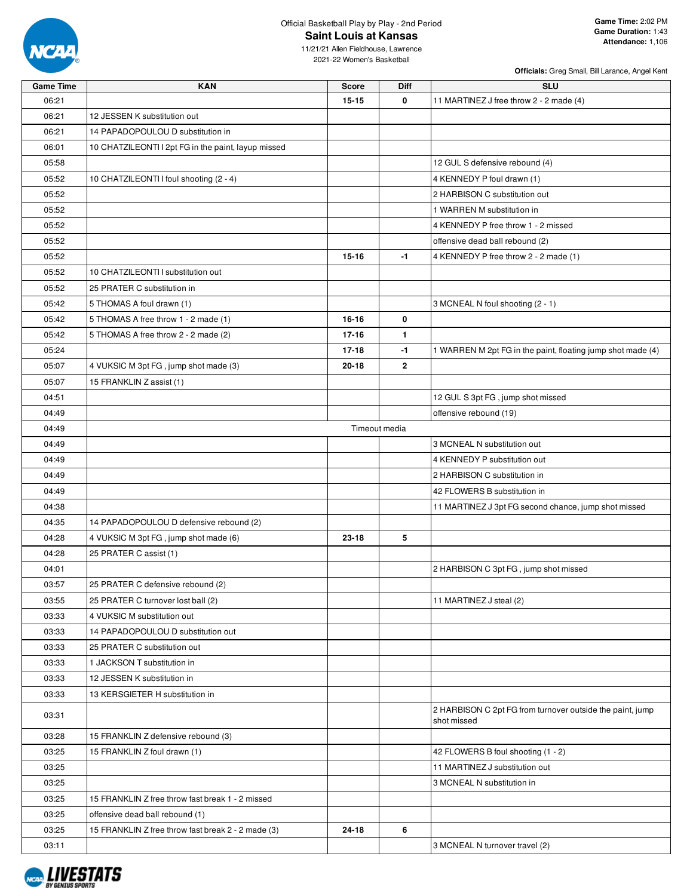Official Basketball Play by Play - 2nd Period

# Saint Louis at Kansas

11/21/21 Allen Fieldhouse, Lawrence
2021-22 Women's Basketball

**Game Time:** 2:02 PM
**Game Duration:** 1:43
**Attendance:** 1,106

**Officials:** Greg Small, Bill Larance, Angel Kent

| Game Time | KAN | Score | Diff | SLU |
|---|---|---|---|---|
| 06:21 | | 15-15 | 0 | 11 MARTINEZ J free throw 2 - 2 made (4) |
| 06:21 | 12 JESSEN K substitution out | | | |
| 06:21 | 14 PAPADOPOULOU D substitution in | | | |
| 06:01 | 10 CHATZILEONTI I 2pt FG in the paint, layup missed | | | |
| 05:58 | | | | 12 GUL S defensive rebound (4) |
| 05:52 | 10 CHATZILEONTI I foul shooting (2 - 4) | | | 4 KENNEDY P foul drawn (1) |
| 05:52 | | | | 2 HARBISON C substitution out |
| 05:52 | | | | 1 WARREN M substitution in |
| 05:52 | | | | 4 KENNEDY P free throw 1 - 2 missed |
| 05:52 | | | | offensive dead ball rebound (2) |
| 05:52 | | 15-16 | -1 | 4 KENNEDY P free throw 2 - 2 made (1) |
| 05:52 | 10 CHATZILEONTI I substitution out | | | |
| 05:52 | 25 PRATER C substitution in | | | |
| 05:42 | 5 THOMAS A foul drawn (1) | | | 3 MCNEAL N foul shooting (2 - 1) |
| 05:42 | 5 THOMAS A free throw 1 - 2 made (1) | 16-16 | 0 | |
| 05:42 | 5 THOMAS A free throw 2 - 2 made (2) | 17-16 | 1 | |
| 05:24 | | 17-18 | -1 | 1 WARREN M 2pt FG in the paint, floating jump shot made (4) |
| 05:07 | 4 VUKSIC M 3pt FG , jump shot made (3) | 20-18 | 2 | |
| 05:07 | 15 FRANKLIN Z assist (1) | | | |
| 04:51 | | | | 12 GUL S 3pt FG , jump shot missed |
| 04:49 | | | | offensive rebound (19) |
| 04:49 | Timeout media | | | |
| 04:49 | | | | 3 MCNEAL N substitution out |
| 04:49 | | | | 4 KENNEDY P substitution out |
| 04:49 | | | | 2 HARBISON C substitution in |
| 04:49 | | | | 42 FLOWERS B substitution in |
| 04:38 | | | | 11 MARTINEZ J 3pt FG second chance, jump shot missed |
| 04:35 | 14 PAPADOPOULOU D defensive rebound (2) | | | |
| 04:28 | 4 VUKSIC M 3pt FG , jump shot made (6) | 23-18 | 5 | |
| 04:28 | 25 PRATER C assist (1) | | | |
| 04:01 | | | | 2 HARBISON C 3pt FG , jump shot missed |
| 03:57 | 25 PRATER C defensive rebound (2) | | | |
| 03:55 | 25 PRATER C turnover lost ball (2) | | | 11 MARTINEZ J steal (2) |
| 03:33 | 4 VUKSIC M substitution out | | | |
| 03:33 | 14 PAPADOPOULOU D substitution out | | | |
| 03:33 | 25 PRATER C substitution out | | | |
| 03:33 | 1 JACKSON T substitution in | | | |
| 03:33 | 12 JESSEN K substitution in | | | |
| 03:33 | 13 KERSGIETER H substitution in | | | |
| 03:31 | | | | 2 HARBISON C 2pt FG from turnover outside the paint, jump shot missed |
| 03:28 | 15 FRANKLIN Z defensive rebound (3) | | | |
| 03:25 | 15 FRANKLIN Z foul drawn (1) | | | 42 FLOWERS B foul shooting (1 - 2) |
| 03:25 | | | | 11 MARTINEZ J substitution out |
| 03:25 | | | | 3 MCNEAL N substitution in |
| 03:25 | 15 FRANKLIN Z free throw fast break 1 - 2 missed | | | |
| 03:25 | offensive dead ball rebound (1) | | | |
| 03:25 | 15 FRANKLIN Z free throw fast break 2 - 2 made (3) | 24-18 | 6 | |
| 03:11 | | | | 3 MCNEAL N turnover travel (2) |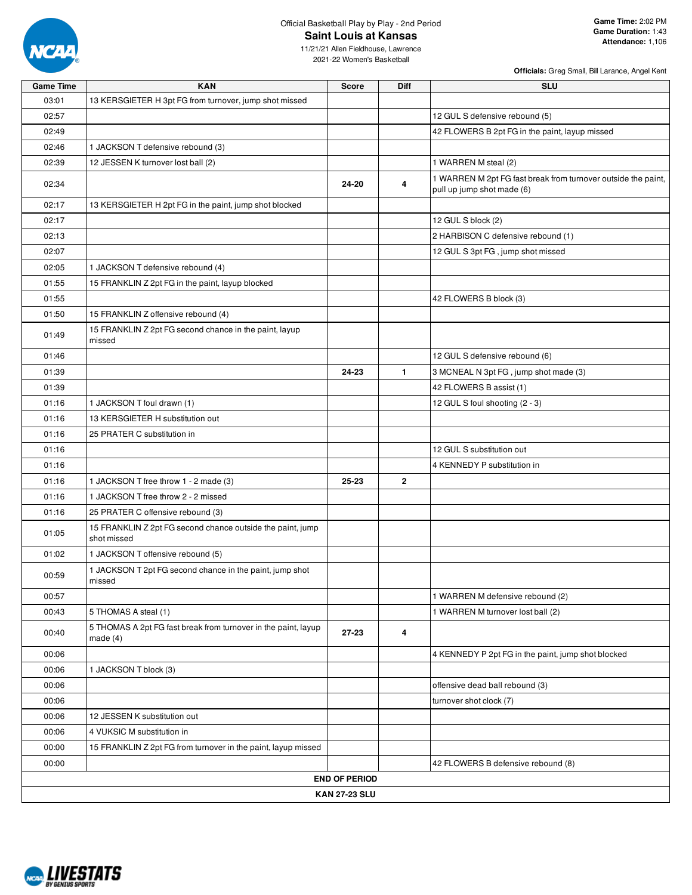Official Basketball Play by Play - 2nd Period

# Saint Louis at Kansas

11/21/21 Allen Fieldhouse, Lawrence

2021-22 Women's Basketball

**Game Time:** 2:02 PM
**Game Duration:** 1:43
**Attendance:** 1,106

**Officials:** Greg Small, Bill Larance, Angel Kent

| Game Time | KAN | Score | Diff | SLU |
|---|---|---|---|---|
| 03:01 | 13 KERSGIETER H 3pt FG from turnover, jump shot missed | | | |
| 02:57 | | | | 12 GUL S defensive rebound (5) |
| 02:49 | | | | 42 FLOWERS B 2pt FG in the paint, layup missed |
| 02:46 | 1 JACKSON T defensive rebound (3) | | | |
| 02:39 | 12 JESSEN K turnover lost ball (2) | | | 1 WARREN M steal (2) |
| 02:34 | | 24-20 | 4 | 1 WARREN M 2pt FG fast break from turnover outside the paint, pull up jump shot made (6) |
| 02:17 | 13 KERSGIETER H 2pt FG in the paint, jump shot blocked | | | |
| 02:17 | | | | 12 GUL S block (2) |
| 02:13 | | | | 2 HARBISON C defensive rebound (1) |
| 02:07 | | | | 12 GUL S 3pt FG , jump shot missed |
| 02:05 | 1 JACKSON T defensive rebound (4) | | | |
| 01:55 | 15 FRANKLIN Z 2pt FG in the paint, layup blocked | | | |
| 01:55 | | | | 42 FLOWERS B block (3) |
| 01:50 | 15 FRANKLIN Z offensive rebound (4) | | | |
| 01:49 | 15 FRANKLIN Z 2pt FG second chance in the paint, layup missed | | | |
| 01:46 | | | | 12 GUL S defensive rebound (6) |
| 01:39 | | 24-23 | 1 | 3 MCNEAL N 3pt FG , jump shot made (3) |
| 01:39 | | | | 42 FLOWERS B assist (1) |
| 01:16 | 1 JACKSON T foul drawn (1) | | | 12 GUL S foul shooting (2 - 3) |
| 01:16 | 13 KERSGIETER H substitution out | | | |
| 01:16 | 25 PRATER C substitution in | | | |
| 01:16 | | | | 12 GUL S substitution out |
| 01:16 | | | | 4 KENNEDY P substitution in |
| 01:16 | 1 JACKSON T free throw 1 - 2 made (3) | 25-23 | 2 | |
| 01:16 | 1 JACKSON T free throw 2 - 2 missed | | | |
| 01:16 | 25 PRATER C offensive rebound (3) | | | |
| 01:05 | 15 FRANKLIN Z 2pt FG second chance outside the paint, jump shot missed | | | |
| 01:02 | 1 JACKSON T offensive rebound (5) | | | |
| 00:59 | 1 JACKSON T 2pt FG second chance in the paint, jump shot missed | | | |
| 00:57 | | | | 1 WARREN M defensive rebound (2) |
| 00:43 | 5 THOMAS A steal (1) | | | 1 WARREN M turnover lost ball (2) |
| 00:40 | 5 THOMAS A 2pt FG fast break from turnover in the paint, layup made (4) | 27-23 | 4 | |
| 00:06 | | | | 4 KENNEDY P 2pt FG in the paint, jump shot blocked |
| 00:06 | 1 JACKSON T block (3) | | | |
| 00:06 | | | | offensive dead ball rebound (3) |
| 00:06 | | | | turnover shot clock (7) |
| 00:06 | 12 JESSEN K substitution out | | | |
| 00:06 | 4 VUKSIC M substitution in | | | |
| 00:00 | 15 FRANKLIN Z 2pt FG from turnover in the paint, layup missed | | | |
| 00:00 | | | | 42 FLOWERS B defensive rebound (8) |
| | **END OF PERIOD** | | | |
| | **KAN 27-23 SLU** | | | |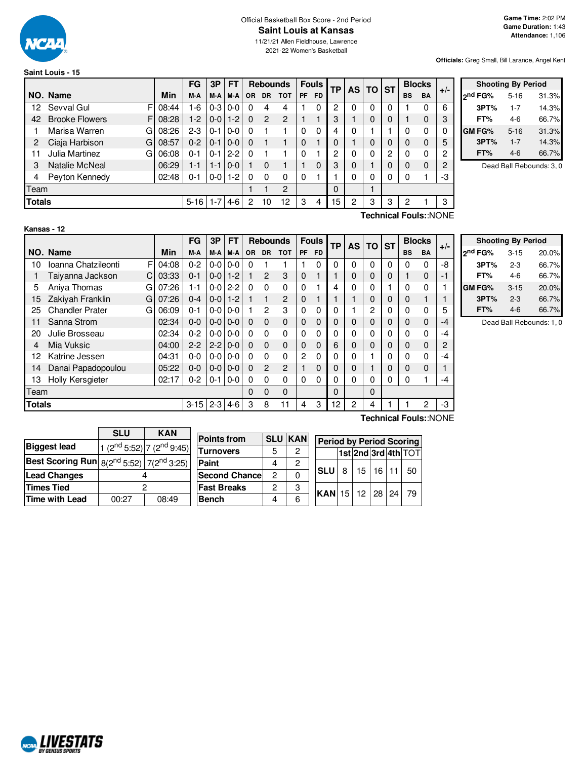Official Basketball Box Score - 2nd Period

# Saint Louis at Kansas

11/21/21 Allen Fieldhouse, Lawrence
2021-22 Women's Basketball

**Game Time:** 2:02 PM
**Game Duration:** 1:43
**Attendance:** 1,106

**Officials:** Greg Small, Bill Larance, Angel Kent

## Saint Louis - 15

| NO. | Name | | Min | FG M-A | 3P M-A | FT M-A | OR | DR | TOT | PF | FD | TP | AS | TO | ST | BS | BA | +/- |
|---|---|---|---|---|---|---|---|---|---|---|---|---|---|---|---|---|---|---|
| 12 | Sevval Gul | F | 08:44 | 1-6 | 0-3 | 0-0 | 0 | 4 | 4 | 1 | 0 | 2 | 0 | 0 | 0 | 1 | 0 | 6 |
| 42 | Brooke Flowers | F | 08:28 | 1-2 | 0-0 | 1-2 | 0 | 2 | 2 | 1 | 1 | 3 | 1 | 0 | 0 | 1 | 0 | 3 |
| 1 | Marisa Warren | G | 08:26 | 2-3 | 0-1 | 0-0 | 0 | 1 | 1 | 0 | 0 | 4 | 0 | 1 | 1 | 0 | 0 | 0 |
| 2 | Ciaja Harbison | G | 08:57 | 0-2 | 0-1 | 0-0 | 0 | 1 | 1 | 0 | 1 | 0 | 1 | 0 | 0 | 0 | 0 | 5 |
| 11 | Julia Martinez | G | 06:08 | 0-1 | 0-1 | 2-2 | 0 | 1 | 1 | 0 | 1 | 2 | 0 | 0 | 2 | 0 | 0 | 2 |
| 3 | Natalie McNeal | | 06:29 | 1-1 | 1-1 | 0-0 | 1 | 0 | 1 | 1 | 0 | 3 | 0 | 1 | 0 | 0 | 0 | 2 |
| 4 | Peyton Kennedy | | 02:48 | 0-1 | 0-0 | 1-2 | 0 | 0 | 0 | 0 | 1 | 1 | 0 | 0 | 0 | 0 | 1 | -3 |
| Team | | | | | | | 1 | 1 | 2 | | | 0 | | 1 | | | | |
| **Totals** | | | | 5-16 | 1-7 | 4-6 | 2 | 10 | 12 | 3 | 4 | 15 | 2 | 3 | 3 | 2 | 1 | 3 |

**Technical Fouls:**:NONE

| Shooting By Period | | |
|---|---|---|
| 2nd FG% | 5-16 | 31.3% |
| 3PT% | 1-7 | 14.3% |
| FT% | 4-6 | 66.7% |
| GM FG% | 5-16 | 31.3% |
| 3PT% | 1-7 | 14.3% |
| FT% | 4-6 | 66.7% |

Dead Ball Rebounds: 3, 0

## Kansas - 12

| NO. | Name | | Min | FG M-A | 3P M-A | FT M-A | OR | DR | TOT | PF | FD | TP | AS | TO | ST | BS | BA | +/- |
|---|---|---|---|---|---|---|---|---|---|---|---|---|---|---|---|---|---|---|
| 10 | Ioanna Chatzileonti | F | 04:08 | 0-2 | 0-0 | 0-0 | 0 | 1 | 1 | 1 | 0 | 0 | 0 | 0 | 0 | 0 | 0 | -8 |
| 1 | Taiyanna Jackson | C | 03:33 | 0-1 | 0-0 | 1-2 | 1 | 2 | 3 | 0 | 1 | 1 | 0 | 0 | 0 | 1 | 0 | -1 |
| 5 | Aniya Thomas | G | 07:26 | 1-1 | 0-0 | 2-2 | 0 | 0 | 0 | 0 | 1 | 4 | 0 | 0 | 1 | 0 | 0 | 1 |
| 15 | Zakiyah Franklin | G | 07:26 | 0-4 | 0-0 | 1-2 | 1 | 1 | 2 | 0 | 1 | 1 | 1 | 0 | 0 | 0 | 1 | 1 |
| 25 | Chandler Prater | G | 06:09 | 0-1 | 0-0 | 0-0 | 1 | 2 | 3 | 0 | 0 | 0 | 1 | 2 | 0 | 0 | 0 | 5 |
| 11 | Sanna Strom | | 02:34 | 0-0 | 0-0 | 0-0 | 0 | 0 | 0 | 0 | 0 | 0 | 0 | 0 | 0 | 0 | 0 | -4 |
| 20 | Julie Brosseau | | 02:34 | 0-2 | 0-0 | 0-0 | 0 | 0 | 0 | 0 | 0 | 0 | 0 | 0 | 0 | 0 | 0 | -4 |
| 4 | Mia Vuksic | | 04:00 | 2-2 | 2-2 | 0-0 | 0 | 0 | 0 | 0 | 0 | 6 | 0 | 0 | 0 | 0 | 0 | 2 |
| 12 | Katrine Jessen | | 04:31 | 0-0 | 0-0 | 0-0 | 0 | 0 | 0 | 2 | 0 | 0 | 0 | 1 | 0 | 0 | 0 | -4 |
| 14 | Danai Papadopoulou | | 05:22 | 0-0 | 0-0 | 0-0 | 0 | 2 | 2 | 1 | 0 | 0 | 0 | 1 | 0 | 0 | 0 | 1 |
| 13 | Holly Kersgieter | | 02:17 | 0-2 | 0-1 | 0-0 | 0 | 0 | 0 | 0 | 0 | 0 | 0 | 0 | 0 | 0 | 1 | -4 |
| Team | | | | | | | 0 | 0 | 0 | | | 0 | | 0 | | | | |
| **Totals** | | | | 3-15 | 2-3 | 4-6 | 3 | 8 | 11 | 4 | 3 | 12 | 2 | 4 | 1 | 1 | 2 | -3 |

**Technical Fouls:**:NONE

| Shooting By Period | | |
|---|---|---|
| 2nd FG% | 3-15 | 20.0% |
| 3PT% | 2-3 | 66.7% |
| FT% | 4-6 | 66.7% |
| GM FG% | 3-15 | 20.0% |
| 3PT% | 2-3 | 66.7% |
| FT% | 4-6 | 66.7% |

Dead Ball Rebounds: 1, 0

| | SLU | KAN |
|---|---|---|
| Biggest lead | 1 (2nd 5:52) | 7 (2nd 9:45) |
| Best Scoring Run | 8(2nd 5:52) | 7(2nd 3:25) |
| Lead Changes | 4 | |
| Times Tied | 2 | |
| Time with Lead | 00:27 | 08:49 |

| Points from | SLU | KAN |
|---|---|---|
| Turnovers | 5 | 2 |
| Paint | 4 | 2 |
| Second Chance | 2 | 0 |
| Fast Breaks | 2 | 3 |
| Bench | 4 | 6 |

| Period by Period Scoring | 1st | 2nd | 3rd | 4th | TOT |
|---|---|---|---|---|---|
| SLU | 8 | 15 | 16 | 11 | 50 |
| KAN | 15 | 12 | 28 | 24 | 79 |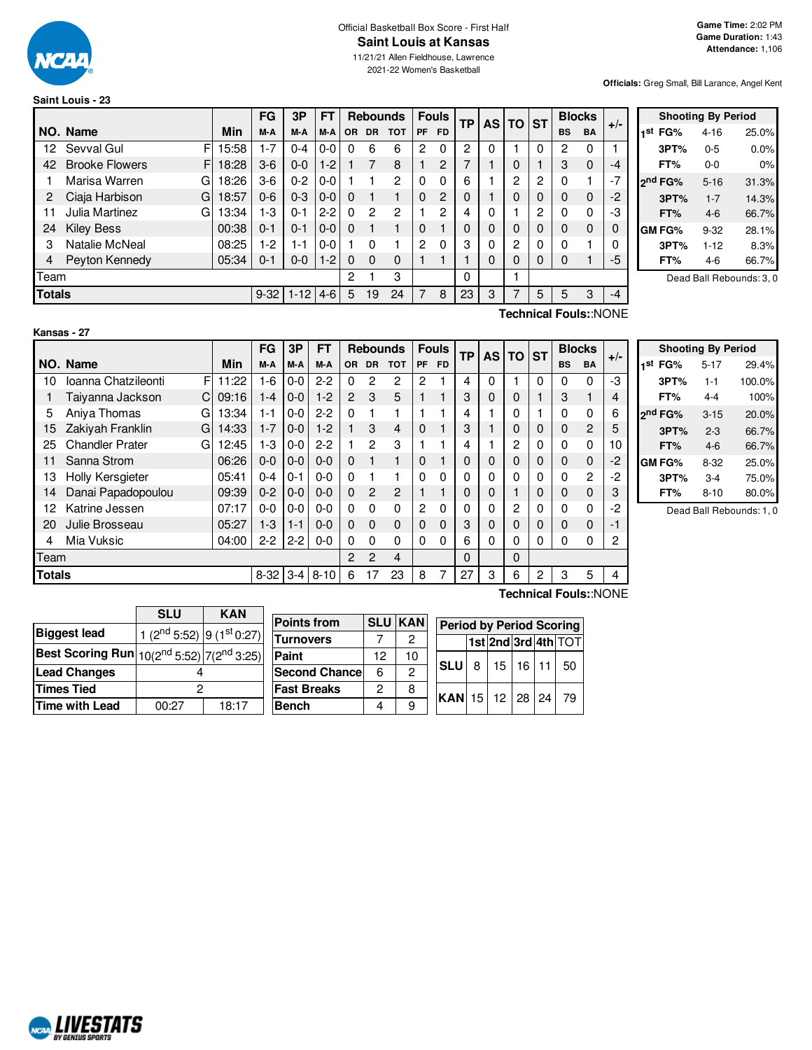Official Basketball Box Score - First Half

# Saint Louis at Kansas

11/21/21 Allen Fieldhouse, Lawrence

2021-22 Women's Basketball

**Game Time:** 2:02 PM
**Game Duration:** 1:43
**Attendance:** 1,106

**Officials:** Greg Small, Bill Larance, Angel Kent

## Saint Louis - 23

| NO. | Name | | Min | FG M-A | 3P M-A | FT M-A | OR | DR | TOT | PF | FD | TP | AS | TO | ST | BS | BA | +/- |
|---|---|---|---|---|---|---|---|---|---|---|---|---|---|---|---|---|---|---|
| 12 | Sevval Gul | F | 15:58 | 1-7 | 0-4 | 0-0 | 0 | 6 | 6 | 2 | 0 | 2 | 0 | 1 | 0 | 2 | 0 | 1 |
| 42 | Brooke Flowers | F | 18:28 | 3-6 | 0-0 | 1-2 | 1 | 7 | 8 | 1 | 2 | 7 | 1 | 0 | 1 | 3 | 0 | -4 |
| 1 | Marisa Warren | G | 18:26 | 3-6 | 0-2 | 0-0 | 1 | 1 | 2 | 0 | 0 | 6 | 1 | 2 | 2 | 0 | 1 | -7 |
| 2 | Ciaja Harbison | G | 18:57 | 0-6 | 0-3 | 0-0 | 0 | 1 | 1 | 0 | 2 | 0 | 1 | 0 | 0 | 0 | 0 | -2 |
| 11 | Julia Martinez | G | 13:34 | 1-3 | 0-1 | 2-2 | 0 | 2 | 2 | 1 | 2 | 4 | 0 | 1 | 2 | 0 | 0 | -3 |
| 24 | Kiley Bess | | 00:38 | 0-1 | 0-1 | 0-0 | 0 | 1 | 1 | 0 | 1 | 0 | 0 | 0 | 0 | 0 | 0 | 0 |
| 3 | Natalie McNeal | | 08:25 | 1-2 | 1-1 | 0-0 | 1 | 0 | 1 | 2 | 0 | 3 | 0 | 2 | 0 | 0 | 1 | 0 |
| 4 | Peyton Kennedy | | 05:34 | 0-1 | 0-0 | 1-2 | 0 | 0 | 0 | 1 | 1 | 1 | 0 | 0 | 0 | 0 | 1 | -5 |
| | Team | | | | | | 2 | 1 | 3 | | | 0 | | 1 | | | | |
| | **Totals** | | | 9-32 | 1-12 | 4-6 | 5 | 19 | 24 | 7 | 8 | 23 | 3 | 7 | 5 | 5 | 3 | -4 |

Technical Fouls::NONE

| Shooting By Period | | |
|---|---|---|
| 1st FG% | 4-16 | 25.0% |
| 3PT% | 0-5 | 0.0% |
| FT% | 0-0 | 0% |
| 2nd FG% | 5-16 | 31.3% |
| 3PT% | 1-7 | 14.3% |
| FT% | 4-6 | 66.7% |
| GM FG% | 9-32 | 28.1% |
| 3PT% | 1-12 | 8.3% |
| FT% | 4-6 | 66.7% |

Dead Ball Rebounds: 3, 0

## Kansas - 27

| NO. | Name | | Min | FG M-A | 3P M-A | FT M-A | OR | DR | TOT | PF | FD | TP | AS | TO | ST | BS | BA | +/- |
|---|---|---|---|---|---|---|---|---|---|---|---|---|---|---|---|---|---|---|
| 10 | Ioanna Chatzileonti | F | 11:22 | 1-6 | 0-0 | 2-2 | 0 | 2 | 2 | 2 | 1 | 4 | 0 | 1 | 0 | 0 | 0 | -3 |
| 1 | Taiyanna Jackson | C | 09:16 | 1-4 | 0-0 | 1-2 | 2 | 3 | 5 | 1 | 1 | 3 | 0 | 0 | 1 | 3 | 1 | 4 |
| 5 | Aniya Thomas | G | 13:34 | 1-1 | 0-0 | 2-2 | 0 | 1 | 1 | 1 | 1 | 4 | 1 | 0 | 1 | 0 | 0 | 6 |
| 15 | Zakiyah Franklin | G | 14:33 | 1-7 | 0-0 | 1-2 | 1 | 3 | 4 | 0 | 1 | 3 | 1 | 0 | 0 | 0 | 2 | 5 |
| 25 | Chandler Prater | G | 12:45 | 1-3 | 0-0 | 2-2 | 1 | 2 | 3 | 1 | 1 | 4 | 1 | 2 | 0 | 0 | 0 | 10 |
| 11 | Sanna Strom | | 06:26 | 0-0 | 0-0 | 0-0 | 0 | 1 | 1 | 0 | 1 | 0 | 0 | 0 | 0 | 0 | 0 | -2 |
| 13 | Holly Kersgieter | | 05:41 | 0-4 | 0-1 | 0-0 | 0 | 1 | 1 | 0 | 0 | 0 | 0 | 0 | 0 | 0 | 2 | -2 |
| 14 | Danai Papadopoulou | | 09:39 | 0-2 | 0-0 | 0-0 | 0 | 2 | 2 | 1 | 1 | 0 | 0 | 1 | 0 | 0 | 0 | 3 |
| 12 | Katrine Jessen | | 07:17 | 0-0 | 0-0 | 0-0 | 0 | 0 | 0 | 2 | 0 | 0 | 0 | 2 | 0 | 0 | 0 | -2 |
| 20 | Julie Brosseau | | 05:27 | 1-3 | 1-1 | 0-0 | 0 | 0 | 0 | 0 | 0 | 3 | 0 | 0 | 0 | 0 | 0 | -1 |
| 4 | Mia Vuksic | | 04:00 | 2-2 | 2-2 | 0-0 | 0 | 0 | 0 | 0 | 0 | 6 | 0 | 0 | 0 | 0 | 0 | 2 |
| | Team | | | | | | 2 | 2 | 4 | | | 0 | | 0 | | | | |
| | **Totals** | | | 8-32 | 3-4 | 8-10 | 6 | 17 | 23 | 8 | 7 | 27 | 3 | 6 | 2 | 3 | 5 | 4 |

Technical Fouls::NONE

| Shooting By Period | | |
|---|---|---|
| 1st FG% | 5-17 | 29.4% |
| 3PT% | 1-1 | 100.0% |
| FT% | 4-4 | 100% |
| 2nd FG% | 3-15 | 20.0% |
| 3PT% | 2-3 | 66.7% |
| FT% | 4-6 | 66.7% |
| GM FG% | 8-32 | 25.0% |
| 3PT% | 3-4 | 75.0% |
| FT% | 8-10 | 80.0% |

Dead Ball Rebounds: 1, 0

| | SLU | KAN |
|---|---|---|
| **Biggest lead** | 1 (2nd 5:52) | 9 (1st 0:27) |
| **Best Scoring Run** | 10(2nd 5:52) | 7(2nd 3:25) |
| **Lead Changes** | 4 | |
| **Times Tied** | 2 | |
| **Time with Lead** | 00:27 | 18:17 |

| Points from | SLU | KAN |
|---|---|---|
| Turnovers | 7 | 2 |
| Paint | 12 | 10 |
| Second Chance | 6 | 2 |
| Fast Breaks | 2 | 8 |
| Bench | 4 | 9 |

| Period by Period Scoring | 1st | 2nd | 3rd | 4th | TOT |
|---|---|---|---|---|---|
| SLU | 8 | 15 | 16 | 11 | 50 |
| KAN | 15 | 12 | 28 | 24 | 79 |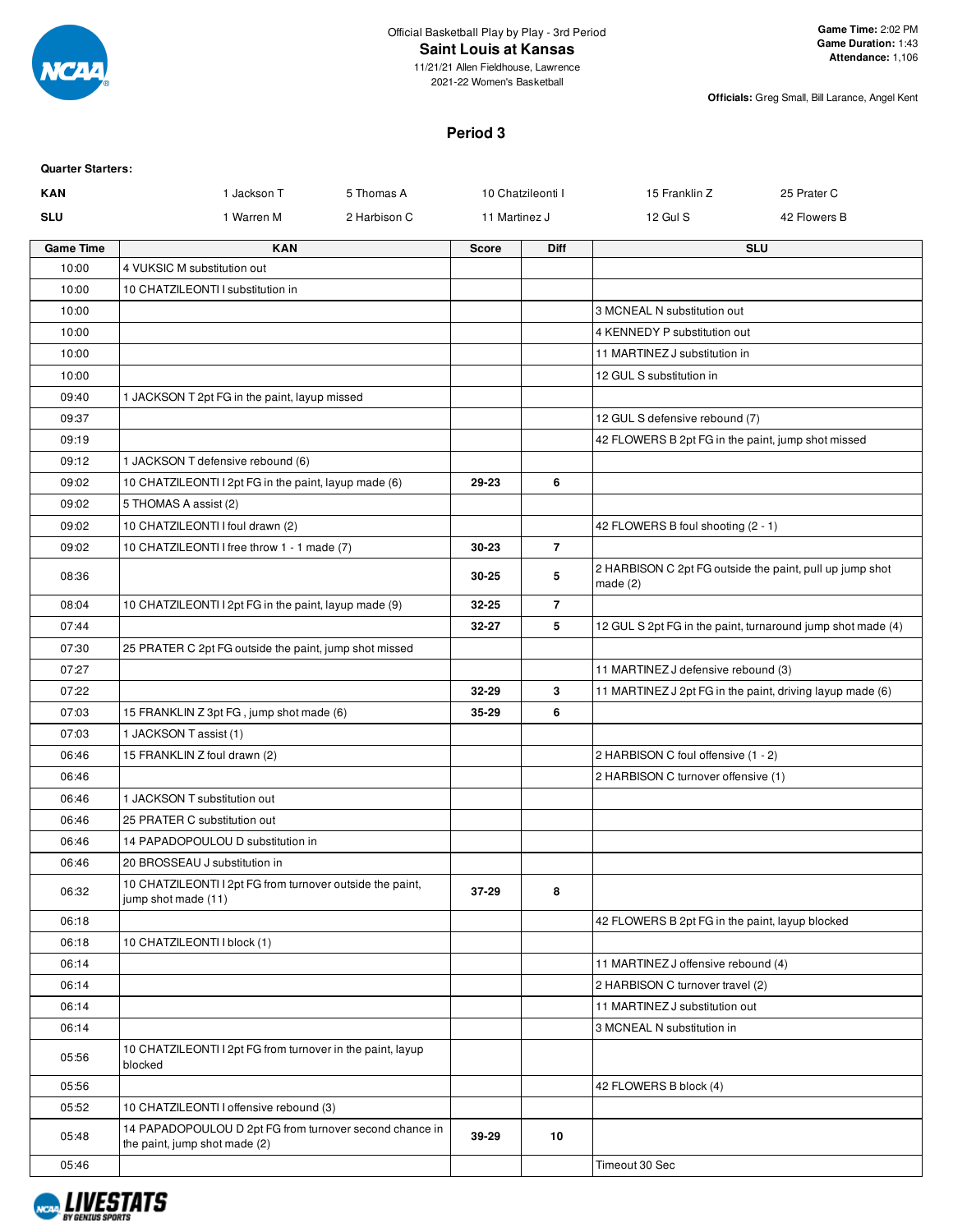Official Basketball Play by Play - 3rd Period

# Saint Louis at Kansas

11/21/21 Allen Fieldhouse, Lawrence
2021-22 Women's Basketball

**Game Time:** 2:02 PM
**Game Duration:** 1:43
**Attendance:** 1,106

**Officials:** Greg Small, Bill Larance, Angel Kent

## Period 3

**Quarter Starters:**

| | | | | | |
|---|---|---|---|---|---|
| **KAN** | 1 Jackson T | 5 Thomas A | 10 Chatzileonti I | 15 Franklin Z | 25 Prater C |
| **SLU** | 1 Warren M | 2 Harbison C | 11 Martinez J | 12 Gul S | 42 Flowers B |

| Game Time | KAN | Score | Diff | SLU |
|---|---|---|---|---|
| 10:00 | 4 VUKSIC M substitution out | | | |
| 10:00 | 10 CHATZILEONTI I substitution in | | | |
| 10:00 | | | | 3 MCNEAL N substitution out |
| 10:00 | | | | 4 KENNEDY P substitution out |
| 10:00 | | | | 11 MARTINEZ J substitution in |
| 10:00 | | | | 12 GUL S substitution in |
| 09:40 | 1 JACKSON T 2pt FG in the paint, layup missed | | | |
| 09:37 | | | | 12 GUL S defensive rebound (7) |
| 09:19 | | | | 42 FLOWERS B 2pt FG in the paint, jump shot missed |
| 09:12 | 1 JACKSON T defensive rebound (6) | | | |
| 09:02 | 10 CHATZILEONTI I 2pt FG in the paint, layup made (6) | 29-23 | 6 | |
| 09:02 | 5 THOMAS A assist (2) | | | |
| 09:02 | 10 CHATZILEONTI I foul drawn (2) | | | 42 FLOWERS B foul shooting (2 - 1) |
| 09:02 | 10 CHATZILEONTI I free throw 1 - 1 made (7) | 30-23 | 7 | |
| 08:36 | | 30-25 | 5 | 2 HARBISON C 2pt FG outside the paint, pull up jump shot made (2) |
| 08:04 | 10 CHATZILEONTI I 2pt FG in the paint, layup made (9) | 32-25 | 7 | |
| 07:44 | | 32-27 | 5 | 12 GUL S 2pt FG in the paint, turnaround jump shot made (4) |
| 07:30 | 25 PRATER C 2pt FG outside the paint, jump shot missed | | | |
| 07:27 | | | | 11 MARTINEZ J defensive rebound (3) |
| 07:22 | | 32-29 | 3 | 11 MARTINEZ J 2pt FG in the paint, driving layup made (6) |
| 07:03 | 15 FRANKLIN Z 3pt FG , jump shot made (6) | 35-29 | 6 | |
| 07:03 | 1 JACKSON T assist (1) | | | |
| 06:46 | 15 FRANKLIN Z foul drawn (2) | | | 2 HARBISON C foul offensive (1 - 2) |
| 06:46 | | | | 2 HARBISON C turnover offensive (1) |
| 06:46 | 1 JACKSON T substitution out | | | |
| 06:46 | 25 PRATER C substitution out | | | |
| 06:46 | 14 PAPADOPOULOU D substitution in | | | |
| 06:46 | 20 BROSSEAU J substitution in | | | |
| 06:32 | 10 CHATZILEONTI I 2pt FG from turnover outside the paint, jump shot made (11) | 37-29 | 8 | |
| 06:18 | | | | 42 FLOWERS B 2pt FG in the paint, layup blocked |
| 06:18 | 10 CHATZILEONTI I block (1) | | | |
| 06:14 | | | | 11 MARTINEZ J offensive rebound (4) |
| 06:14 | | | | 2 HARBISON C turnover travel (2) |
| 06:14 | | | | 11 MARTINEZ J substitution out |
| 06:14 | | | | 3 MCNEAL N substitution in |
| 05:56 | 10 CHATZILEONTI I 2pt FG from turnover in the paint, layup blocked | | | |
| 05:56 | | | | 42 FLOWERS B block (4) |
| 05:52 | 10 CHATZILEONTI I offensive rebound (3) | | | |
| 05:48 | 14 PAPADOPOULOU D 2pt FG from turnover second chance in the paint, jump shot made (2) | 39-29 | 10 | |
| 05:46 | | | | Timeout 30 Sec |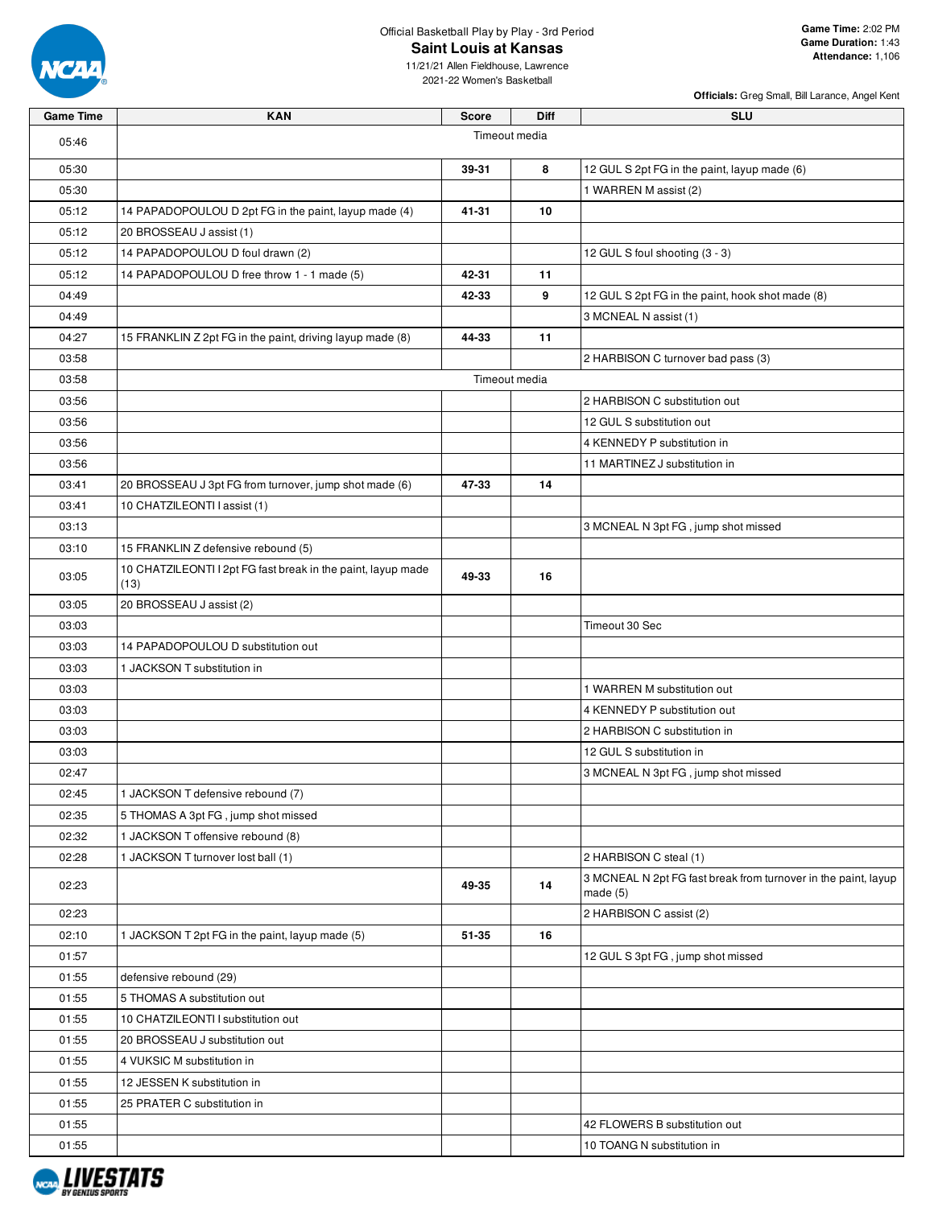Official Basketball Play by Play - 3rd Period

# Saint Louis at Kansas

11/21/21 Allen Fieldhouse, Lawrence

2021-22 Women's Basketball

**Game Time:** 2:02 PM
**Game Duration:** 1:43
**Attendance:** 1,106

**Officials:** Greg Small, Bill Larance, Angel Kent

| Game Time | KAN | Score | Diff | SLU |
|---|---|---|---|---|
| 05:46 | Timeout media | | | |
| 05:30 | | 39-31 | 8 | 12 GUL S 2pt FG in the paint, layup made (6) |
| 05:30 | | | | 1 WARREN M assist (2) |
| 05:12 | 14 PAPADOPOULOU D 2pt FG in the paint, layup made (4) | 41-31 | 10 | |
| 05:12 | 20 BROSSEAU J assist (1) | | | |
| 05:12 | 14 PAPADOPOULOU D foul drawn (2) | | | 12 GUL S foul shooting (3 - 3) |
| 05:12 | 14 PAPADOPOULOU D free throw 1 - 1 made (5) | 42-31 | 11 | |
| 04:49 | | 42-33 | 9 | 12 GUL S 2pt FG in the paint, hook shot made (8) |
| 04:49 | | | | 3 MCNEAL N assist (1) |
| 04:27 | 15 FRANKLIN Z 2pt FG in the paint, driving layup made (8) | 44-33 | 11 | |
| 03:58 | | | | 2 HARBISON C turnover bad pass (3) |
| 03:58 | Timeout media | | | |
| 03:56 | | | | 2 HARBISON C substitution out |
| 03:56 | | | | 12 GUL S substitution out |
| 03:56 | | | | 4 KENNEDY P substitution in |
| 03:56 | | | | 11 MARTINEZ J substitution in |
| 03:41 | 20 BROSSEAU J 3pt FG from turnover, jump shot made (6) | 47-33 | 14 | |
| 03:41 | 10 CHATZILEONTI I assist (1) | | | |
| 03:13 | | | | 3 MCNEAL N 3pt FG , jump shot missed |
| 03:10 | 15 FRANKLIN Z defensive rebound (5) | | | |
| 03:05 | 10 CHATZILEONTI I 2pt FG fast break in the paint, layup made (13) | 49-33 | 16 | |
| 03:05 | 20 BROSSEAU J assist (2) | | | |
| 03:03 | | | | Timeout 30 Sec |
| 03:03 | 14 PAPADOPOULOU D substitution out | | | |
| 03:03 | 1 JACKSON T substitution in | | | |
| 03:03 | | | | 1 WARREN M substitution out |
| 03:03 | | | | 4 KENNEDY P substitution out |
| 03:03 | | | | 2 HARBISON C substitution in |
| 03:03 | | | | 12 GUL S substitution in |
| 02:47 | | | | 3 MCNEAL N 3pt FG , jump shot missed |
| 02:45 | 1 JACKSON T defensive rebound (7) | | | |
| 02:35 | 5 THOMAS A 3pt FG , jump shot missed | | | |
| 02:32 | 1 JACKSON T offensive rebound (8) | | | |
| 02:28 | 1 JACKSON T turnover lost ball (1) | | | 2 HARBISON C steal (1) |
| 02:23 | | 49-35 | 14 | 3 MCNEAL N 2pt FG fast break from turnover in the paint, layup made (5) |
| 02:23 | | | | 2 HARBISON C assist (2) |
| 02:10 | 1 JACKSON T 2pt FG in the paint, layup made (5) | 51-35 | 16 | |
| 01:57 | | | | 12 GUL S 3pt FG , jump shot missed |
| 01:55 | defensive rebound (29) | | | |
| 01:55 | 5 THOMAS A substitution out | | | |
| 01:55 | 10 CHATZILEONTI I substitution out | | | |
| 01:55 | 20 BROSSEAU J substitution out | | | |
| 01:55 | 4 VUKSIC M substitution in | | | |
| 01:55 | 12 JESSEN K substitution in | | | |
| 01:55 | 25 PRATER C substitution in | | | |
| 01:55 | | | | 42 FLOWERS B substitution out |
| 01:55 | | | | 10 TOANG N substitution in |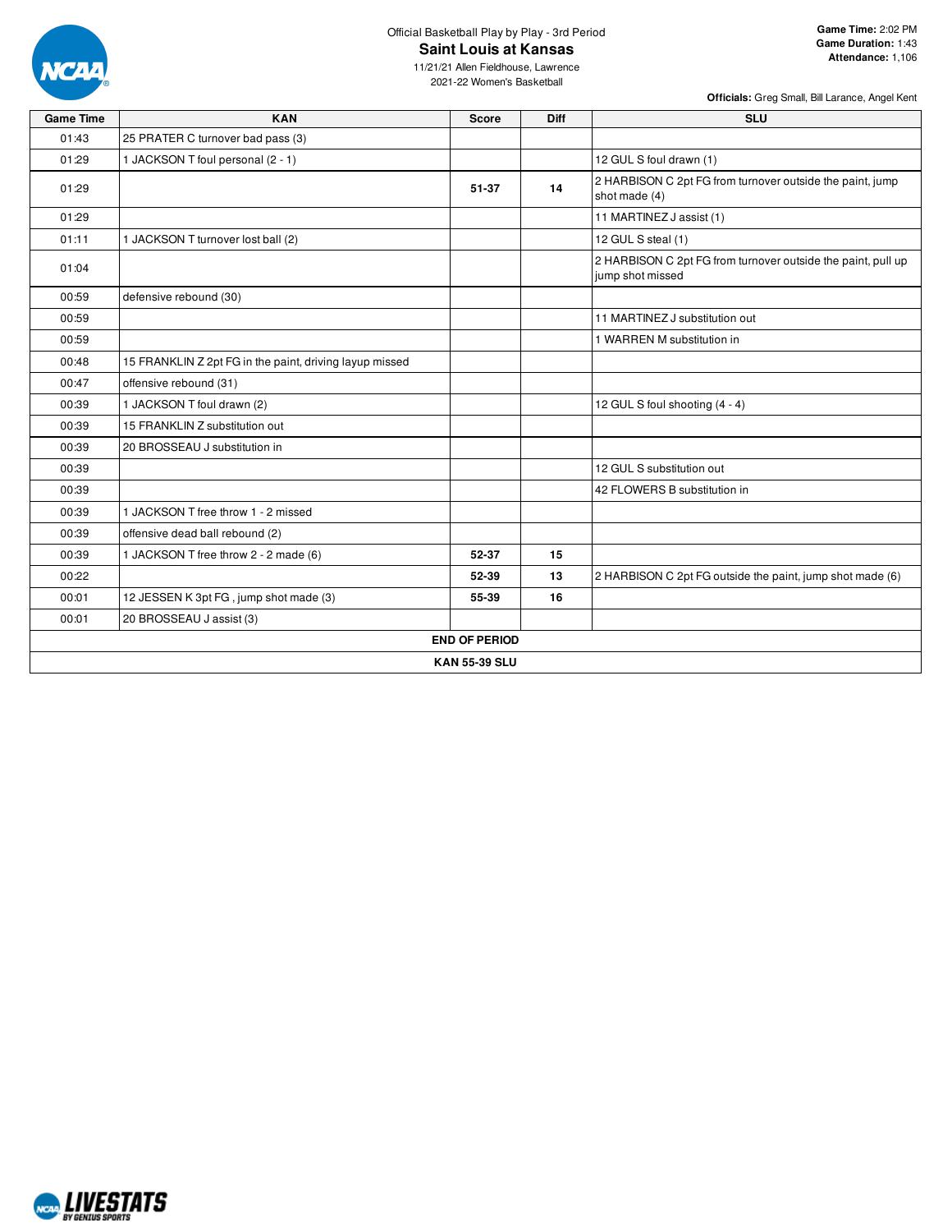Official Basketball Play by Play - 3rd Period

# Saint Louis at Kansas

11/21/21 Allen Fieldhouse, Lawrence
2021-22 Women's Basketball

**Game Time:** 2:02 PM
**Game Duration:** 1:43
**Attendance:** 1,106

**Officials:** Greg Small, Bill Larance, Angel Kent

| Game Time | KAN | Score | Diff | SLU |
|---|---|---|---|---|
| 01:43 | 25 PRATER C turnover bad pass (3) | | | |
| 01:29 | 1 JACKSON T foul personal (2 - 1) | | | 12 GUL S foul drawn (1) |
| 01:29 | | **51-37** | **14** | 2 HARBISON C 2pt FG from turnover outside the paint, jump shot made (4) |
| 01:29 | | | | 11 MARTINEZ J assist (1) |
| 01:11 | 1 JACKSON T turnover lost ball (2) | | | 12 GUL S steal (1) |
| 01:04 | | | | 2 HARBISON C 2pt FG from turnover outside the paint, pull up jump shot missed |
| 00:59 | defensive rebound (30) | | | |
| 00:59 | | | | 11 MARTINEZ J substitution out |
| 00:59 | | | | 1 WARREN M substitution in |
| 00:48 | 15 FRANKLIN Z 2pt FG in the paint, driving layup missed | | | |
| 00:47 | offensive rebound (31) | | | |
| 00:39 | 1 JACKSON T foul drawn (2) | | | 12 GUL S foul shooting (4 - 4) |
| 00:39 | 15 FRANKLIN Z substitution out | | | |
| 00:39 | 20 BROSSEAU J substitution in | | | |
| 00:39 | | | | 12 GUL S substitution out |
| 00:39 | | | | 42 FLOWERS B substitution in |
| 00:39 | 1 JACKSON T free throw 1 - 2 missed | | | |
| 00:39 | offensive dead ball rebound (2) | | | |
| 00:39 | 1 JACKSON T free throw 2 - 2 made (6) | **52-37** | **15** | |
| 00:22 | | **52-39** | **13** | 2 HARBISON C 2pt FG outside the paint, jump shot made (6) |
| 00:01 | 12 JESSEN K 3pt FG , jump shot made (3) | **55-39** | **16** | |
| 00:01 | 20 BROSSEAU J assist (3) | | | |
| **END OF PERIOD** | | | | |
| **KAN 55-39 SLU** | | | | |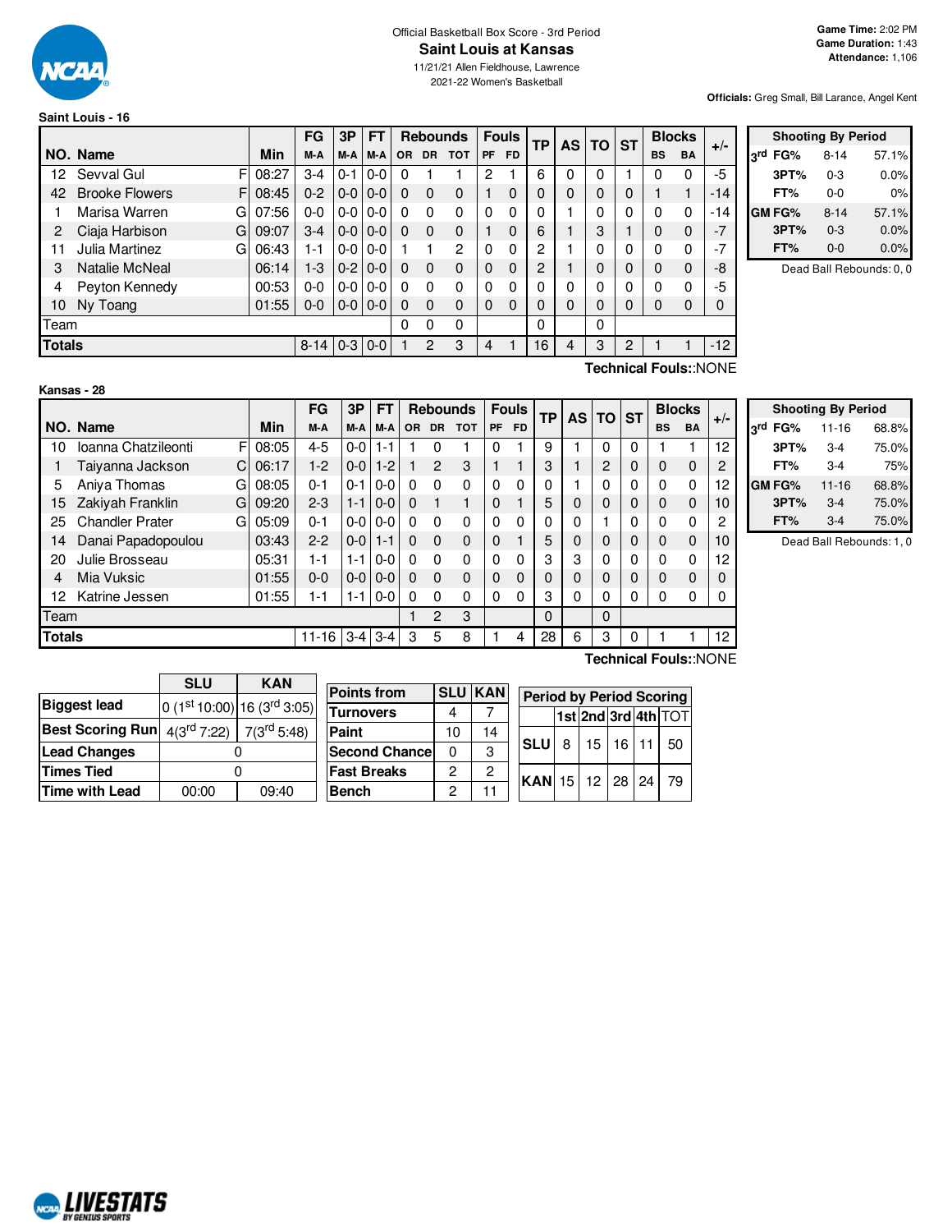Official Basketball Box Score - 3rd Period

# Saint Louis at Kansas

11/21/21 Allen Fieldhouse, Lawrence

2021-22 Women's Basketball

**Game Time:** 2:02 PM
**Game Duration:** 1:43
**Attendance:** 1,106

**Officials:** Greg Small, Bill Larance, Angel Kent

## Saint Louis - 16

| NO. | Name | | Min | FG M-A | 3P M-A | FT M-A | OR | DR | TOT | PF | FD | TP | AS | TO | ST | BS | BA | +/- |
|---|---|---|---|---|---|---|---|---|---|---|---|---|---|---|---|---|---|---|
| 12 | Sevval Gul | F | 08:27 | 3-4 | 0-1 | 0-0 | 0 | 1 | 1 | 2 | 1 | 6 | 0 | 0 | 1 | 0 | 0 | -5 |
| 42 | Brooke Flowers | F | 08:45 | 0-2 | 0-0 | 0-0 | 0 | 0 | 0 | 1 | 0 | 0 | 0 | 0 | 0 | 1 | 1 | -14 |
| 1 | Marisa Warren | G | 07:56 | 0-0 | 0-0 | 0-0 | 0 | 0 | 0 | 0 | 0 | 0 | 1 | 0 | 0 | 0 | 0 | -14 |
| 2 | Ciaja Harbison | G | 09:07 | 3-4 | 0-0 | 0-0 | 0 | 0 | 0 | 1 | 0 | 6 | 1 | 3 | 1 | 0 | 0 | -7 |
| 11 | Julia Martinez | G | 06:43 | 1-1 | 0-0 | 0-0 | 1 | 1 | 2 | 0 | 0 | 2 | 1 | 0 | 0 | 0 | 0 | -7 |
| 3 | Natalie McNeal | | 06:14 | 1-3 | 0-2 | 0-0 | 0 | 0 | 0 | 0 | 0 | 2 | 1 | 0 | 0 | 0 | 0 | -8 |
| 4 | Peyton Kennedy | | 00:53 | 0-0 | 0-0 | 0-0 | 0 | 0 | 0 | 0 | 0 | 0 | 0 | 0 | 0 | 0 | 0 | -5 |
| 10 | Ny Toang | | 01:55 | 0-0 | 0-0 | 0-0 | 0 | 0 | 0 | 0 | 0 | 0 | 0 | 0 | 0 | 0 | 0 | 0 |
| | Team | | | | | | 0 | 0 | 0 | | | 0 | | 0 | | | | |
| | **Totals** | | | 8-14 | 0-3 | 0-0 | 1 | 2 | 3 | 4 | 1 | 16 | 4 | 3 | 2 | 1 | 1 | -12 |

Technical Fouls::NONE

| Shooting By Period | | |
|---|---|---|
| 3rd FG% | 8-14 | 57.1% |
| 3PT% | 0-3 | 0.0% |
| FT% | 0-0 | 0% |
| GM FG% | 8-14 | 57.1% |
| 3PT% | 0-3 | 0.0% |
| FT% | 0-0 | 0.0% |

Dead Ball Rebounds: 0, 0

## Kansas - 28

| NO. | Name | | Min | FG M-A | 3P M-A | FT M-A | OR | DR | TOT | PF | FD | TP | AS | TO | ST | BS | BA | +/- |
|---|---|---|---|---|---|---|---|---|---|---|---|---|---|---|---|---|---|---|
| 10 | Ioanna Chatzileonti | F | 08:05 | 4-5 | 0-0 | 1-1 | 1 | 0 | 1 | 0 | 1 | 9 | 1 | 0 | 0 | 1 | 1 | 12 |
| 1 | Taiyanna Jackson | C | 06:17 | 1-2 | 0-0 | 1-2 | 1 | 2 | 3 | 1 | 1 | 3 | 1 | 2 | 0 | 0 | 0 | 2 |
| 5 | Aniya Thomas | G | 08:05 | 0-1 | 0-1 | 0-0 | 0 | 0 | 0 | 0 | 0 | 0 | 1 | 0 | 0 | 0 | 0 | 12 |
| 15 | Zakiyah Franklin | G | 09:20 | 2-3 | 1-1 | 0-0 | 0 | 1 | 1 | 0 | 1 | 5 | 0 | 0 | 0 | 0 | 0 | 10 |
| 25 | Chandler Prater | G | 05:09 | 0-1 | 0-0 | 0-0 | 0 | 0 | 0 | 0 | 0 | 0 | 0 | 1 | 0 | 0 | 0 | 2 |
| 14 | Danai Papadopoulou | | 03:43 | 2-2 | 0-0 | 1-1 | 0 | 0 | 0 | 0 | 1 | 5 | 0 | 0 | 0 | 0 | 0 | 10 |
| 20 | Julie Brosseau | | 05:31 | 1-1 | 1-1 | 0-0 | 0 | 0 | 0 | 0 | 0 | 3 | 3 | 0 | 0 | 0 | 0 | 12 |
| 4 | Mia Vuksic | | 01:55 | 0-0 | 0-0 | 0-0 | 0 | 0 | 0 | 0 | 0 | 0 | 0 | 0 | 0 | 0 | 0 | 0 |
| 12 | Katrine Jessen | | 01:55 | 1-1 | 1-1 | 0-0 | 0 | 0 | 0 | 0 | 0 | 3 | 0 | 0 | 0 | 0 | 0 | 0 |
| | Team | | | | | | 1 | 2 | 3 | | | 0 | | 0 | | | | |
| | **Totals** | | | 11-16 | 3-4 | 3-4 | 3 | 5 | 8 | 1 | 4 | 28 | 6 | 3 | 0 | 1 | 1 | 12 |

Technical Fouls::NONE

| Shooting By Period | | |
|---|---|---|
| 3rd FG% | 11-16 | 68.8% |
| 3PT% | 3-4 | 75.0% |
| FT% | 3-4 | 75% |
| GM FG% | 11-16 | 68.8% |
| 3PT% | 3-4 | 75.0% |
| FT% | 3-4 | 75.0% |

Dead Ball Rebounds: 1, 0

| | SLU | KAN |
|---|---|---|
| Biggest lead | 0 (1st 10:00) | 16 (3rd 3:05) |
| Best Scoring Run | 4(3rd 7:22) | 7(3rd 5:48) |
| Lead Changes | 0 | |
| Times Tied | 0 | |
| Time with Lead | 00:00 | 09:40 |

| Points from | SLU | KAN |
|---|---|---|
| Turnovers | 4 | 7 |
| Paint | 10 | 14 |
| Second Chance | 0 | 3 |
| Fast Breaks | 2 | 2 |
| Bench | 2 | 11 |

| Period by Period Scoring | 1st | 2nd | 3rd | 4th | TOT |
|---|---|---|---|---|---|
| SLU | 8 | 15 | 16 | 11 | 50 |
| KAN | 15 | 12 | 28 | 24 | 79 |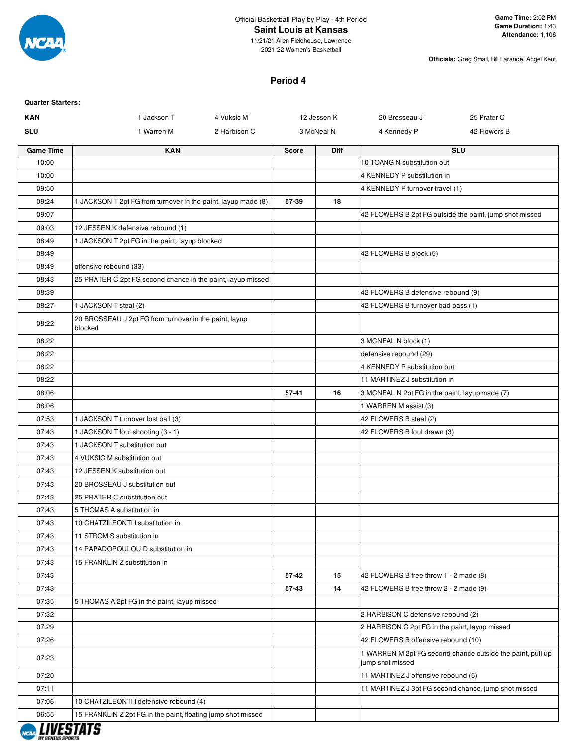Official Basketball Play by Play - 4th Period

**Saint Louis at Kansas**

11/21/21 Allen Fieldhouse, Lawrence

2021-22 Women's Basketball

**Game Time:** 2:02 PM
**Game Duration:** 1:43
**Attendance:** 1,106

**Officials:** Greg Small, Bill Larance, Angel Kent

## Period 4

**Quarter Starters:**

| | | | | | |
|---|---|---|---|---|---|
| **KAN** | 1 Jackson T | 4 Vuksic M | 12 Jessen K | 20 Brosseau J | 25 Prater C |
| **SLU** | 1 Warren M | 2 Harbison C | 3 McNeal N | 4 Kennedy P | 42 Flowers B |

| Game Time | KAN | Score | Diff | SLU |
|---|---|---|---|---|
| 10:00 | | | | 10 TOANG N substitution out |
| 10:00 | | | | 4 KENNEDY P substitution in |
| 09:50 | | | | 4 KENNEDY P turnover travel (1) |
| 09:24 | 1 JACKSON T 2pt FG from turnover in the paint, layup made (8) | 57-39 | 18 | |
| 09:07 | | | | 42 FLOWERS B 2pt FG outside the paint, jump shot missed |
| 09:03 | 12 JESSEN K defensive rebound (1) | | | |
| 08:49 | 1 JACKSON T 2pt FG in the paint, layup blocked | | | |
| 08:49 | | | | 42 FLOWERS B block (5) |
| 08:49 | offensive rebound (33) | | | |
| 08:43 | 25 PRATER C 2pt FG second chance in the paint, layup missed | | | |
| 08:39 | | | | 42 FLOWERS B defensive rebound (9) |
| 08:27 | 1 JACKSON T steal (2) | | | 42 FLOWERS B turnover bad pass (1) |
| 08:22 | 20 BROSSEAU J 2pt FG from turnover in the paint, layup blocked | | | |
| 08:22 | | | | 3 MCNEAL N block (1) |
| 08:22 | | | | defensive rebound (29) |
| 08:22 | | | | 4 KENNEDY P substitution out |
| 08:22 | | | | 11 MARTINEZ J substitution in |
| 08:06 | | 57-41 | 16 | 3 MCNEAL N 2pt FG in the paint, layup made (7) |
| 08:06 | | | | 1 WARREN M assist (3) |
| 07:53 | 1 JACKSON T turnover lost ball (3) | | | 42 FLOWERS B steal (2) |
| 07:43 | 1 JACKSON T foul shooting (3 - 1) | | | 42 FLOWERS B foul drawn (3) |
| 07:43 | 1 JACKSON T substitution out | | | |
| 07:43 | 4 VUKSIC M substitution out | | | |
| 07:43 | 12 JESSEN K substitution out | | | |
| 07:43 | 20 BROSSEAU J substitution out | | | |
| 07:43 | 25 PRATER C substitution out | | | |
| 07:43 | 5 THOMAS A substitution in | | | |
| 07:43 | 10 CHATZILEONTI I substitution in | | | |
| 07:43 | 11 STROM S substitution in | | | |
| 07:43 | 14 PAPADOPOULOU D substitution in | | | |
| 07:43 | 15 FRANKLIN Z substitution in | | | |
| 07:43 | | 57-42 | 15 | 42 FLOWERS B free throw 1 - 2 made (8) |
| 07:43 | | 57-43 | 14 | 42 FLOWERS B free throw 2 - 2 made (9) |
| 07:35 | 5 THOMAS A 2pt FG in the paint, layup missed | | | |
| 07:32 | | | | 2 HARBISON C defensive rebound (2) |
| 07:29 | | | | 2 HARBISON C 2pt FG in the paint, layup missed |
| 07:26 | | | | 42 FLOWERS B offensive rebound (10) |
| 07:23 | | | | 1 WARREN M 2pt FG second chance outside the paint, pull up jump shot missed |
| 07:20 | | | | 11 MARTINEZ J offensive rebound (5) |
| 07:11 | | | | 11 MARTINEZ J 3pt FG second chance, jump shot missed |
| 07:06 | 10 CHATZILEONTI I defensive rebound (4) | | | |
| 06:55 | 15 FRANKLIN Z 2pt FG in the paint, floating jump shot missed | | | |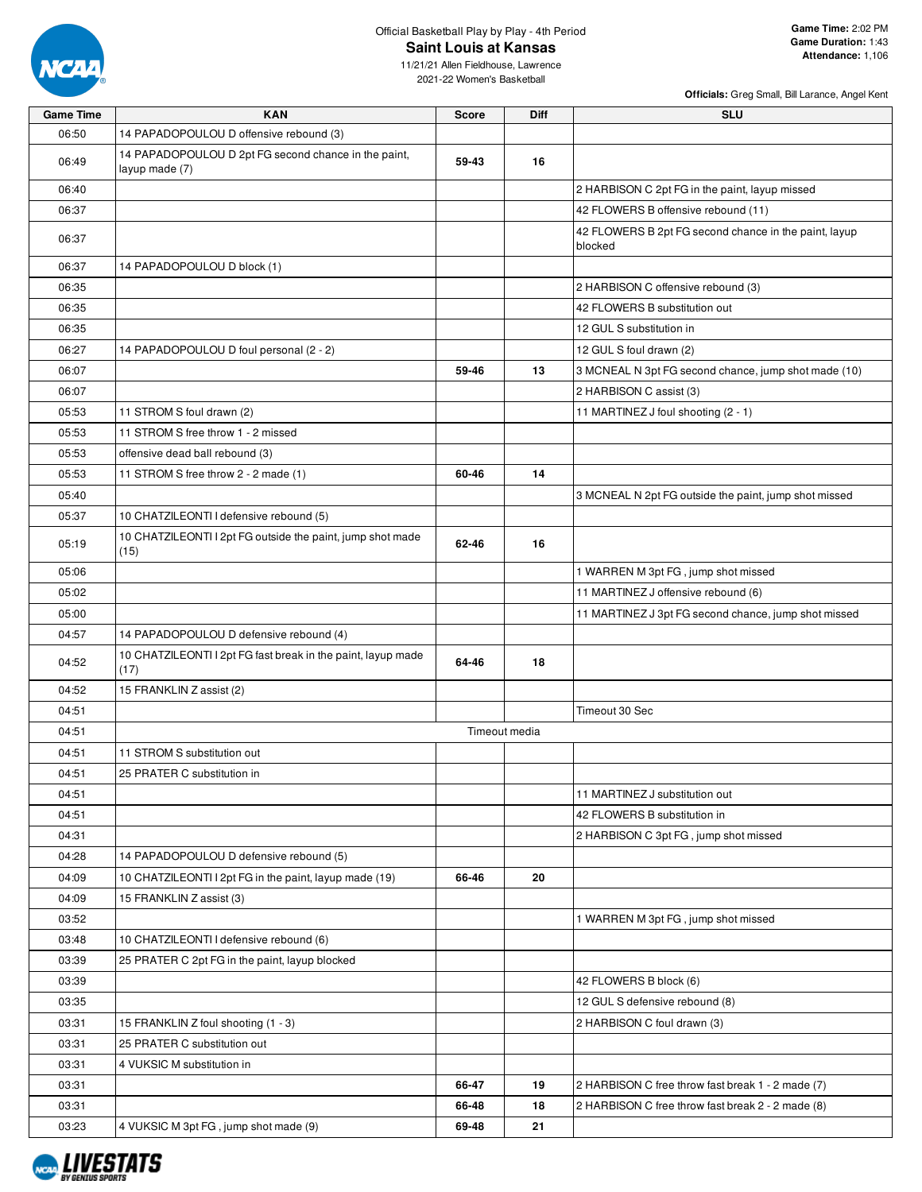Official Basketball Play by Play - 4th Period

# Saint Louis at Kansas

11/21/21 Allen Fieldhouse, Lawrence
2021-22 Women's Basketball

**Game Time:** 2:02 PM
**Game Duration:** 1:43
**Attendance:** 1,106

**Officials:** Greg Small, Bill Larance, Angel Kent

| Game Time | KAN | Score | Diff | SLU |
|---|---|---|---|---|
| 06:50 | 14 PAPADOPOULOU D offensive rebound (3) | | | |
| 06:49 | 14 PAPADOPOULOU D 2pt FG second chance in the paint, layup made (7) | 59-43 | 16 | |
| 06:40 | | | | 2 HARBISON C 2pt FG in the paint, layup missed |
| 06:37 | | | | 42 FLOWERS B offensive rebound (11) |
| 06:37 | | | | 42 FLOWERS B 2pt FG second chance in the paint, layup blocked |
| 06:37 | 14 PAPADOPOULOU D block (1) | | | |
| 06:35 | | | | 2 HARBISON C offensive rebound (3) |
| 06:35 | | | | 42 FLOWERS B substitution out |
| 06:35 | | | | 12 GUL S substitution in |
| 06:27 | 14 PAPADOPOULOU D foul personal (2 - 2) | | | 12 GUL S foul drawn (2) |
| 06:07 | | 59-46 | 13 | 3 MCNEAL N 3pt FG second chance, jump shot made (10) |
| 06:07 | | | | 2 HARBISON C assist (3) |
| 05:53 | 11 STROM S foul drawn (2) | | | 11 MARTINEZ J foul shooting (2 - 1) |
| 05:53 | 11 STROM S free throw 1 - 2 missed | | | |
| 05:53 | offensive dead ball rebound (3) | | | |
| 05:53 | 11 STROM S free throw 2 - 2 made (1) | 60-46 | 14 | |
| 05:40 | | | | 3 MCNEAL N 2pt FG outside the paint, jump shot missed |
| 05:37 | 10 CHATZILEONTI I defensive rebound (5) | | | |
| 05:19 | 10 CHATZILEONTI I 2pt FG outside the paint, jump shot made (15) | 62-46 | 16 | |
| 05:06 | | | | 1 WARREN M 3pt FG , jump shot missed |
| 05:02 | | | | 11 MARTINEZ J offensive rebound (6) |
| 05:00 | | | | 11 MARTINEZ J 3pt FG second chance, jump shot missed |
| 04:57 | 14 PAPADOPOULOU D defensive rebound (4) | | | |
| 04:52 | 10 CHATZILEONTI I 2pt FG fast break in the paint, layup made (17) | 64-46 | 18 | |
| 04:52 | 15 FRANKLIN Z assist (2) | | | |
| 04:51 | | | | Timeout 30 Sec |
| 04:51 | Timeout media | | | |
| 04:51 | 11 STROM S substitution out | | | |
| 04:51 | 25 PRATER C substitution in | | | |
| 04:51 | | | | 11 MARTINEZ J substitution out |
| 04:51 | | | | 42 FLOWERS B substitution in |
| 04:31 | | | | 2 HARBISON C 3pt FG , jump shot missed |
| 04:28 | 14 PAPADOPOULOU D defensive rebound (5) | | | |
| 04:09 | 10 CHATZILEONTI I 2pt FG in the paint, layup made (19) | 66-46 | 20 | |
| 04:09 | 15 FRANKLIN Z assist (3) | | | |
| 03:52 | | | | 1 WARREN M 3pt FG , jump shot missed |
| 03:48 | 10 CHATZILEONTI I defensive rebound (6) | | | |
| 03:39 | 25 PRATER C 2pt FG in the paint, layup blocked | | | |
| 03:39 | | | | 42 FLOWERS B block (6) |
| 03:35 | | | | 12 GUL S defensive rebound (8) |
| 03:31 | 15 FRANKLIN Z foul shooting (1 - 3) | | | 2 HARBISON C foul drawn (3) |
| 03:31 | 25 PRATER C substitution out | | | |
| 03:31 | 4 VUKSIC M substitution in | | | |
| 03:31 | | 66-47 | 19 | 2 HARBISON C free throw fast break 1 - 2 made (7) |
| 03:31 | | 66-48 | 18 | 2 HARBISON C free throw fast break 2 - 2 made (8) |
| 03:23 | 4 VUKSIC M 3pt FG , jump shot made (9) | 69-48 | 21 | |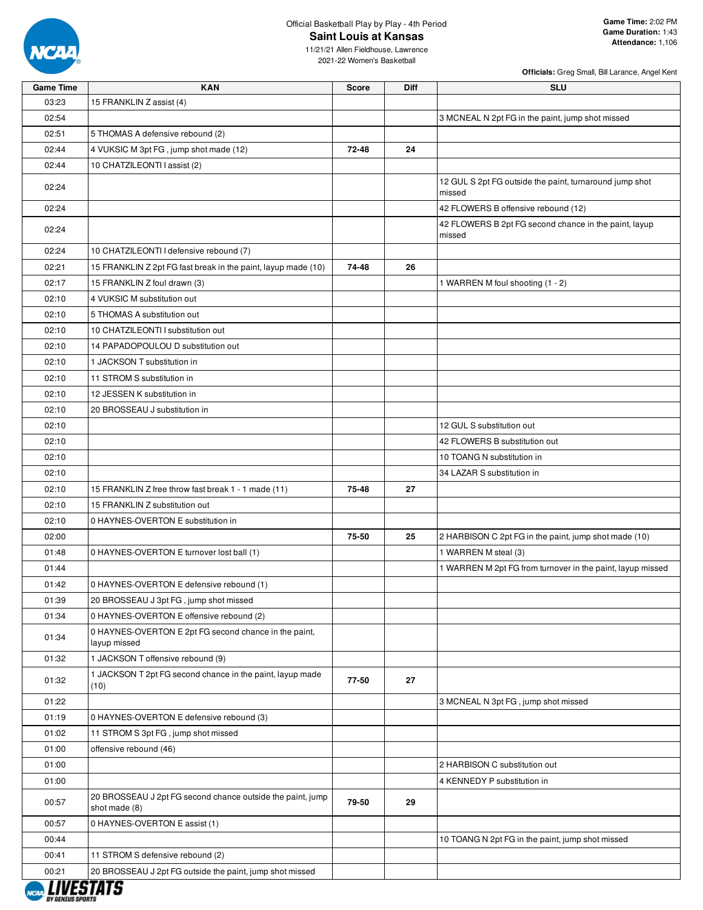Official Basketball Play by Play - 4th Period

# Saint Louis at Kansas

11/21/21 Allen Fieldhouse, Lawrence
2021-22 Women's Basketball

**Game Time:** 2:02 PM
**Game Duration:** 1:43
**Attendance:** 1,106

**Officials:** Greg Small, Bill Larance, Angel Kent

| Game Time | KAN | Score | Diff | SLU |
|---|---|---|---|---|
| 03:23 | 15 FRANKLIN Z assist (4) | | | |
| 02:54 | | | | 3 MCNEAL N 2pt FG in the paint, jump shot missed |
| 02:51 | 5 THOMAS A defensive rebound (2) | | | |
| 02:44 | 4 VUKSIC M 3pt FG , jump shot made (12) | 72-48 | 24 | |
| 02:44 | 10 CHATZILEONTI I assist (2) | | | |
| 02:24 | | | | 12 GUL S 2pt FG outside the paint, turnaround jump shot missed |
| 02:24 | | | | 42 FLOWERS B offensive rebound (12) |
| 02:24 | | | | 42 FLOWERS B 2pt FG second chance in the paint, layup missed |
| 02:24 | 10 CHATZILEONTI I defensive rebound (7) | | | |
| 02:21 | 15 FRANKLIN Z 2pt FG fast break in the paint, layup made (10) | 74-48 | 26 | |
| 02:17 | 15 FRANKLIN Z foul drawn (3) | | | 1 WARREN M foul shooting (1 - 2) |
| 02:10 | 4 VUKSIC M substitution out | | | |
| 02:10 | 5 THOMAS A substitution out | | | |
| 02:10 | 10 CHATZILEONTI I substitution out | | | |
| 02:10 | 14 PAPADOPOULOU D substitution out | | | |
| 02:10 | 1 JACKSON T substitution in | | | |
| 02:10 | 11 STROM S substitution in | | | |
| 02:10 | 12 JESSEN K substitution in | | | |
| 02:10 | 20 BROSSEAU J substitution in | | | |
| 02:10 | | | | 12 GUL S substitution out |
| 02:10 | | | | 42 FLOWERS B substitution out |
| 02:10 | | | | 10 TOANG N substitution in |
| 02:10 | | | | 34 LAZAR S substitution in |
| 02:10 | 15 FRANKLIN Z free throw fast break 1 - 1 made (11) | 75-48 | 27 | |
| 02:10 | 15 FRANKLIN Z substitution out | | | |
| 02:10 | 0 HAYNES-OVERTON E substitution in | | | |
| 02:00 | | 75-50 | 25 | 2 HARBISON C 2pt FG in the paint, jump shot made (10) |
| 01:48 | 0 HAYNES-OVERTON E turnover lost ball (1) | | | 1 WARREN M steal (3) |
| 01:44 | | | | 1 WARREN M 2pt FG from turnover in the paint, layup missed |
| 01:42 | 0 HAYNES-OVERTON E defensive rebound (1) | | | |
| 01:39 | 20 BROSSEAU J 3pt FG , jump shot missed | | | |
| 01:34 | 0 HAYNES-OVERTON E offensive rebound (2) | | | |
| 01:34 | 0 HAYNES-OVERTON E 2pt FG second chance in the paint, layup missed | | | |
| 01:32 | 1 JACKSON T offensive rebound (9) | | | |
| 01:32 | 1 JACKSON T 2pt FG second chance in the paint, layup made (10) | 77-50 | 27 | |
| 01:22 | | | | 3 MCNEAL N 3pt FG , jump shot missed |
| 01:19 | 0 HAYNES-OVERTON E defensive rebound (3) | | | |
| 01:02 | 11 STROM S 3pt FG , jump shot missed | | | |
| 01:00 | offensive rebound (46) | | | |
| 01:00 | | | | 2 HARBISON C substitution out |
| 01:00 | | | | 4 KENNEDY P substitution in |
| 00:57 | 20 BROSSEAU J 2pt FG second chance outside the paint, jump shot made (8) | 79-50 | 29 | |
| 00:57 | 0 HAYNES-OVERTON E assist (1) | | | |
| 00:44 | | | | 10 TOANG N 2pt FG in the paint, jump shot missed |
| 00:41 | 11 STROM S defensive rebound (2) | | | |
| 00:21 | 20 BROSSEAU J 2pt FG outside the paint, jump shot missed | | | |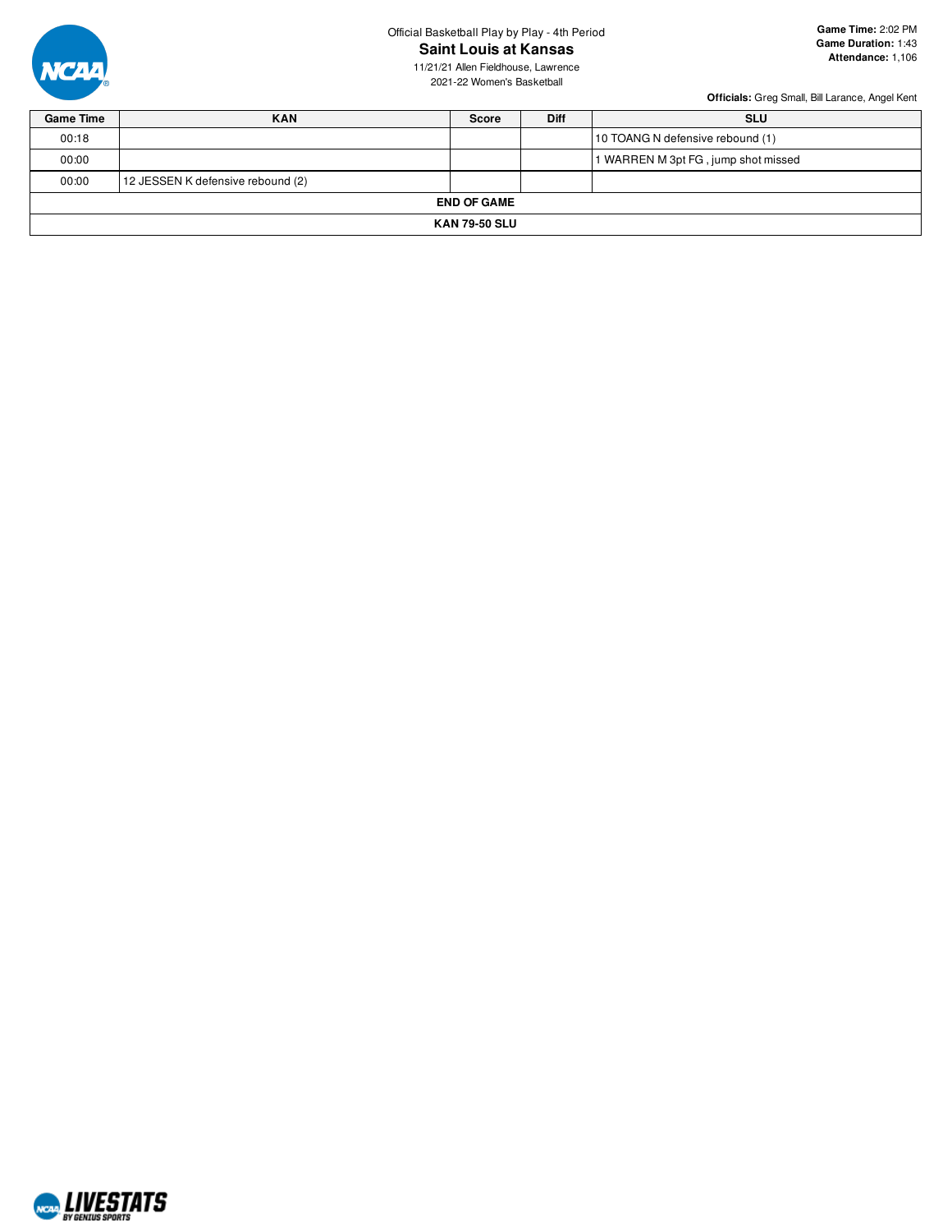Official Basketball Play by Play - 4th Period

# Saint Louis at Kansas

11/21/21 Allen Fieldhouse, Lawrence

2021-22 Women's Basketball

**Game Time:** 2:02 PM
**Game Duration:** 1:43
**Attendance:** 1,106

**Officials:** Greg Small, Bill Larance, Angel Kent

| Game Time | KAN | Score | Diff | SLU |
|---|---|---|---|---|
| 00:18 | | | | 10 TOANG N defensive rebound (1) |
| 00:00 | | | | 1 WARREN M 3pt FG , jump shot missed |
| 00:00 | 12 JESSEN K defensive rebound (2) | | | |
| **END OF GAME** | | | | |
| **KAN 79-50 SLU** | | | | |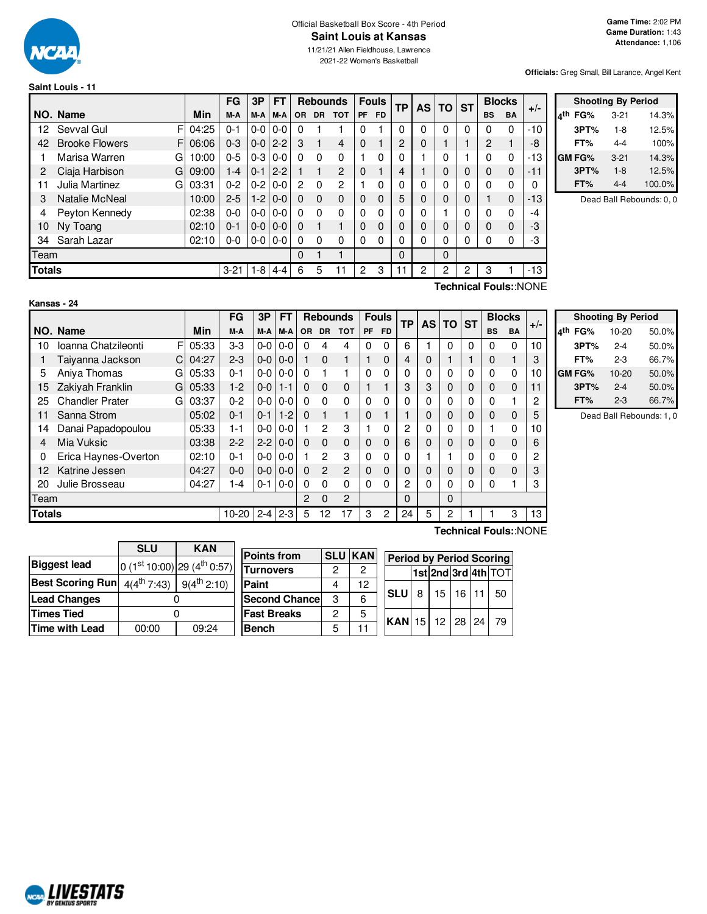Official Basketball Box Score - 4th Period

# Saint Louis at Kansas

11/21/21 Allen Fieldhouse, Lawrence

2021-22 Women's Basketball

**Game Time:** 2:02 PM
**Game Duration:** 1:43
**Attendance:** 1,106

**Officials:** Greg Small, Bill Larance, Angel Kent

## Saint Louis - 11

| NO. | Name | | Min | FG M-A | 3P M-A | FT M-A | OR | DR | TOT | PF | FD | TP | AS | TO | ST | BS | BA | +/- |
|---|---|---|---|---|---|---|---|---|---|---|---|---|---|---|---|---|---|---|
| 12 | Sevval Gul | F | 04:25 | 0-1 | 0-0 | 0-0 | 0 | 1 | 1 | 0 | 1 | 0 | 0 | 0 | 0 | 0 | 0 | -10 |
| 42 | Brooke Flowers | F | 06:06 | 0-3 | 0-0 | 2-2 | 3 | 1 | 4 | 0 | 1 | 2 | 0 | 1 | 1 | 2 | 1 | -8 |
| 1 | Marisa Warren | G | 10:00 | 0-5 | 0-3 | 0-0 | 0 | 0 | 0 | 1 | 0 | 0 | 1 | 0 | 1 | 0 | 0 | -13 |
| 2 | Ciaja Harbison | G | 09:00 | 1-4 | 0-1 | 2-2 | 1 | 1 | 2 | 0 | 1 | 4 | 1 | 0 | 0 | 0 | 0 | -11 |
| 11 | Julia Martinez | G | 03:31 | 0-2 | 0-2 | 0-0 | 2 | 0 | 2 | 1 | 0 | 0 | 0 | 0 | 0 | 0 | 0 | 0 |
| 3 | Natalie McNeal | | 10:00 | 2-5 | 1-2 | 0-0 | 0 | 0 | 0 | 0 | 0 | 5 | 0 | 0 | 0 | 1 | 0 | -13 |
| 4 | Peyton Kennedy | | 02:38 | 0-0 | 0-0 | 0-0 | 0 | 0 | 0 | 0 | 0 | 0 | 0 | 1 | 0 | 0 | 0 | -4 |
| 10 | Ny Toang | | 02:10 | 0-1 | 0-0 | 0-0 | 0 | 1 | 1 | 0 | 0 | 0 | 0 | 0 | 0 | 0 | 0 | -3 |
| 34 | Sarah Lazar | | 02:10 | 0-0 | 0-0 | 0-0 | 0 | 0 | 0 | 0 | 0 | 0 | 0 | 0 | 0 | 0 | 0 | -3 |
| | Team | | | | | | 0 | 1 | 1 | | | 0 | | 0 | | | | |
| | **Totals** | | | 3-21 | 1-8 | 4-4 | 6 | 5 | 11 | 2 | 3 | 11 | 2 | 2 | 2 | 3 | 1 | -13 |

**Technical Fouls:**:NONE

| Shooting By Period | | |
|---|---|---|
| 4th FG% | 3-21 | 14.3% |
| 3PT% | 1-8 | 12.5% |
| FT% | 4-4 | 100% |
| GM FG% | 3-21 | 14.3% |
| 3PT% | 1-8 | 12.5% |
| FT% | 4-4 | 100.0% |

Dead Ball Rebounds: 0, 0

## Kansas - 24

| NO. | Name | | Min | FG M-A | 3P M-A | FT M-A | OR | DR | TOT | PF | FD | TP | AS | TO | ST | BS | BA | +/- |
|---|---|---|---|---|---|---|---|---|---|---|---|---|---|---|---|---|---|---|
| 10 | Ioanna Chatzileonti | F | 05:33 | 3-3 | 0-0 | 0-0 | 0 | 4 | 4 | 0 | 0 | 6 | 1 | 0 | 0 | 0 | 0 | 10 |
| 1 | Taiyanna Jackson | C | 04:27 | 2-3 | 0-0 | 0-0 | 1 | 0 | 1 | 1 | 0 | 4 | 0 | 1 | 1 | 0 | 1 | 3 |
| 5 | Aniya Thomas | G | 05:33 | 0-1 | 0-0 | 0-0 | 0 | 1 | 1 | 0 | 0 | 0 | 0 | 0 | 0 | 0 | 0 | 10 |
| 15 | Zakiyah Franklin | G | 05:33 | 1-2 | 0-0 | 1-1 | 0 | 0 | 0 | 1 | 1 | 3 | 3 | 0 | 0 | 0 | 0 | 11 |
| 25 | Chandler Prater | G | 03:37 | 0-2 | 0-0 | 0-0 | 0 | 0 | 0 | 0 | 0 | 0 | 0 | 0 | 0 | 0 | 1 | 2 |
| 11 | Sanna Strom | | 05:02 | 0-1 | 0-1 | 1-2 | 0 | 1 | 1 | 0 | 1 | 1 | 0 | 0 | 0 | 0 | 0 | 5 |
| 14 | Danai Papadopoulou | | 05:33 | 1-1 | 0-0 | 0-0 | 1 | 2 | 3 | 1 | 0 | 2 | 0 | 0 | 0 | 1 | 0 | 10 |
| 4 | Mia Vuksic | | 03:38 | 2-2 | 2-2 | 0-0 | 0 | 0 | 0 | 0 | 0 | 6 | 0 | 0 | 0 | 0 | 0 | 6 |
| 0 | Erica Haynes-Overton | | 02:10 | 0-1 | 0-0 | 0-0 | 1 | 2 | 3 | 0 | 0 | 0 | 1 | 1 | 0 | 0 | 0 | 2 |
| 12 | Katrine Jessen | | 04:27 | 0-0 | 0-0 | 0-0 | 0 | 2 | 2 | 0 | 0 | 0 | 0 | 0 | 0 | 0 | 0 | 3 |
| 20 | Julie Brosseau | | 04:27 | 1-4 | 0-1 | 0-0 | 0 | 0 | 0 | 0 | 0 | 2 | 0 | 0 | 0 | 0 | 1 | 3 |
| | Team | | | | | | 2 | 0 | 2 | | | 0 | | 0 | | | | |
| | **Totals** | | | 10-20 | 2-4 | 2-3 | 5 | 12 | 17 | 3 | 2 | 24 | 5 | 2 | 1 | 1 | 3 | 13 |

**Technical Fouls:**:NONE

| Shooting By Period | | |
|---|---|---|
| 4th FG% | 10-20 | 50.0% |
| 3PT% | 2-4 | 50.0% |
| FT% | 2-3 | 66.7% |
| GM FG% | 10-20 | 50.0% |
| 3PT% | 2-4 | 50.0% |
| FT% | 2-3 | 66.7% |

Dead Ball Rebounds: 1, 0

| | SLU | KAN |
|---|---|---|
| **Biggest lead** | 0 (1st 10:00) | 29 (4th 0:57) |
| **Best Scoring Run** | 4(4th 7:43) | 9(4th 2:10) |
| **Lead Changes** | 0 | |
| **Times Tied** | 0 | |
| **Time with Lead** | 00:00 | 09:24 |

| Points from | SLU | KAN |
|---|---|---|
| Turnovers | 2 | 2 |
| Paint | 4 | 12 |
| Second Chance | 3 | 6 |
| Fast Breaks | 2 | 5 |
| Bench | 5 | 11 |

| Period by Period Scoring | 1st | 2nd | 3rd | 4th | TOT |
|---|---|---|---|---|---|
| SLU | 8 | 15 | 16 | 11 | 50 |
| KAN | 15 | 12 | 28 | 24 | 79 |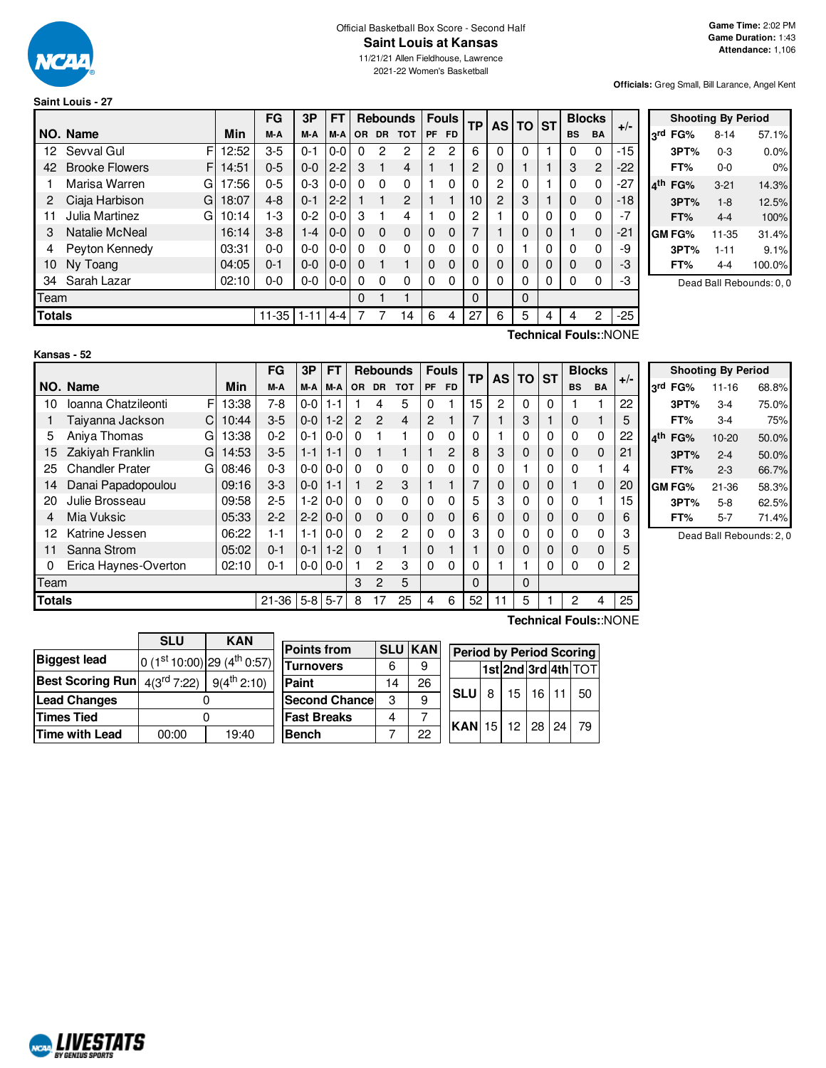Official Basketball Box Score - Second Half

# Saint Louis at Kansas

11/21/21 Allen Fieldhouse, Lawrence
2021-22 Women's Basketball

**Game Time:** 2:02 PM
**Game Duration:** 1:43
**Attendance:** 1,106

**Officials:** Greg Small, Bill Larance, Angel Kent

## Saint Louis - 27

| NO. | Name | | Min | FG M-A | 3P M-A | FT M-A | OR | DR | TOT | PF | FD | TP | AS | TO | ST | BS | BA | +/- |
|---|---|---|---|---|---|---|---|---|---|---|---|---|---|---|---|---|---|---|
| 12 | Sevval Gul | F | 12:52 | 3-5 | 0-1 | 0-0 | 0 | 2 | 2 | 2 | 2 | 6 | 0 | 0 | 1 | 0 | 0 | -15 |
| 42 | Brooke Flowers | F | 14:51 | 0-5 | 0-0 | 2-2 | 3 | 1 | 4 | 1 | 1 | 2 | 0 | 1 | 1 | 3 | 2 | -22 |
| 1 | Marisa Warren | G | 17:56 | 0-5 | 0-3 | 0-0 | 0 | 0 | 0 | 1 | 0 | 0 | 2 | 0 | 1 | 0 | 0 | -27 |
| 2 | Ciaja Harbison | G | 18:07 | 4-8 | 0-1 | 2-2 | 1 | 1 | 2 | 1 | 1 | 10 | 2 | 3 | 1 | 0 | 0 | -18 |
| 11 | Julia Martinez | G | 10:14 | 1-3 | 0-2 | 0-0 | 3 | 1 | 4 | 1 | 0 | 2 | 1 | 0 | 0 | 0 | 0 | -7 |
| 3 | Natalie McNeal | | 16:14 | 3-8 | 1-4 | 0-0 | 0 | 0 | 0 | 0 | 0 | 7 | 1 | 0 | 0 | 1 | 0 | -21 |
| 4 | Peyton Kennedy | | 03:31 | 0-0 | 0-0 | 0-0 | 0 | 0 | 0 | 0 | 0 | 0 | 0 | 1 | 0 | 0 | 0 | -9 |
| 10 | Ny Toang | | 04:05 | 0-1 | 0-0 | 0-0 | 0 | 1 | 1 | 0 | 0 | 0 | 0 | 0 | 0 | 0 | 0 | -3 |
| 34 | Sarah Lazar | | 02:10 | 0-0 | 0-0 | 0-0 | 0 | 0 | 0 | 0 | 0 | 0 | 0 | 0 | 0 | 0 | 0 | -3 |
| Team | | | | | | | 0 | 1 | 1 | | | 0 | | 0 | | | | |
| **Totals** | | | | 11-35 | 1-11 | 4-4 | 7 | 7 | 14 | 6 | 4 | 27 | 6 | 5 | 4 | 4 | 2 | -25 |

**Technical Fouls:**:NONE

| Shooting By Period | | |
|---|---|---|
| 3rd FG% | 8-14 | 57.1% |
| 3PT% | 0-3 | 0.0% |
| FT% | 0-0 | 0% |
| 4th FG% | 3-21 | 14.3% |
| 3PT% | 1-8 | 12.5% |
| FT% | 4-4 | 100% |
| GM FG% | 11-35 | 31.4% |
| 3PT% | 1-11 | 9.1% |
| FT% | 4-4 | 100.0% |

Dead Ball Rebounds: 0, 0

## Kansas - 52

| NO. | Name | | Min | FG M-A | 3P M-A | FT M-A | OR | DR | TOT | PF | FD | TP | AS | TO | ST | BS | BA | +/- |
|---|---|---|---|---|---|---|---|---|---|---|---|---|---|---|---|---|---|---|
| 10 | Ioanna Chatzileonti | F | 13:38 | 7-8 | 0-0 | 1-1 | 1 | 4 | 5 | 0 | 1 | 15 | 2 | 0 | 0 | 1 | 1 | 22 |
| 1 | Taiyanna Jackson | C | 10:44 | 3-5 | 0-0 | 1-2 | 2 | 2 | 4 | 2 | 1 | 7 | 1 | 3 | 1 | 0 | 1 | 5 |
| 5 | Aniya Thomas | G | 13:38 | 0-2 | 0-1 | 0-0 | 0 | 1 | 1 | 0 | 0 | 0 | 1 | 0 | 0 | 0 | 0 | 22 |
| 15 | Zakiyah Franklin | G | 14:53 | 3-5 | 1-1 | 1-1 | 0 | 1 | 1 | 1 | 2 | 8 | 3 | 0 | 0 | 0 | 0 | 21 |
| 25 | Chandler Prater | G | 08:46 | 0-3 | 0-0 | 0-0 | 0 | 0 | 0 | 0 | 0 | 0 | 0 | 1 | 0 | 0 | 1 | 4 |
| 14 | Danai Papadopoulou | | 09:16 | 3-3 | 0-0 | 1-1 | 1 | 2 | 3 | 1 | 1 | 7 | 0 | 0 | 0 | 1 | 0 | 20 |
| 20 | Julie Brosseau | | 09:58 | 2-5 | 1-2 | 0-0 | 0 | 0 | 0 | 0 | 0 | 5 | 3 | 0 | 0 | 0 | 1 | 15 |
| 4 | Mia Vuksic | | 05:33 | 2-2 | 2-2 | 0-0 | 0 | 0 | 0 | 0 | 0 | 6 | 0 | 0 | 0 | 0 | 0 | 6 |
| 12 | Katrine Jessen | | 06:22 | 1-1 | 1-1 | 0-0 | 0 | 2 | 2 | 0 | 0 | 3 | 0 | 0 | 0 | 0 | 0 | 3 |
| 11 | Sanna Strom | | 05:02 | 0-1 | 0-1 | 1-2 | 0 | 1 | 1 | 0 | 1 | 1 | 0 | 0 | 0 | 0 | 0 | 5 |
| 0 | Erica Haynes-Overton | | 02:10 | 0-1 | 0-0 | 0-0 | 1 | 2 | 3 | 0 | 0 | 0 | 1 | 1 | 0 | 0 | 0 | 2 |
| Team | | | | | | | 3 | 2 | 5 | | | 0 | | 0 | | | | |
| **Totals** | | | | 21-36 | 5-8 | 5-7 | 8 | 17 | 25 | 4 | 6 | 52 | 11 | 5 | 1 | 2 | 4 | 25 |

**Technical Fouls:**:NONE

| Shooting By Period | | |
|---|---|---|
| 3rd FG% | 11-16 | 68.8% |
| 3PT% | 3-4 | 75.0% |
| FT% | 3-4 | 75% |
| 4th FG% | 10-20 | 50.0% |
| 3PT% | 2-4 | 50.0% |
| FT% | 2-3 | 66.7% |
| GM FG% | 21-36 | 58.3% |
| 3PT% | 5-8 | 62.5% |
| FT% | 5-7 | 71.4% |

Dead Ball Rebounds: 2, 0

| | SLU | KAN |
|---|---|---|
| Biggest lead | 0 (1st 10:00) | 29 (4th 0:57) |
| Best Scoring Run | 4(3rd 7:22) | 9(4th 2:10) |
| Lead Changes | 0 | |
| Times Tied | 0 | |
| Time with Lead | 00:00 | 19:40 |

| Points from | SLU | KAN |
|---|---|---|
| Turnovers | 6 | 9 |
| Paint | 14 | 26 |
| Second Chance | 3 | 9 |
| Fast Breaks | 4 | 7 |
| Bench | 7 | 22 |

| Period by Period Scoring | 1st | 2nd | 3rd | 4th | TOT |
|---|---|---|---|---|---|
| SLU | 8 | 15 | 16 | 11 | 50 |
| KAN | 15 | 12 | 28 | 24 | 79 |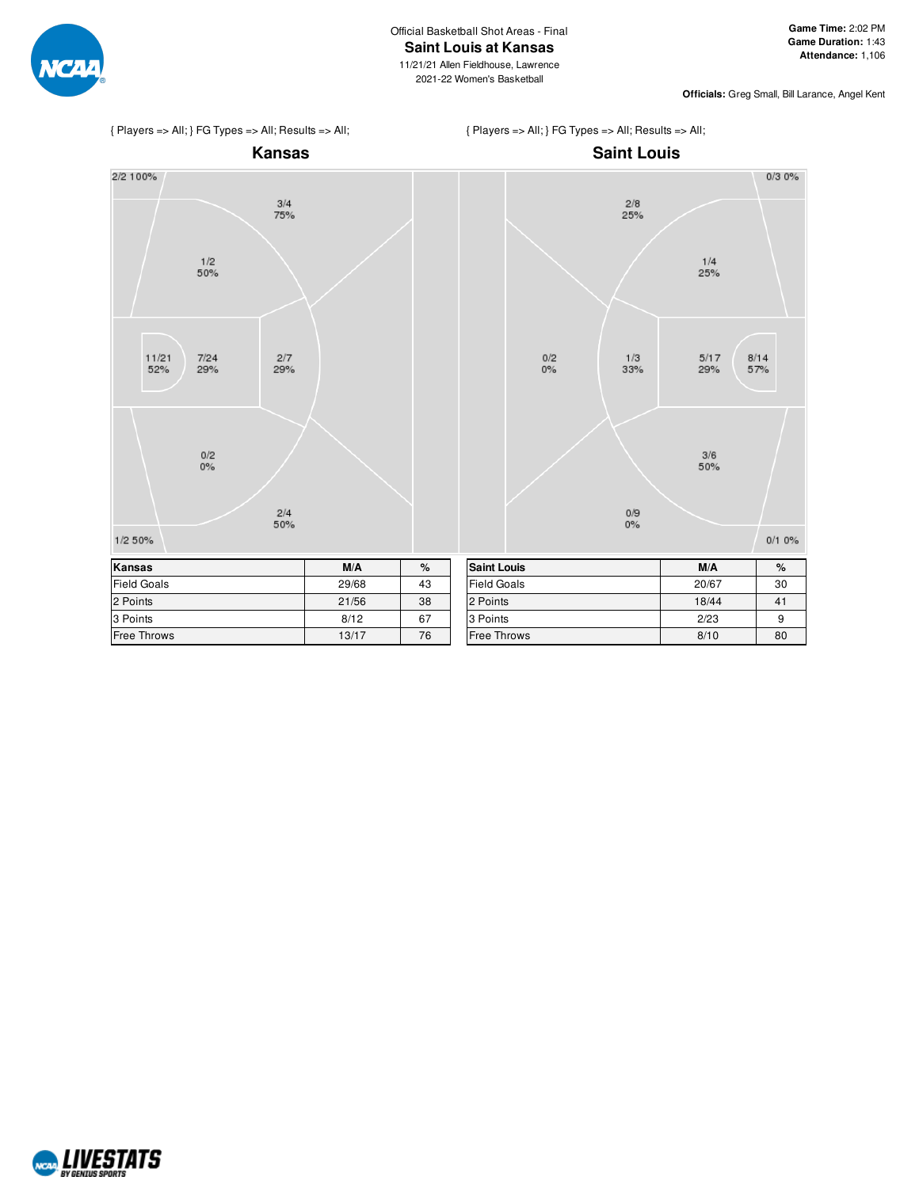Official Basketball Shot Areas - Final

# Saint Louis at Kansas

11/21/21 Allen Fieldhouse, Lawrence

2021-22 Women's Basketball

**Game Time:** 2:02 PM
**Game Duration:** 1:43
**Attendance:** 1,106

**Officials:** Greg Small, Bill Larance, Angel Kent

{ Players => All; } FG Types => All; Results => All;

## Kansas

2/2 100%
3/4 75%
1/2 50%
11/21 52%
7/24 29%
2/7 29%
0/2 0%
2/4 50%
1/2 50%

| Kansas | M/A | % |
|---|---|---|
| Field Goals | 29/68 | 43 |
| 2 Points | 21/56 | 38 |
| 3 Points | 8/12 | 67 |
| Free Throws | 13/17 | 76 |

{ Players => All; } FG Types => All; Results => All;

## Saint Louis

0/3 0%
2/8 25%
1/4 25%
0/2 0%
1/3 33%
5/17 29%
8/14 57%
3/6 50%
0/9 0%
0/1 0%

| Saint Louis | M/A | % |
|---|---|---|
| Field Goals | 20/67 | 30 |
| 2 Points | 18/44 | 41 |
| 3 Points | 2/23 | 9 |
| Free Throws | 8/10 | 80 |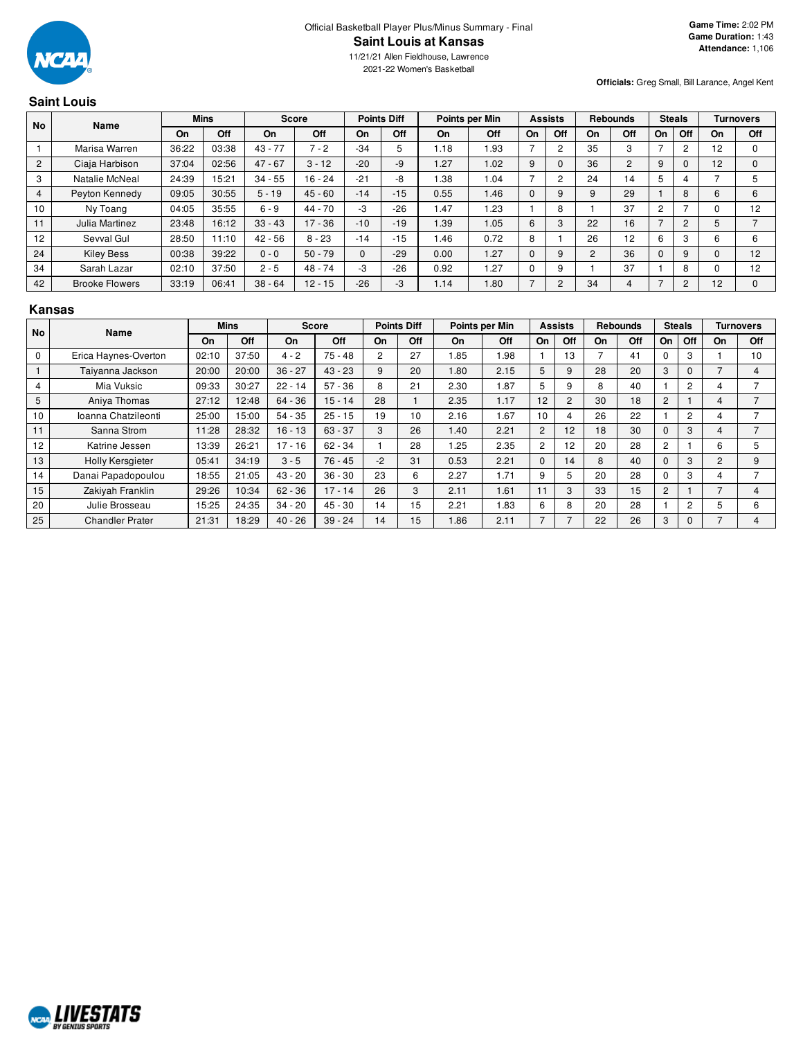Official Basketball Player Plus/Minus Summary - Final

# Saint Louis at Kansas

11/21/21 Allen Fieldhouse, Lawrence

2021-22 Women's Basketball

**Game Time:** 2:02 PM
**Game Duration:** 1:43
**Attendance:** 1,106

**Officials:** Greg Small, Bill Larance, Angel Kent

## Saint Louis

| No | Name | Mins | | Score | | Points Diff | | Points per Min | | Assists | | Rebounds | | Steals | | Turnovers | |
|---|---|---|---|---|---|---|---|---|---|---|---|---|---|---|---|---|---|
| | | On | Off | On | Off | On | Off | On | Off | On | Off | On | Off | On | Off | On | Off |
| 1 | Marisa Warren | 36:22 | 03:38 | 43 - 77 | 7 - 2 | -34 | 5 | 1.18 | 1.93 | 7 | 2 | 35 | 3 | 7 | 2 | 12 | 0 |
| 2 | Ciaja Harbison | 37:04 | 02:56 | 47 - 67 | 3 - 12 | -20 | -9 | 1.27 | 1.02 | 9 | 0 | 36 | 2 | 9 | 0 | 12 | 0 |
| 3 | Natalie McNeal | 24:39 | 15:21 | 34 - 55 | 16 - 24 | -21 | -8 | 1.38 | 1.04 | 7 | 2 | 24 | 14 | 5 | 4 | 7 | 5 |
| 4 | Peyton Kennedy | 09:05 | 30:55 | 5 - 19 | 45 - 60 | -14 | -15 | 0.55 | 1.46 | 0 | 9 | 9 | 29 | 1 | 8 | 6 | 6 |
| 10 | Ny Toang | 04:05 | 35:55 | 6 - 9 | 44 - 70 | -3 | -26 | 1.47 | 1.23 | 1 | 8 | 1 | 37 | 2 | 7 | 0 | 12 |
| 11 | Julia Martinez | 23:48 | 16:12 | 33 - 43 | 17 - 36 | -10 | -19 | 1.39 | 1.05 | 6 | 3 | 22 | 16 | 7 | 2 | 5 | 7 |
| 12 | Sevval Gul | 28:50 | 11:10 | 42 - 56 | 8 - 23 | -14 | -15 | 1.46 | 0.72 | 8 | 1 | 26 | 12 | 6 | 3 | 6 | 6 |
| 24 | Kiley Bess | 00:38 | 39:22 | 0 - 0 | 50 - 79 | 0 | -29 | 0.00 | 1.27 | 0 | 9 | 2 | 36 | 0 | 9 | 0 | 12 |
| 34 | Sarah Lazar | 02:10 | 37:50 | 2 - 5 | 48 - 74 | -3 | -26 | 0.92 | 1.27 | 0 | 9 | 1 | 37 | 1 | 8 | 0 | 12 |
| 42 | Brooke Flowers | 33:19 | 06:41 | 38 - 64 | 12 - 15 | -26 | -3 | 1.14 | 1.80 | 7 | 2 | 34 | 4 | 7 | 2 | 12 | 0 |

## Kansas

| No | Name | Mins | | Score | | Points Diff | | Points per Min | | Assists | | Rebounds | | Steals | | Turnovers | |
|---|---|---|---|---|---|---|---|---|---|---|---|---|---|---|---|---|---|
| | | On | Off | On | Off | On | Off | On | Off | On | Off | On | Off | On | Off | On | Off |
| 0 | Erica Haynes-Overton | 02:10 | 37:50 | 4 - 2 | 75 - 48 | 2 | 27 | 1.85 | 1.98 | 1 | 13 | 7 | 41 | 0 | 3 | 1 | 10 |
| 1 | Taiyanna Jackson | 20:00 | 20:00 | 36 - 27 | 43 - 23 | 9 | 20 | 1.80 | 2.15 | 5 | 9 | 28 | 20 | 3 | 0 | 7 | 4 |
| 4 | Mia Vuksic | 09:33 | 30:27 | 22 - 14 | 57 - 36 | 8 | 21 | 2.30 | 1.87 | 5 | 9 | 8 | 40 | 1 | 2 | 4 | 7 |
| 5 | Aniya Thomas | 27:12 | 12:48 | 64 - 36 | 15 - 14 | 28 | 1 | 2.35 | 1.17 | 12 | 2 | 30 | 18 | 2 | 1 | 4 | 7 |
| 10 | Ioanna Chatzileonti | 25:00 | 15:00 | 54 - 35 | 25 - 15 | 19 | 10 | 2.16 | 1.67 | 10 | 4 | 26 | 22 | 1 | 2 | 4 | 7 |
| 11 | Sanna Strom | 11:28 | 28:32 | 16 - 13 | 63 - 37 | 3 | 26 | 1.40 | 2.21 | 2 | 12 | 18 | 30 | 0 | 3 | 4 | 7 |
| 12 | Katrine Jessen | 13:39 | 26:21 | 17 - 16 | 62 - 34 | 1 | 28 | 1.25 | 2.35 | 2 | 12 | 20 | 28 | 2 | 1 | 6 | 5 |
| 13 | Holly Kersgieter | 05:41 | 34:19 | 3 - 5 | 76 - 45 | -2 | 31 | 0.53 | 2.21 | 0 | 14 | 8 | 40 | 0 | 3 | 2 | 9 |
| 14 | Danai Papadopoulou | 18:55 | 21:05 | 43 - 20 | 36 - 30 | 23 | 6 | 2.27 | 1.71 | 9 | 5 | 20 | 28 | 0 | 3 | 4 | 7 |
| 15 | Zakiyah Franklin | 29:26 | 10:34 | 62 - 36 | 17 - 14 | 26 | 3 | 2.11 | 1.61 | 11 | 3 | 33 | 15 | 2 | 1 | 7 | 4 |
| 20 | Julie Brosseau | 15:25 | 24:35 | 34 - 20 | 45 - 30 | 14 | 15 | 2.21 | 1.83 | 6 | 8 | 20 | 28 | 1 | 2 | 5 | 6 |
| 25 | Chandler Prater | 21:31 | 18:29 | 40 - 26 | 39 - 24 | 14 | 15 | 1.86 | 2.11 | 7 | 7 | 22 | 26 | 3 | 0 | 7 | 4 |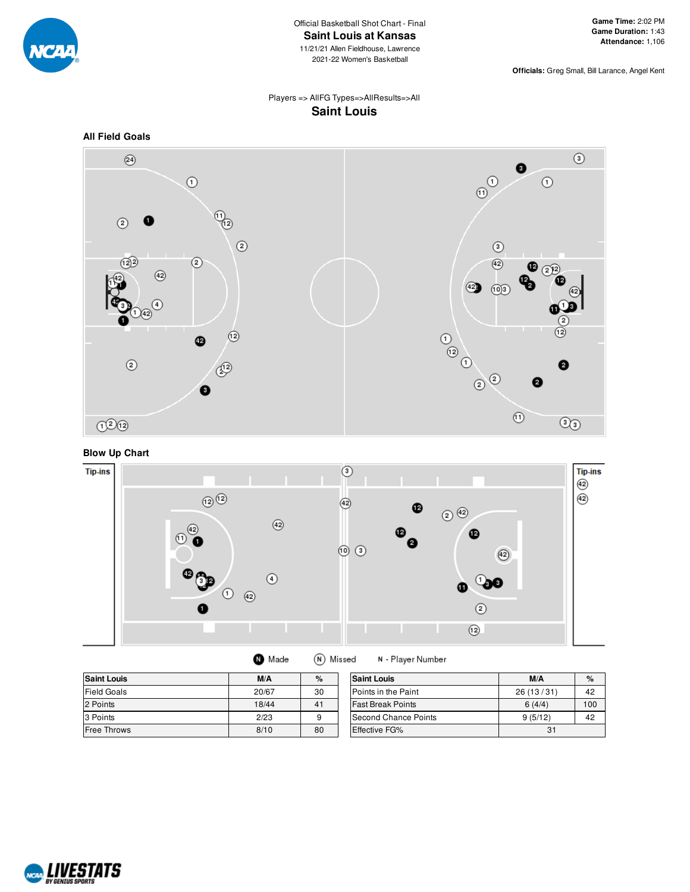Official Basketball Shot Chart - Final

# Saint Louis at Kansas

11/21/21 Allen Fieldhouse, Lawrence

2021-22 Women's Basketball

**Game Time:** 2:02 PM
**Game Duration:** 1:43
**Attendance:** 1,106

**Officials:** Greg Small, Bill Larance, Angel Kent

Players => AllFG Types=>AllResults=>All

## Saint Louis

### All Field Goals

### Blow Up Chart

Tip-ins

Made   Missed   N - Player Number

| Saint Louis | M/A | % |
|---|---|---|
| Field Goals | 20/67 | 30 |
| 2 Points | 18/44 | 41 |
| 3 Points | 2/23 | 9 |
| Free Throws | 8/10 | 80 |

| Saint Louis | M/A | % |
|---|---|---|
| Points in the Paint | 26 (13 / 31) | 42 |
| Fast Break Points | 6 (4/4) | 100 |
| Second Chance Points | 9 (5/12) | 42 |
| Effective FG% | 31 | |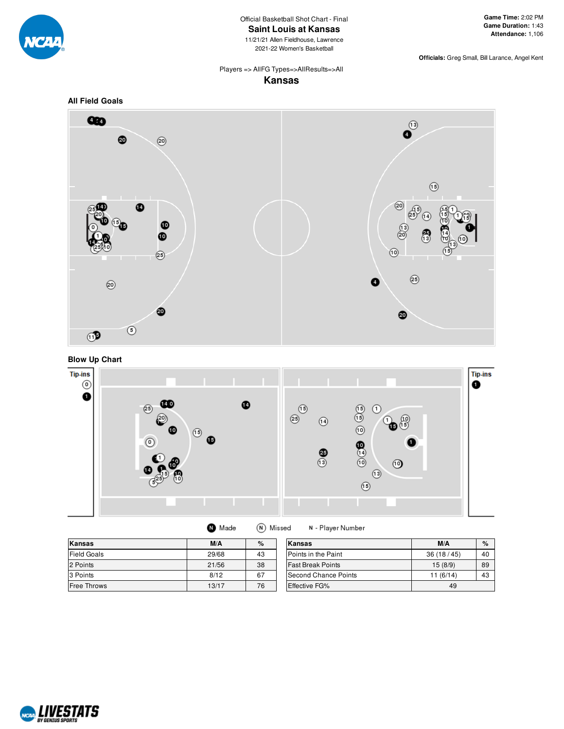Official Basketball Shot Chart - Final

# Saint Louis at Kansas

11/21/21 Allen Fieldhouse, Lawrence

2021-22 Women's Basketball

**Game Time:** 2:02 PM
**Game Duration:** 1:43
**Attendance:** 1,106

**Officials:** Greg Small, Bill Larance, Angel Kent

Players => AllFG Types=>AllResults=>All

## Kansas

### All Field Goals

### Blow Up Chart

Made | Missed | N - Player Number

| Kansas | M/A | % |
|---|---|---|
| Field Goals | 29/68 | 43 |
| 2 Points | 21/56 | 38 |
| 3 Points | 8/12 | 67 |
| Free Throws | 13/17 | 76 |

| Kansas | M/A | % |
|---|---|---|
| Points in the Paint | 36 (18 / 45) | 40 |
| Fast Break Points | 15 (8/9) | 89 |
| Second Chance Points | 11 (6/14) | 43 |
| Effective FG% | 49 | |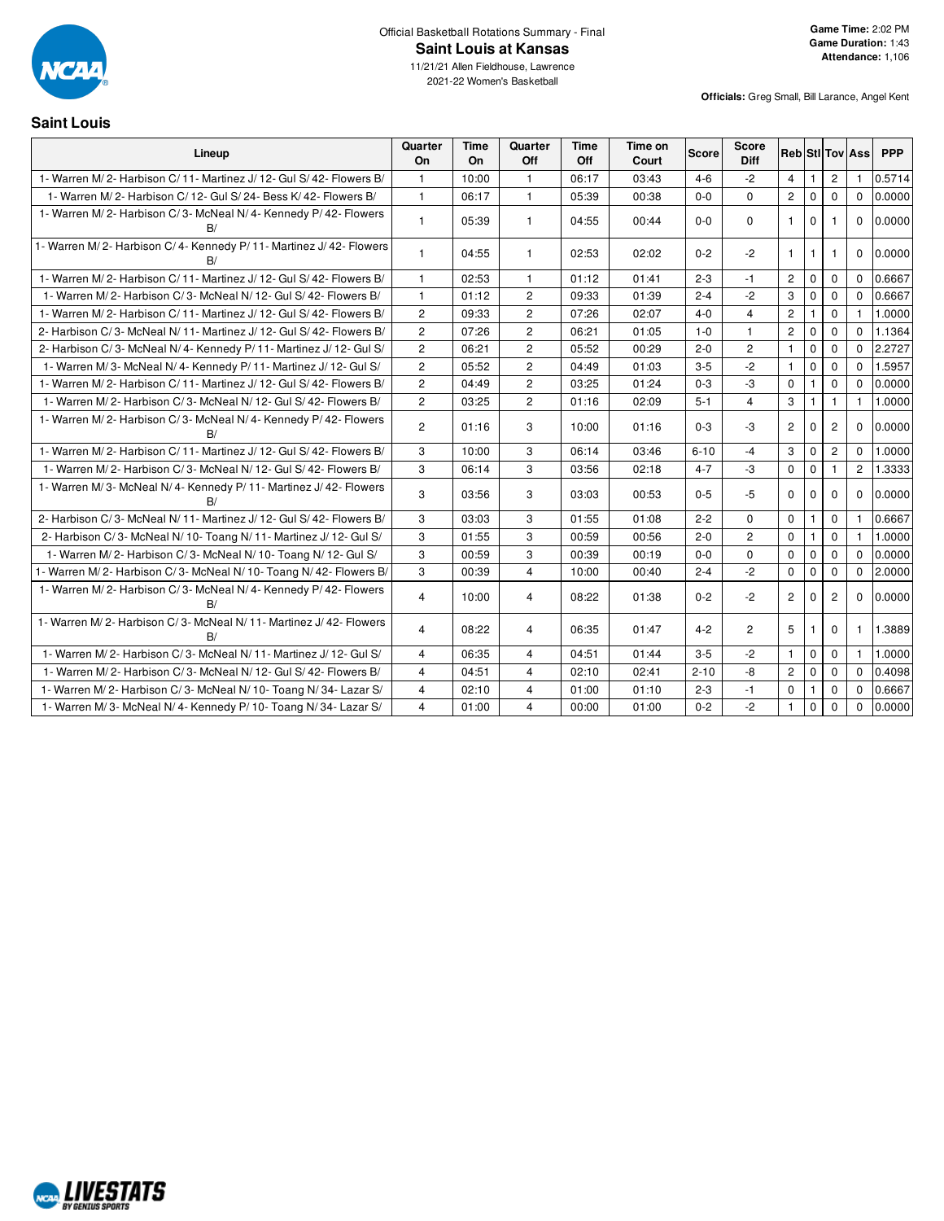Official Basketball Rotations Summary - Final

# Saint Louis at Kansas

11/21/21 Allen Fieldhouse, Lawrence

2021-22 Women's Basketball

**Game Time:** 2:02 PM
**Game Duration:** 1:43
**Attendance:** 1,106

**Officials:** Greg Small, Bill Larance, Angel Kent

## Saint Louis

| Lineup | Quarter On | Time On | Quarter Off | Time Off | Time on Court | Score | Score Diff | Reb | Stl | Tov | Ass | PPP |
|---|---|---|---|---|---|---|---|---|---|---|---|---|
| 1- Warren M/ 2- Harbison C/ 11- Martinez J/ 12- Gul S/ 42- Flowers B/ | 1 | 10:00 | 1 | 06:17 | 03:43 | 4-6 | -2 | 4 | 1 | 2 | 1 | 0.5714 |
| 1- Warren M/ 2- Harbison C/ 12- Gul S/ 24- Bess K/ 42- Flowers B/ | 1 | 06:17 | 1 | 05:39 | 00:38 | 0-0 | 0 | 2 | 0 | 0 | 0 | 0.0000 |
| 1- Warren M/ 2- Harbison C/ 3- McNeal N/ 4- Kennedy P/ 42- Flowers B/ | 1 | 05:39 | 1 | 04:55 | 00:44 | 0-0 | 0 | 1 | 0 | 1 | 0 | 0.0000 |
| 1- Warren M/ 2- Harbison C/ 4- Kennedy P/ 11- Martinez J/ 42- Flowers B/ | 1 | 04:55 | 1 | 02:53 | 02:02 | 0-2 | -2 | 1 | 1 | 1 | 0 | 0.0000 |
| 1- Warren M/ 2- Harbison C/ 11- Martinez J/ 12- Gul S/ 42- Flowers B/ | 1 | 02:53 | 1 | 01:12 | 01:41 | 2-3 | -1 | 2 | 0 | 0 | 0 | 0.6667 |
| 1- Warren M/ 2- Harbison C/ 3- McNeal N/ 12- Gul S/ 42- Flowers B/ | 1 | 01:12 | 2 | 09:33 | 01:39 | 2-4 | -2 | 3 | 0 | 0 | 0 | 0.6667 |
| 1- Warren M/ 2- Harbison C/ 11- Martinez J/ 12- Gul S/ 42- Flowers B/ | 2 | 09:33 | 2 | 07:26 | 02:07 | 4-0 | 4 | 2 | 1 | 0 | 1 | 1.0000 |
| 2- Harbison C/ 3- McNeal N/ 11- Martinez J/ 12- Gul S/ 42- Flowers B/ | 2 | 07:26 | 2 | 06:21 | 01:05 | 1-0 | 1 | 2 | 0 | 0 | 0 | 1.1364 |
| 2- Harbison C/ 3- McNeal N/ 4- Kennedy P/ 11- Martinez J/ 12- Gul S/ | 2 | 06:21 | 2 | 05:52 | 00:29 | 2-0 | 2 | 1 | 0 | 0 | 0 | 2.2727 |
| 1- Warren M/ 3- McNeal N/ 4- Kennedy P/ 11- Martinez J/ 12- Gul S/ | 2 | 05:52 | 2 | 04:49 | 01:03 | 3-5 | -2 | 1 | 0 | 0 | 0 | 1.5957 |
| 1- Warren M/ 2- Harbison C/ 11- Martinez J/ 12- Gul S/ 42- Flowers B/ | 2 | 04:49 | 2 | 03:25 | 01:24 | 0-3 | -3 | 0 | 1 | 0 | 0 | 0.0000 |
| 1- Warren M/ 2- Harbison C/ 3- McNeal N/ 12- Gul S/ 42- Flowers B/ | 2 | 03:25 | 2 | 01:16 | 02:09 | 5-1 | 4 | 3 | 1 | 1 | 1 | 1.0000 |
| 1- Warren M/ 2- Harbison C/ 3- McNeal N/ 4- Kennedy P/ 42- Flowers B/ | 2 | 01:16 | 3 | 10:00 | 01:16 | 0-3 | -3 | 2 | 0 | 2 | 0 | 0.0000 |
| 1- Warren M/ 2- Harbison C/ 11- Martinez J/ 12- Gul S/ 42- Flowers B/ | 3 | 10:00 | 3 | 06:14 | 03:46 | 6-10 | -4 | 3 | 0 | 2 | 0 | 1.0000 |
| 1- Warren M/ 2- Harbison C/ 3- McNeal N/ 12- Gul S/ 42- Flowers B/ | 3 | 06:14 | 3 | 03:56 | 02:18 | 4-7 | -3 | 0 | 0 | 1 | 2 | 1.3333 |
| 1- Warren M/ 3- McNeal N/ 4- Kennedy P/ 11- Martinez J/ 42- Flowers B/ | 3 | 03:56 | 3 | 03:03 | 00:53 | 0-5 | -5 | 0 | 0 | 0 | 0 | 0.0000 |
| 2- Harbison C/ 3- McNeal N/ 11- Martinez J/ 12- Gul S/ 42- Flowers B/ | 3 | 03:03 | 3 | 01:55 | 01:08 | 2-2 | 0 | 0 | 1 | 0 | 1 | 0.6667 |
| 2- Harbison C/ 3- McNeal N/ 10- Toang N/ 11- Martinez J/ 12- Gul S/ | 3 | 01:55 | 3 | 00:59 | 00:56 | 2-0 | 2 | 0 | 1 | 0 | 1 | 1.0000 |
| 1- Warren M/ 2- Harbison C/ 3- McNeal N/ 10- Toang N/ 12- Gul S/ | 3 | 00:59 | 3 | 00:39 | 00:19 | 0-0 | 0 | 0 | 0 | 0 | 0 | 0.0000 |
| 1- Warren M/ 2- Harbison C/ 3- McNeal N/ 10- Toang N/ 42- Flowers B/ | 3 | 00:39 | 4 | 10:00 | 00:40 | 2-4 | -2 | 0 | 0 | 0 | 0 | 2.0000 |
| 1- Warren M/ 2- Harbison C/ 3- McNeal N/ 4- Kennedy P/ 42- Flowers B/ | 4 | 10:00 | 4 | 08:22 | 01:38 | 0-2 | -2 | 2 | 0 | 2 | 0 | 0.0000 |
| 1- Warren M/ 2- Harbison C/ 3- McNeal N/ 11- Martinez J/ 42- Flowers B/ | 4 | 08:22 | 4 | 06:35 | 01:47 | 4-2 | 2 | 5 | 1 | 0 | 1 | 1.3889 |
| 1- Warren M/ 2- Harbison C/ 3- McNeal N/ 11- Martinez J/ 12- Gul S/ | 4 | 06:35 | 4 | 04:51 | 01:44 | 3-5 | -2 | 1 | 0 | 0 | 1 | 1.0000 |
| 1- Warren M/ 2- Harbison C/ 3- McNeal N/ 12- Gul S/ 42- Flowers B/ | 4 | 04:51 | 4 | 02:10 | 02:41 | 2-10 | -8 | 2 | 0 | 0 | 0 | 0.4098 |
| 1- Warren M/ 2- Harbison C/ 3- McNeal N/ 10- Toang N/ 34- Lazar S/ | 4 | 02:10 | 4 | 01:00 | 01:10 | 2-3 | -1 | 0 | 1 | 0 | 0 | 0.6667 |
| 1- Warren M/ 3- McNeal N/ 4- Kennedy P/ 10- Toang N/ 34- Lazar S/ | 4 | 01:00 | 4 | 00:00 | 01:00 | 0-2 | -2 | 1 | 0 | 0 | 0 | 0.0000 |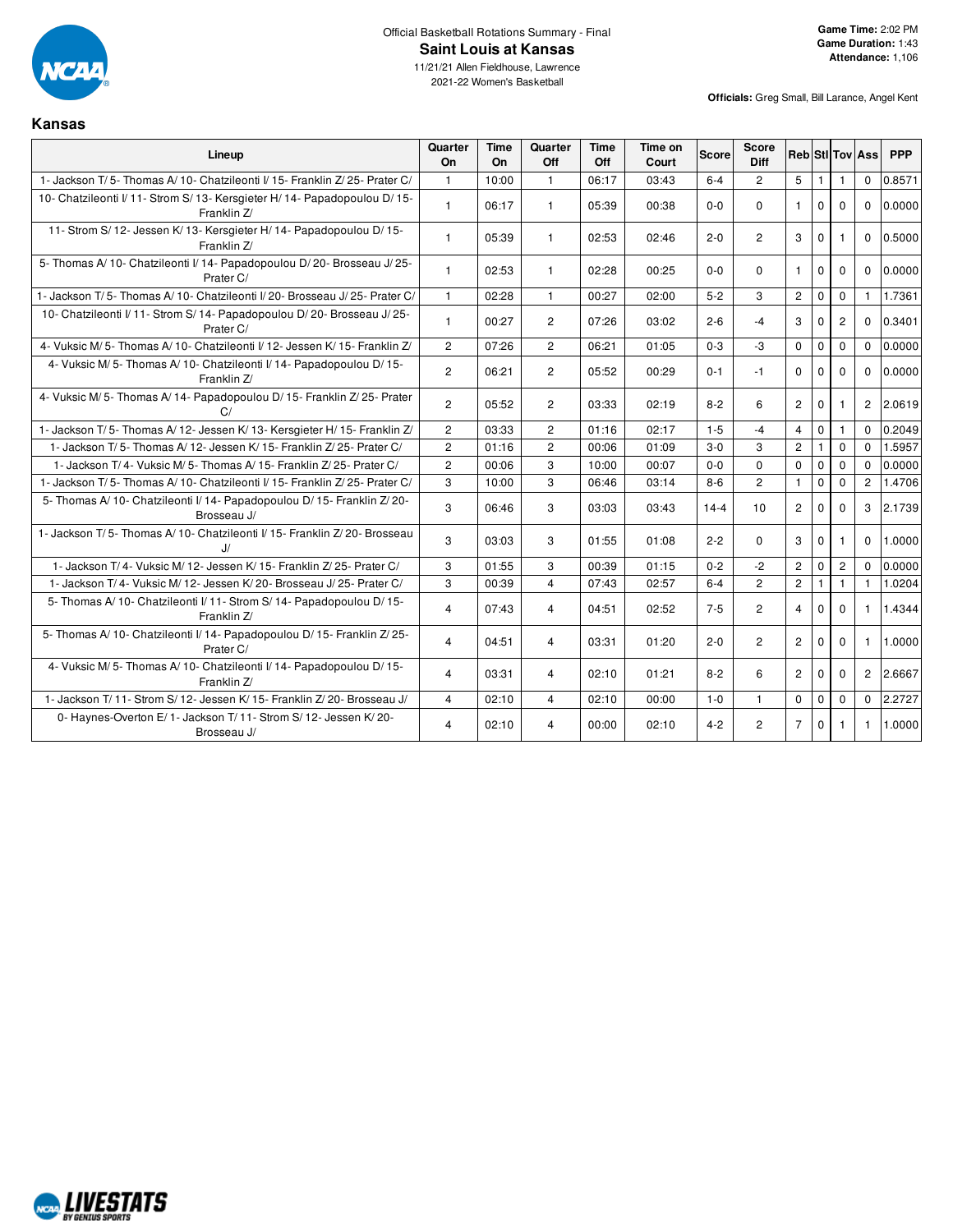Official Basketball Rotations Summary - Final

# Saint Louis at Kansas

11/21/21 Allen Fieldhouse, Lawrence

2021-22 Women's Basketball

**Game Time:** 2:02 PM
**Game Duration:** 1:43
**Attendance:** 1,106

**Officials:** Greg Small, Bill Larance, Angel Kent

## Kansas

| Lineup | Quarter On | Time On | Quarter Off | Time Off | Time on Court | Score | Score Diff | Reb | Stl | Tov | Ass | PPP |
|---|---|---|---|---|---|---|---|---|---|---|---|---|
| 1- Jackson T/ 5- Thomas A/ 10- Chatzileonti I/ 15- Franklin Z/ 25- Prater C/ | 1 | 10:00 | 1 | 06:17 | 03:43 | 6-4 | 2 | 5 | 1 | 1 | 0 | 0.8571 |
| 10- Chatzileonti I/ 11- Strom S/ 13- Kersgieter H/ 14- Papadopoulou D/ 15- Franklin Z/ | 1 | 06:17 | 1 | 05:39 | 00:38 | 0-0 | 0 | 1 | 0 | 0 | 0 | 0.0000 |
| 11- Strom S/ 12- Jessen K/ 13- Kersgieter H/ 14- Papadopoulou D/ 15- Franklin Z/ | 1 | 05:39 | 1 | 02:53 | 02:46 | 2-0 | 2 | 3 | 0 | 1 | 0 | 0.5000 |
| 5- Thomas A/ 10- Chatzileonti I/ 14- Papadopoulou D/ 20- Brosseau J/ 25- Prater C/ | 1 | 02:53 | 1 | 02:28 | 00:25 | 0-0 | 0 | 1 | 0 | 0 | 0 | 0.0000 |
| 1- Jackson T/ 5- Thomas A/ 10- Chatzileonti I/ 20- Brosseau J/ 25- Prater C/ | 1 | 02:28 | 1 | 00:27 | 02:00 | 5-2 | 3 | 2 | 0 | 0 | 1 | 1.7361 |
| 10- Chatzileonti I/ 11- Strom S/ 14- Papadopoulou D/ 20- Brosseau J/ 25- Prater C/ | 1 | 00:27 | 2 | 07:26 | 03:02 | 2-6 | -4 | 3 | 0 | 2 | 0 | 0.3401 |
| 4- Vuksic M/ 5- Thomas A/ 10- Chatzileonti I/ 12- Jessen K/ 15- Franklin Z/ | 2 | 07:26 | 2 | 06:21 | 01:05 | 0-3 | -3 | 0 | 0 | 0 | 0 | 0.0000 |
| 4- Vuksic M/ 5- Thomas A/ 10- Chatzileonti I/ 14- Papadopoulou D/ 15- Franklin Z/ | 2 | 06:21 | 2 | 05:52 | 00:29 | 0-1 | -1 | 0 | 0 | 0 | 0 | 0.0000 |
| 4- Vuksic M/ 5- Thomas A/ 14- Papadopoulou D/ 15- Franklin Z/ 25- Prater C/ | 2 | 05:52 | 2 | 03:33 | 02:19 | 8-2 | 6 | 2 | 0 | 1 | 2 | 2.0619 |
| 1- Jackson T/ 5- Thomas A/ 12- Jessen K/ 13- Kersgieter H/ 15- Franklin Z/ | 2 | 03:33 | 2 | 01:16 | 02:17 | 1-5 | -4 | 4 | 0 | 1 | 0 | 0.2049 |
| 1- Jackson T/ 5- Thomas A/ 12- Jessen K/ 15- Franklin Z/ 25- Prater C/ | 2 | 01:16 | 2 | 00:06 | 01:09 | 3-0 | 3 | 2 | 1 | 0 | 0 | 1.5957 |
| 1- Jackson T/ 4- Vuksic M/ 5- Thomas A/ 15- Franklin Z/ 25- Prater C/ | 2 | 00:06 | 3 | 10:00 | 00:07 | 0-0 | 0 | 0 | 0 | 0 | 0 | 0.0000 |
| 1- Jackson T/ 5- Thomas A/ 10- Chatzileonti I/ 15- Franklin Z/ 25- Prater C/ | 3 | 10:00 | 3 | 06:46 | 03:14 | 8-6 | 2 | 1 | 0 | 0 | 2 | 1.4706 |
| 5- Thomas A/ 10- Chatzileonti I/ 14- Papadopoulou D/ 15- Franklin Z/ 20- Brosseau J/ | 3 | 06:46 | 3 | 03:03 | 03:43 | 14-4 | 10 | 2 | 0 | 0 | 3 | 2.1739 |
| 1- Jackson T/ 5- Thomas A/ 10- Chatzileonti I/ 15- Franklin Z/ 20- Brosseau J/ | 3 | 03:03 | 3 | 01:55 | 01:08 | 2-2 | 0 | 3 | 0 | 1 | 0 | 1.0000 |
| 1- Jackson T/ 4- Vuksic M/ 12- Jessen K/ 15- Franklin Z/ 25- Prater C/ | 3 | 01:55 | 3 | 00:39 | 01:15 | 0-2 | -2 | 2 | 0 | 2 | 0 | 0.0000 |
| 1- Jackson T/ 4- Vuksic M/ 12- Jessen K/ 20- Brosseau J/ 25- Prater C/ | 3 | 00:39 | 4 | 07:43 | 02:57 | 6-4 | 2 | 2 | 1 | 1 | 1 | 1.0204 |
| 5- Thomas A/ 10- Chatzileonti I/ 11- Strom S/ 14- Papadopoulou D/ 15- Franklin Z/ | 4 | 07:43 | 4 | 04:51 | 02:52 | 7-5 | 2 | 4 | 0 | 0 | 1 | 1.4344 |
| 5- Thomas A/ 10- Chatzileonti I/ 14- Papadopoulou D/ 15- Franklin Z/ 25- Prater C/ | 4 | 04:51 | 4 | 03:31 | 01:20 | 2-0 | 2 | 2 | 0 | 0 | 1 | 1.0000 |
| 4- Vuksic M/ 5- Thomas A/ 10- Chatzileonti I/ 14- Papadopoulou D/ 15- Franklin Z/ | 4 | 03:31 | 4 | 02:10 | 01:21 | 8-2 | 6 | 2 | 0 | 0 | 2 | 2.6667 |
| 1- Jackson T/ 11- Strom S/ 12- Jessen K/ 15- Franklin Z/ 20- Brosseau J/ | 4 | 02:10 | 4 | 02:10 | 00:00 | 1-0 | 1 | 0 | 0 | 0 | 0 | 2.2727 |
| 0- Haynes-Overton E/ 1- Jackson T/ 11- Strom S/ 12- Jessen K/ 20- Brosseau J/ | 4 | 02:10 | 4 | 00:00 | 02:10 | 4-2 | 2 | 7 | 0 | 1 | 1 | 1.0000 |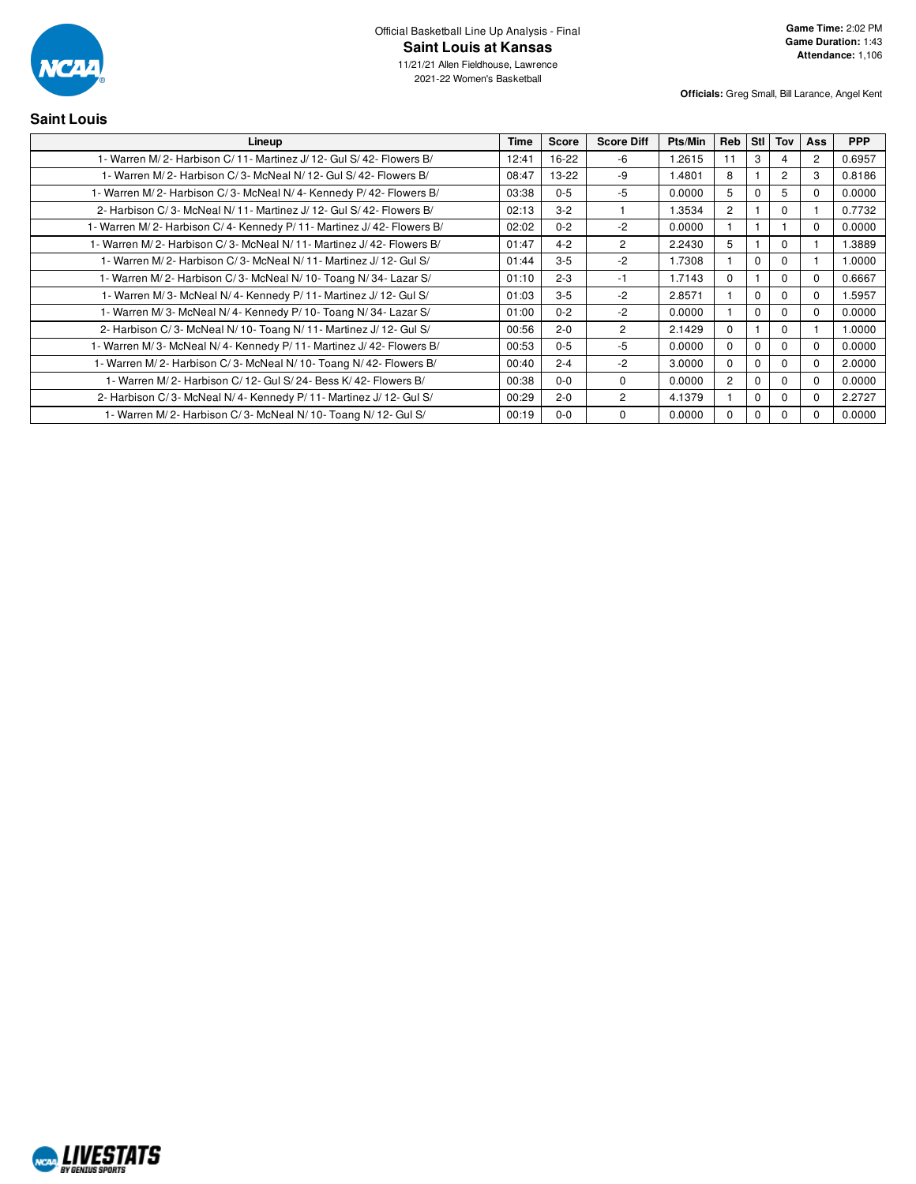Official Basketball Line Up Analysis - Final

# Saint Louis at Kansas

11/21/21 Allen Fieldhouse, Lawrence

2021-22 Women's Basketball

**Game Time:** 2:02 PM
**Game Duration:** 1:43
**Attendance:** 1,106

**Officials:** Greg Small, Bill Larance, Angel Kent

## Saint Louis

| Lineup | Time | Score | Score Diff | Pts/Min | Reb | Stl | Tov | Ass | PPP |
|---|---|---|---|---|---|---|---|---|---|
| 1- Warren M/ 2- Harbison C/ 11- Martinez J/ 12- Gul S/ 42- Flowers B/ | 12:41 | 16-22 | -6 | 1.2615 | 11 | 3 | 4 | 2 | 0.6957 |
| 1- Warren M/ 2- Harbison C/ 3- McNeal N/ 12- Gul S/ 42- Flowers B/ | 08:47 | 13-22 | -9 | 1.4801 | 8 | 1 | 2 | 3 | 0.8186 |
| 1- Warren M/ 2- Harbison C/ 3- McNeal N/ 4- Kennedy P/ 42- Flowers B/ | 03:38 | 0-5 | -5 | 0.0000 | 5 | 0 | 5 | 0 | 0.0000 |
| 2- Harbison C/ 3- McNeal N/ 11- Martinez J/ 12- Gul S/ 42- Flowers B/ | 02:13 | 3-2 | 1 | 1.3534 | 2 | 1 | 0 | 1 | 0.7732 |
| 1- Warren M/ 2- Harbison C/ 4- Kennedy P/ 11- Martinez J/ 42- Flowers B/ | 02:02 | 0-2 | -2 | 0.0000 | 1 | 1 | 1 | 0 | 0.0000 |
| 1- Warren M/ 2- Harbison C/ 3- McNeal N/ 11- Martinez J/ 42- Flowers B/ | 01:47 | 4-2 | 2 | 2.2430 | 5 | 1 | 0 | 1 | 1.3889 |
| 1- Warren M/ 2- Harbison C/ 3- McNeal N/ 11- Martinez J/ 12- Gul S/ | 01:44 | 3-5 | -2 | 1.7308 | 1 | 0 | 0 | 1 | 1.0000 |
| 1- Warren M/ 2- Harbison C/ 3- McNeal N/ 10- Toang N/ 34- Lazar S/ | 01:10 | 2-3 | -1 | 1.7143 | 0 | 1 | 0 | 0 | 0.6667 |
| 1- Warren M/ 3- McNeal N/ 4- Kennedy P/ 11- Martinez J/ 12- Gul S/ | 01:03 | 3-5 | -2 | 2.8571 | 1 | 0 | 0 | 0 | 1.5957 |
| 1- Warren M/ 3- McNeal N/ 4- Kennedy P/ 10- Toang N/ 34- Lazar S/ | 01:00 | 0-2 | -2 | 0.0000 | 1 | 0 | 0 | 0 | 0.0000 |
| 2- Harbison C/ 3- McNeal N/ 10- Toang N/ 11- Martinez J/ 12- Gul S/ | 00:56 | 2-0 | 2 | 2.1429 | 0 | 1 | 0 | 1 | 1.0000 |
| 1- Warren M/ 3- McNeal N/ 4- Kennedy P/ 11- Martinez J/ 42- Flowers B/ | 00:53 | 0-5 | -5 | 0.0000 | 0 | 0 | 0 | 0 | 0.0000 |
| 1- Warren M/ 2- Harbison C/ 3- McNeal N/ 10- Toang N/ 42- Flowers B/ | 00:40 | 2-4 | -2 | 3.0000 | 0 | 0 | 0 | 0 | 2.0000 |
| 1- Warren M/ 2- Harbison C/ 12- Gul S/ 24- Bess K/ 42- Flowers B/ | 00:38 | 0-0 | 0 | 0.0000 | 2 | 0 | 0 | 0 | 0.0000 |
| 2- Harbison C/ 3- McNeal N/ 4- Kennedy P/ 11- Martinez J/ 12- Gul S/ | 00:29 | 2-0 | 2 | 4.1379 | 1 | 0 | 0 | 0 | 2.2727 |
| 1- Warren M/ 2- Harbison C/ 3- McNeal N/ 10- Toang N/ 12- Gul S/ | 00:19 | 0-0 | 0 | 0.0000 | 0 | 0 | 0 | 0 | 0.0000 |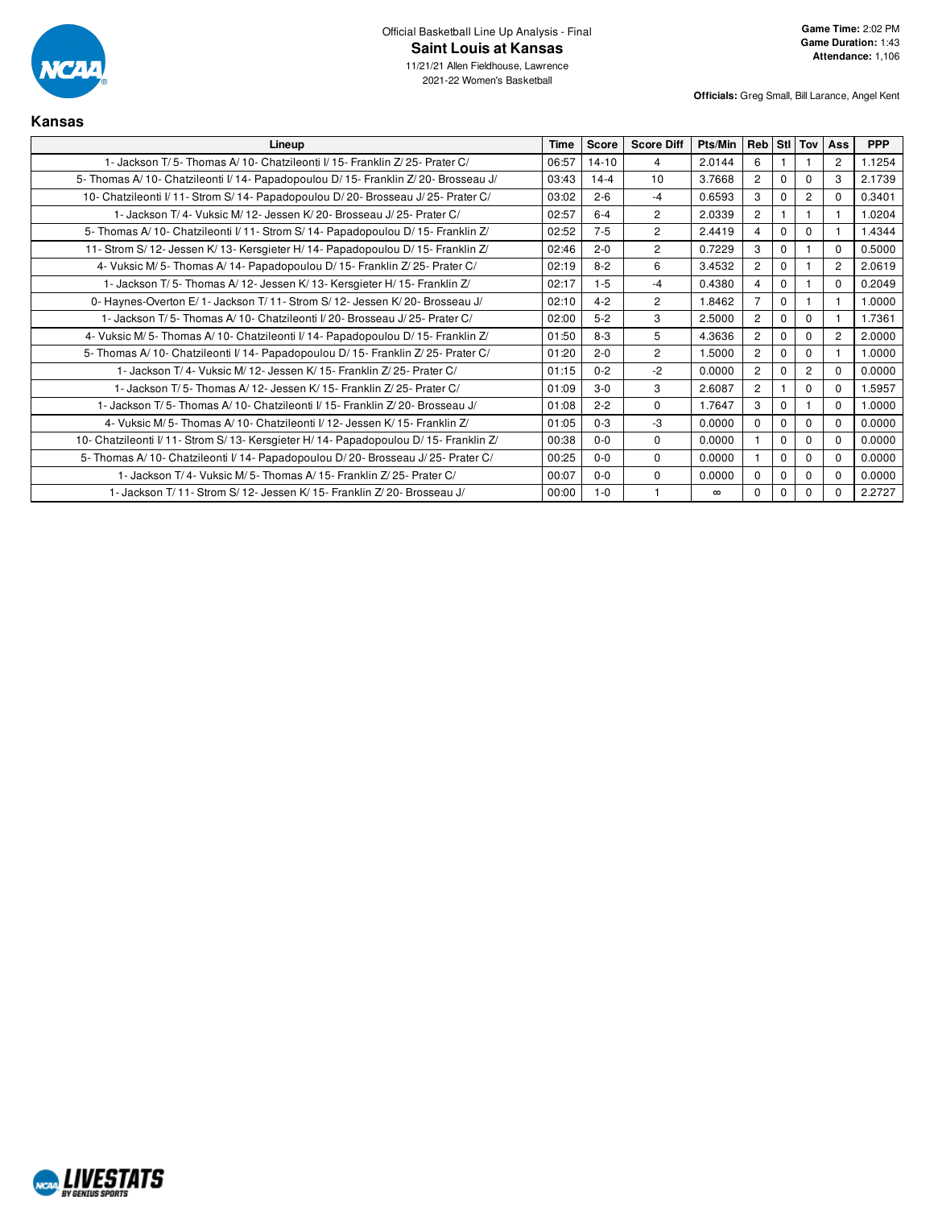Official Basketball Line Up Analysis - Final

# Saint Louis at Kansas

11/21/21 Allen Fieldhouse, Lawrence

2021-22 Women's Basketball

**Game Time:** 2:02 PM
**Game Duration:** 1:43
**Attendance:** 1,106

**Officials:** Greg Small, Bill Larance, Angel Kent

## Kansas

| Lineup | Time | Score | Score Diff | Pts/Min | Reb | Stl | Tov | Ass | PPP |
|---|---|---|---|---|---|---|---|---|---|
| 1- Jackson T/ 5- Thomas A/ 10- Chatzileonti I/ 15- Franklin Z/ 25- Prater C/ | 06:57 | 14-10 | 4 | 2.0144 | 6 | 1 | 1 | 2 | 1.1254 |
| 5- Thomas A/ 10- Chatzileonti I/ 14- Papadopoulou D/ 15- Franklin Z/ 20- Brosseau J/ | 03:43 | 14-4 | 10 | 3.7668 | 2 | 0 | 0 | 3 | 2.1739 |
| 10- Chatzileonti I/ 11- Strom S/ 14- Papadopoulou D/ 20- Brosseau J/ 25- Prater C/ | 03:02 | 2-6 | -4 | 0.6593 | 3 | 0 | 2 | 0 | 0.3401 |
| 1- Jackson T/ 4- Vuksic M/ 12- Jessen K/ 20- Brosseau J/ 25- Prater C/ | 02:57 | 6-4 | 2 | 2.0339 | 2 | 1 | 1 | 1 | 1.0204 |
| 5- Thomas A/ 10- Chatzileonti I/ 11- Strom S/ 14- Papadopoulou D/ 15- Franklin Z/ | 02:52 | 7-5 | 2 | 2.4419 | 4 | 0 | 0 | 1 | 1.4344 |
| 11- Strom S/ 12- Jessen K/ 13- Kersgieter H/ 14- Papadopoulou D/ 15- Franklin Z/ | 02:46 | 2-0 | 2 | 0.7229 | 3 | 0 | 1 | 0 | 0.5000 |
| 4- Vuksic M/ 5- Thomas A/ 14- Papadopoulou D/ 15- Franklin Z/ 25- Prater C/ | 02:19 | 8-2 | 6 | 3.4532 | 2 | 0 | 1 | 2 | 2.0619 |
| 1- Jackson T/ 5- Thomas A/ 12- Jessen K/ 13- Kersgieter H/ 15- Franklin Z/ | 02:17 | 1-5 | -4 | 0.4380 | 4 | 0 | 1 | 0 | 0.2049 |
| 0- Haynes-Overton E/ 1- Jackson T/ 11- Strom S/ 12- Jessen K/ 20- Brosseau J/ | 02:10 | 4-2 | 2 | 1.8462 | 7 | 0 | 1 | 1 | 1.0000 |
| 1- Jackson T/ 5- Thomas A/ 10- Chatzileonti I/ 20- Brosseau J/ 25- Prater C/ | 02:00 | 5-2 | 3 | 2.5000 | 2 | 0 | 0 | 1 | 1.7361 |
| 4- Vuksic M/ 5- Thomas A/ 10- Chatzileonti I/ 14- Papadopoulou D/ 15- Franklin Z/ | 01:50 | 8-3 | 5 | 4.3636 | 2 | 0 | 0 | 2 | 2.0000 |
| 5- Thomas A/ 10- Chatzileonti I/ 14- Papadopoulou D/ 15- Franklin Z/ 25- Prater C/ | 01:20 | 2-0 | 2 | 1.5000 | 2 | 0 | 0 | 1 | 1.0000 |
| 1- Jackson T/ 4- Vuksic M/ 12- Jessen K/ 15- Franklin Z/ 25- Prater C/ | 01:15 | 0-2 | -2 | 0.0000 | 2 | 0 | 2 | 0 | 0.0000 |
| 1- Jackson T/ 5- Thomas A/ 12- Jessen K/ 15- Franklin Z/ 25- Prater C/ | 01:09 | 3-0 | 3 | 2.6087 | 2 | 1 | 0 | 0 | 1.5957 |
| 1- Jackson T/ 5- Thomas A/ 10- Chatzileonti I/ 15- Franklin Z/ 20- Brosseau J/ | 01:08 | 2-2 | 0 | 1.7647 | 3 | 0 | 1 | 0 | 1.0000 |
| 4- Vuksic M/ 5- Thomas A/ 10- Chatzileonti I/ 12- Jessen K/ 15- Franklin Z/ | 01:05 | 0-3 | -3 | 0.0000 | 0 | 0 | 0 | 0 | 0.0000 |
| 10- Chatzileonti I/ 11- Strom S/ 13- Kersgieter H/ 14- Papadopoulou D/ 15- Franklin Z/ | 00:38 | 0-0 | 0 | 0.0000 | 1 | 0 | 0 | 0 | 0.0000 |
| 5- Thomas A/ 10- Chatzileonti I/ 14- Papadopoulou D/ 20- Brosseau J/ 25- Prater C/ | 00:25 | 0-0 | 0 | 0.0000 | 1 | 0 | 0 | 0 | 0.0000 |
| 1- Jackson T/ 4- Vuksic M/ 5- Thomas A/ 15- Franklin Z/ 25- Prater C/ | 00:07 | 0-0 | 0 | 0.0000 | 0 | 0 | 0 | 0 | 0.0000 |
| 1- Jackson T/ 11- Strom S/ 12- Jessen K/ 15- Franklin Z/ 20- Brosseau J/ | 00:00 | 1-0 | 1 | ∞ | 0 | 0 | 0 | 0 | 2.2727 |